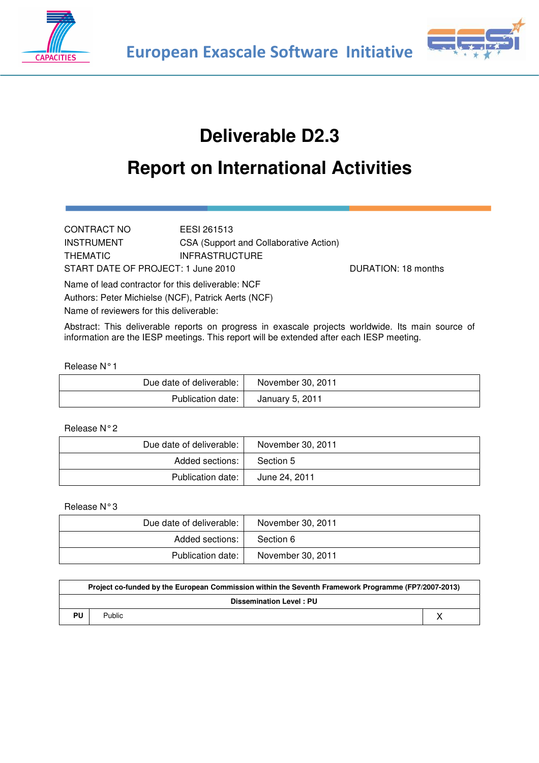European Exascale Software Initiative

# Deliverable D2.3

# Report on International Activities

| | | |
|---|---|---|
| CONTRACT NO | EESI 261513 | |
| INSTRUMENT | CSA (Support and Collaborative Action) | |
| THEMATIC | INFRASTRUCTURE | |
| START DATE OF PROJECT: 1 June 2010 | | DURATION: 18 months |

Name of lead contractor for this deliverable: NCF

Authors: Peter Michielse (NCF), Patrick Aerts (NCF)

Name of reviewers for this deliverable:

Abstract: This deliverable reports on progress in exascale projects worldwide. Its main source of information are the IESP meetings. This report will be extended after each IESP meeting.

Release N° 1

| | |
|---|---|
| Due date of deliverable: | November 30, 2011 |
| Publication date: | January 5, 2011 |

Release N° 2

| | |
|---|---|
| Due date of deliverable: | November 30, 2011 |
| Added sections: | Section 5 |
| Publication date: | June 24, 2011 |

Release N° 3

| | |
|---|---|
| Due date of deliverable: | November 30, 2011 |
| Added sections: | Section 6 |
| Publication date: | November 30, 2011 |

| | | |
|---|---|---|
| **Project co-funded by the European Commission within the Seventh Framework Programme (FP7/2007-2013)** | | |
| **Dissemination Level : PU** | | |
| **PU** | Public | X |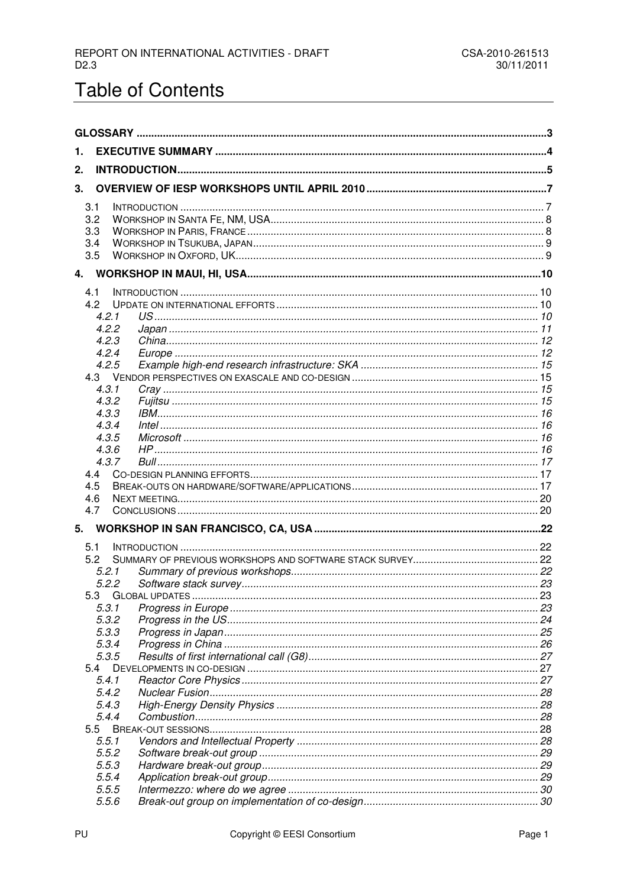# Table of Contents

GLOSSARY ..... 3

1. EXECUTIVE SUMMARY ..... 4

2. INTRODUCTION ..... 5

3. OVERVIEW OF IESP WORKSHOPS UNTIL APRIL 2010 ..... 7

- 3.1 INTRODUCTION ..... 7
- 3.2 WORKSHOP IN SANTA FE, NM, USA ..... 8
- 3.3 WORKSHOP IN PARIS, FRANCE ..... 8
- 3.4 WORKSHOP IN TSUKUBA, JAPAN ..... 9
- 3.5 WORKSHOP IN OXFORD, UK ..... 9

4. WORKSHOP IN MAUI, HI, USA ..... 10

- 4.1 INTRODUCTION ..... 10
- 4.2 UPDATE ON INTERNATIONAL EFFORTS ..... 10
  - *4.2.1 US ..... 10*
  - *4.2.2 Japan ..... 11*
  - *4.2.3 China ..... 12*
  - *4.2.4 Europe ..... 12*
  - *4.2.5 Example high-end research infrastructure: SKA ..... 15*
- 4.3 VENDOR PERSPECTIVES ON EXASCALE AND CO-DESIGN ..... 15
  - *4.3.1 Cray ..... 15*
  - *4.3.2 Fujitsu ..... 15*
  - *4.3.3 IBM ..... 16*
  - *4.3.4 Intel ..... 16*
  - *4.3.5 Microsoft ..... 16*
  - *4.3.6 HP ..... 16*
  - *4.3.7 Bull ..... 17*
- 4.4 CO-DESIGN PLANNING EFFORTS ..... 17
- 4.5 BREAK-OUTS ON HARDWARE/SOFTWARE/APPLICATIONS ..... 17
- 4.6 NEXT MEETING ..... 20
- 4.7 CONCLUSIONS ..... 20

5. WORKSHOP IN SAN FRANCISCO, CA, USA ..... 22

- 5.1 INTRODUCTION ..... 22
- 5.2 SUMMARY OF PREVIOUS WORKSHOPS AND SOFTWARE STACK SURVEY ..... 22
  - *5.2.1 Summary of previous workshops ..... 22*
  - *5.2.2 Software stack survey ..... 23*
- 5.3 GLOBAL UPDATES ..... 23
  - *5.3.1 Progress in Europe ..... 23*
  - *5.3.2 Progress in the US ..... 24*
  - *5.3.3 Progress in Japan ..... 25*
  - *5.3.4 Progress in China ..... 26*
  - *5.3.5 Results of first international call (G8) ..... 27*
- 5.4 DEVELOPMENTS IN CO-DESIGN ..... 27
  - *5.4.1 Reactor Core Physics ..... 27*
  - *5.4.2 Nuclear Fusion ..... 28*
  - *5.4.3 High-Energy Density Physics ..... 28*
  - *5.4.4 Combustion ..... 28*
- 5.5 BREAK-OUT SESSIONS ..... 28
  - *5.5.1 Vendors and Intellectual Property ..... 28*
  - *5.5.2 Software break-out group ..... 29*
  - *5.5.3 Hardware break-out group ..... 29*
  - *5.5.4 Application break-out group ..... 29*
  - *5.5.5 Intermezzo: where do we agree ..... 30*
  - *5.5.6 Break-out group on implementation of co-design ..... 30*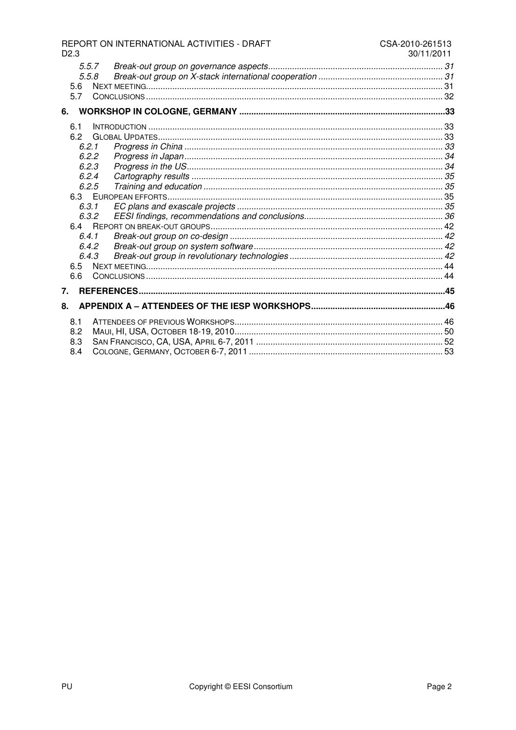5.5.7 *Break-out group on governance aspects* ........ 31
5.5.8 *Break-out group on X-stack international cooperation* ........ 31
5.6 NEXT MEETING ........ 31
5.7 CONCLUSIONS ........ 32

**6. WORKSHOP IN COLOGNE, GERMANY ........ 33**

6.1 INTRODUCTION ........ 33
6.2 GLOBAL UPDATES ........ 33
6.2.1 *Progress in China* ........ 33
6.2.2 *Progress in Japan* ........ 34
6.2.3 *Progress in the US* ........ 34
6.2.4 *Cartography results* ........ 35
6.2.5 *Training and education* ........ 35
6.3 EUROPEAN EFFORTS ........ 35
6.3.1 *EC plans and exascale projects* ........ 35
6.3.2 *EESI findings, recommendations and conclusions* ........ 36
6.4 REPORT ON BREAK-OUT GROUPS ........ 42
6.4.1 *Break-out group on co-design* ........ 42
6.4.2 *Break-out group on system software* ........ 42
6.4.3 *Break-out group in revolutionary technologies* ........ 42
6.5 NEXT MEETING ........ 44
6.6 CONCLUSIONS ........ 44

**7. REFERENCES ........ 45**

**8. APPENDIX A – ATTENDEES OF THE IESP WORKSHOPS ........ 46**

8.1 ATTENDEES OF PREVIOUS WORKSHOPS ........ 46
8.2 MAUI, HI, USA, OCTOBER 18-19, 2010 ........ 50
8.3 SAN FRANCISCO, CA, USA, APRIL 6-7, 2011 ........ 52
8.4 COLOGNE, GERMANY, OCTOBER 6-7, 2011 ........ 53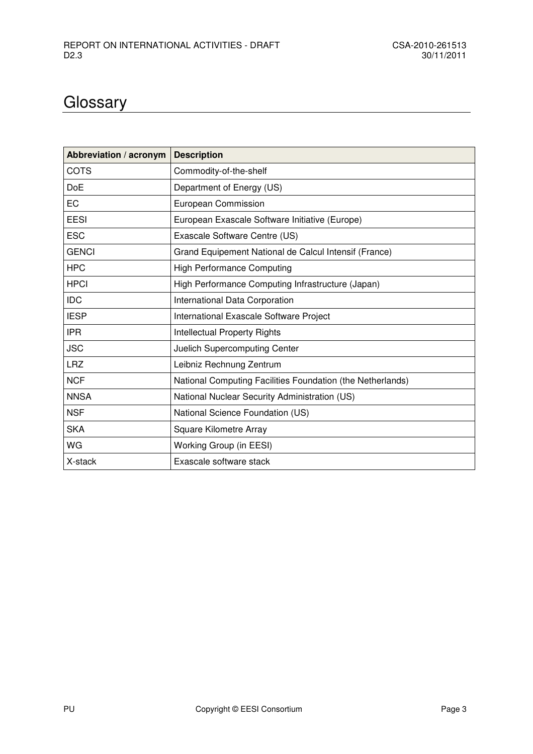# Glossary

| Abbreviation / acronym | Description |
| --- | --- |
| COTS | Commodity-of-the-shelf |
| DoE | Department of Energy (US) |
| EC | European Commission |
| EESI | European Exascale Software Initiative (Europe) |
| ESC | Exascale Software Centre (US) |
| GENCI | Grand Equipement National de Calcul Intensif (France) |
| HPC | High Performance Computing |
| HPCI | High Performance Computing Infrastructure (Japan) |
| IDC | International Data Corporation |
| IESP | International Exascale Software Project |
| IPR | Intellectual Property Rights |
| JSC | Juelich Supercomputing Center |
| LRZ | Leibniz Rechnung Zentrum |
| NCF | National Computing Facilities Foundation (the Netherlands) |
| NNSA | National Nuclear Security Administration (US) |
| NSF | National Science Foundation (US) |
| SKA | Square Kilometre Array |
| WG | Working Group (in EESI) |
| X-stack | Exascale software stack |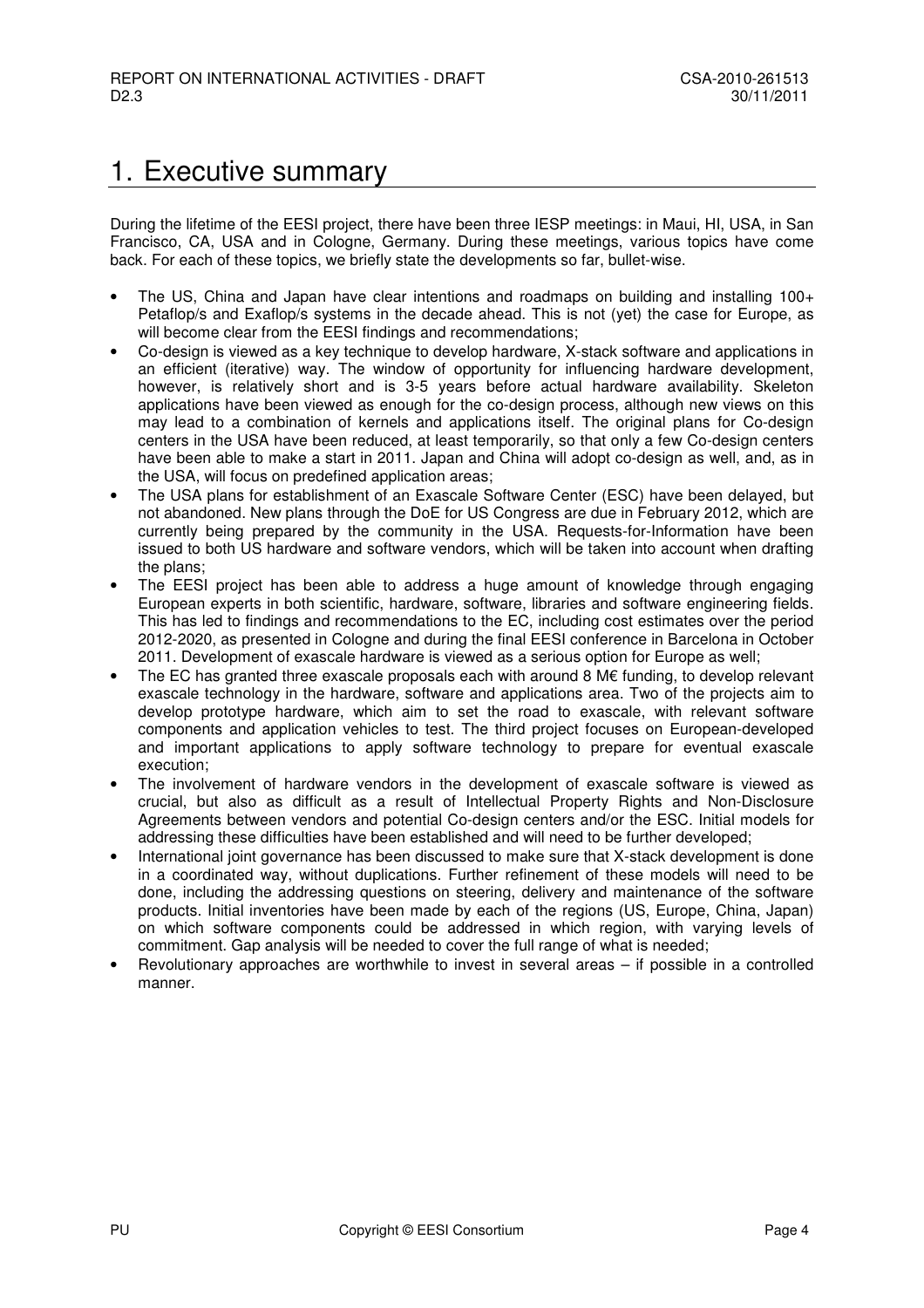# 1. Executive summary

During the lifetime of the EESI project, there have been three IESP meetings: in Maui, HI, USA, in San Francisco, CA, USA and in Cologne, Germany. During these meetings, various topics have come back. For each of these topics, we briefly state the developments so far, bullet-wise.

- The US, China and Japan have clear intentions and roadmaps on building and installing 100+ Petaflop/s and Exaflop/s systems in the decade ahead. This is not (yet) the case for Europe, as will become clear from the EESI findings and recommendations;
- Co-design is viewed as a key technique to develop hardware, X-stack software and applications in an efficient (iterative) way. The window of opportunity for influencing hardware development, however, is relatively short and is 3-5 years before actual hardware availability. Skeleton applications have been viewed as enough for the co-design process, although new views on this may lead to a combination of kernels and applications itself. The original plans for Co-design centers in the USA have been reduced, at least temporarily, so that only a few Co-design centers have been able to make a start in 2011. Japan and China will adopt co-design as well, and, as in the USA, will focus on predefined application areas;
- The USA plans for establishment of an Exascale Software Center (ESC) have been delayed, but not abandoned. New plans through the DoE for US Congress are due in February 2012, which are currently being prepared by the community in the USA. Requests-for-Information have been issued to both US hardware and software vendors, which will be taken into account when drafting the plans;
- The EESI project has been able to address a huge amount of knowledge through engaging European experts in both scientific, hardware, software, libraries and software engineering fields. This has led to findings and recommendations to the EC, including cost estimates over the period 2012-2020, as presented in Cologne and during the final EESI conference in Barcelona in October 2011. Development of exascale hardware is viewed as a serious option for Europe as well;
- The EC has granted three exascale proposals each with around 8 M€ funding, to develop relevant exascale technology in the hardware, software and applications area. Two of the projects aim to develop prototype hardware, which aim to set the road to exascale, with relevant software components and application vehicles to test. The third project focuses on European-developed and important applications to apply software technology to prepare for eventual exascale execution;
- The involvement of hardware vendors in the development of exascale software is viewed as crucial, but also as difficult as a result of Intellectual Property Rights and Non-Disclosure Agreements between vendors and potential Co-design centers and/or the ESC. Initial models for addressing these difficulties have been established and will need to be further developed;
- International joint governance has been discussed to make sure that X-stack development is done in a coordinated way, without duplications. Further refinement of these models will need to be done, including the addressing questions on steering, delivery and maintenance of the software products. Initial inventories have been made by each of the regions (US, Europe, China, Japan) on which software components could be addressed in which region, with varying levels of commitment. Gap analysis will be needed to cover the full range of what is needed;
- Revolutionary approaches are worthwhile to invest in several areas – if possible in a controlled manner.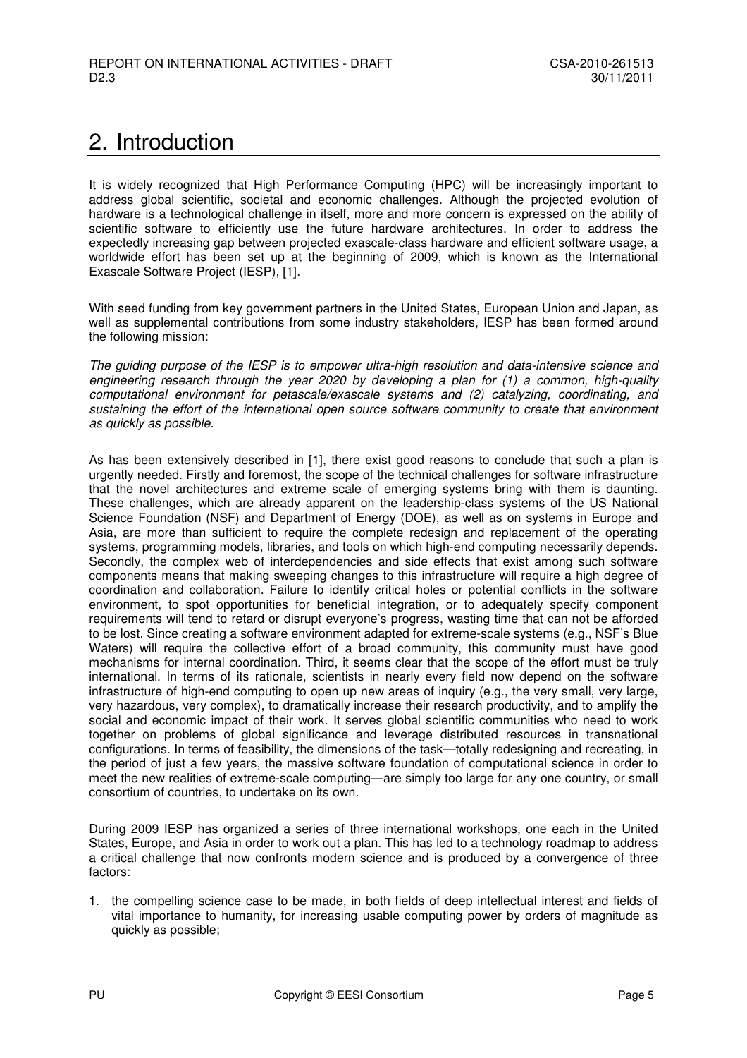# 2. Introduction

It is widely recognized that High Performance Computing (HPC) will be increasingly important to address global scientific, societal and economic challenges. Although the projected evolution of hardware is a technological challenge in itself, more and more concern is expressed on the ability of scientific software to efficiently use the future hardware architectures. In order to address the expectedly increasing gap between projected exascale-class hardware and efficient software usage, a worldwide effort has been set up at the beginning of 2009, which is known as the International Exascale Software Project (IESP), [1].

With seed funding from key government partners in the United States, European Union and Japan, as well as supplemental contributions from some industry stakeholders, IESP has been formed around the following mission:

*The guiding purpose of the IESP is to empower ultra-high resolution and data-intensive science and engineering research through the year 2020 by developing a plan for (1) a common, high-quality computational environment for petascale/exascale systems and (2) catalyzing, coordinating, and sustaining the effort of the international open source software community to create that environment as quickly as possible.*

As has been extensively described in [1], there exist good reasons to conclude that such a plan is urgently needed. Firstly and foremost, the scope of the technical challenges for software infrastructure that the novel architectures and extreme scale of emerging systems bring with them is daunting. These challenges, which are already apparent on the leadership-class systems of the US National Science Foundation (NSF) and Department of Energy (DOE), as well as on systems in Europe and Asia, are more than sufficient to require the complete redesign and replacement of the operating systems, programming models, libraries, and tools on which high-end computing necessarily depends. Secondly, the complex web of interdependencies and side effects that exist among such software components means that making sweeping changes to this infrastructure will require a high degree of coordination and collaboration. Failure to identify critical holes or potential conflicts in the software environment, to spot opportunities for beneficial integration, or to adequately specify component requirements will tend to retard or disrupt everyone's progress, wasting time that can not be afforded to be lost. Since creating a software environment adapted for extreme-scale systems (e.g., NSF's Blue Waters) will require the collective effort of a broad community, this community must have good mechanisms for internal coordination. Third, it seems clear that the scope of the effort must be truly international. In terms of its rationale, scientists in nearly every field now depend on the software infrastructure of high-end computing to open up new areas of inquiry (e.g., the very small, very large, very hazardous, very complex), to dramatically increase their research productivity, and to amplify the social and economic impact of their work. It serves global scientific communities who need to work together on problems of global significance and leverage distributed resources in transnational configurations. In terms of feasibility, the dimensions of the task—totally redesigning and recreating, in the period of just a few years, the massive software foundation of computational science in order to meet the new realities of extreme-scale computing—are simply too large for any one country, or small consortium of countries, to undertake on its own.

During 2009 IESP has organized a series of three international workshops, one each in the United States, Europe, and Asia in order to work out a plan. This has led to a technology roadmap to address a critical challenge that now confronts modern science and is produced by a convergence of three factors:

1. the compelling science case to be made, in both fields of deep intellectual interest and fields of vital importance to humanity, for increasing usable computing power by orders of magnitude as quickly as possible;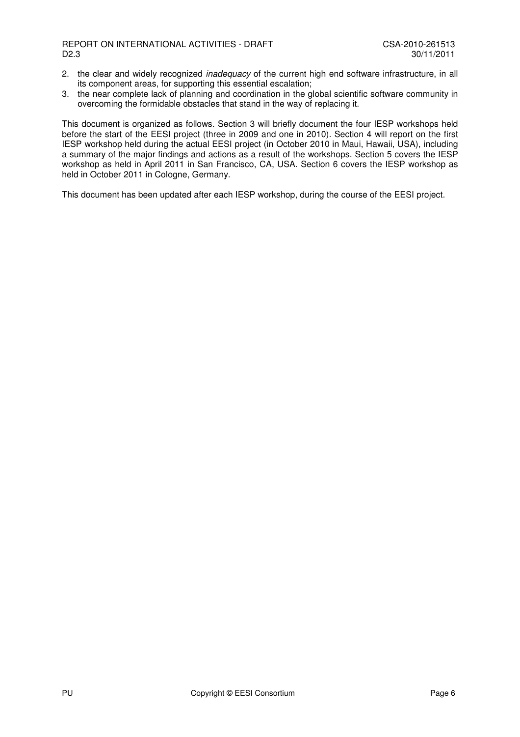2. the clear and widely recognized *inadequacy* of the current high end software infrastructure, in all its component areas, for supporting this essential escalation;
3. the near complete lack of planning and coordination in the global scientific software community in overcoming the formidable obstacles that stand in the way of replacing it.

This document is organized as follows. Section 3 will briefly document the four IESP workshops held before the start of the EESI project (three in 2009 and one in 2010). Section 4 will report on the first IESP workshop held during the actual EESI project (in October 2010 in Maui, Hawaii, USA), including a summary of the major findings and actions as a result of the workshops. Section 5 covers the IESP workshop as held in April 2011 in San Francisco, CA, USA. Section 6 covers the IESP workshop as held in October 2011 in Cologne, Germany.

This document has been updated after each IESP workshop, during the course of the EESI project.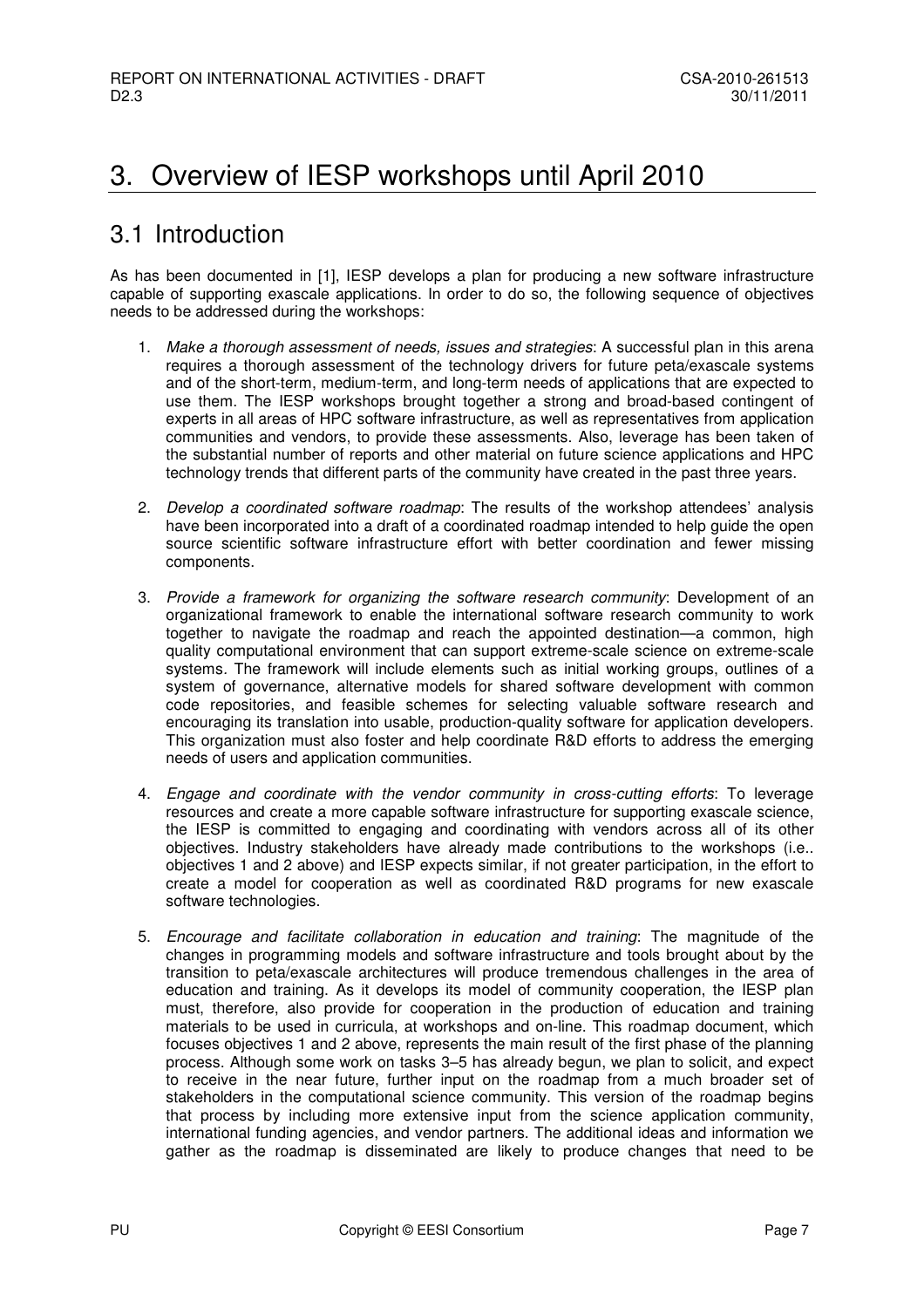# 3. Overview of IESP workshops until April 2010

## 3.1 Introduction

As has been documented in [1], IESP develops a plan for producing a new software infrastructure capable of supporting exascale applications. In order to do so, the following sequence of objectives needs to be addressed during the workshops:

1. *Make a thorough assessment of needs, issues and strategies*: A successful plan in this arena requires a thorough assessment of the technology drivers for future peta/exascale systems and of the short-term, medium-term, and long-term needs of applications that are expected to use them. The IESP workshops brought together a strong and broad-based contingent of experts in all areas of HPC software infrastructure, as well as representatives from application communities and vendors, to provide these assessments. Also, leverage has been taken of the substantial number of reports and other material on future science applications and HPC technology trends that different parts of the community have created in the past three years.

2. *Develop a coordinated software roadmap*: The results of the workshop attendees' analysis have been incorporated into a draft of a coordinated roadmap intended to help guide the open source scientific software infrastructure effort with better coordination and fewer missing components.

3. *Provide a framework for organizing the software research community*: Development of an organizational framework to enable the international software research community to work together to navigate the roadmap and reach the appointed destination—a common, high quality computational environment that can support extreme-scale science on extreme-scale systems. The framework will include elements such as initial working groups, outlines of a system of governance, alternative models for shared software development with common code repositories, and feasible schemes for selecting valuable software research and encouraging its translation into usable, production-quality software for application developers. This organization must also foster and help coordinate R&D efforts to address the emerging needs of users and application communities.

4. *Engage and coordinate with the vendor community in cross-cutting efforts*: To leverage resources and create a more capable software infrastructure for supporting exascale science, the IESP is committed to engaging and coordinating with vendors across all of its other objectives. Industry stakeholders have already made contributions to the workshops (i.e.. objectives 1 and 2 above) and IESP expects similar, if not greater participation, in the effort to create a model for cooperation as well as coordinated R&D programs for new exascale software technologies.

5. *Encourage and facilitate collaboration in education and training*: The magnitude of the changes in programming models and software infrastructure and tools brought about by the transition to peta/exascale architectures will produce tremendous challenges in the area of education and training. As it develops its model of community cooperation, the IESP plan must, therefore, also provide for cooperation in the production of education and training materials to be used in curricula, at workshops and on-line. This roadmap document, which focuses objectives 1 and 2 above, represents the main result of the first phase of the planning process. Although some work on tasks 3–5 has already begun, we plan to solicit, and expect to receive in the near future, further input on the roadmap from a much broader set of stakeholders in the computational science community. This version of the roadmap begins that process by including more extensive input from the science application community, international funding agencies, and vendor partners. The additional ideas and information we gather as the roadmap is disseminated are likely to produce changes that need to be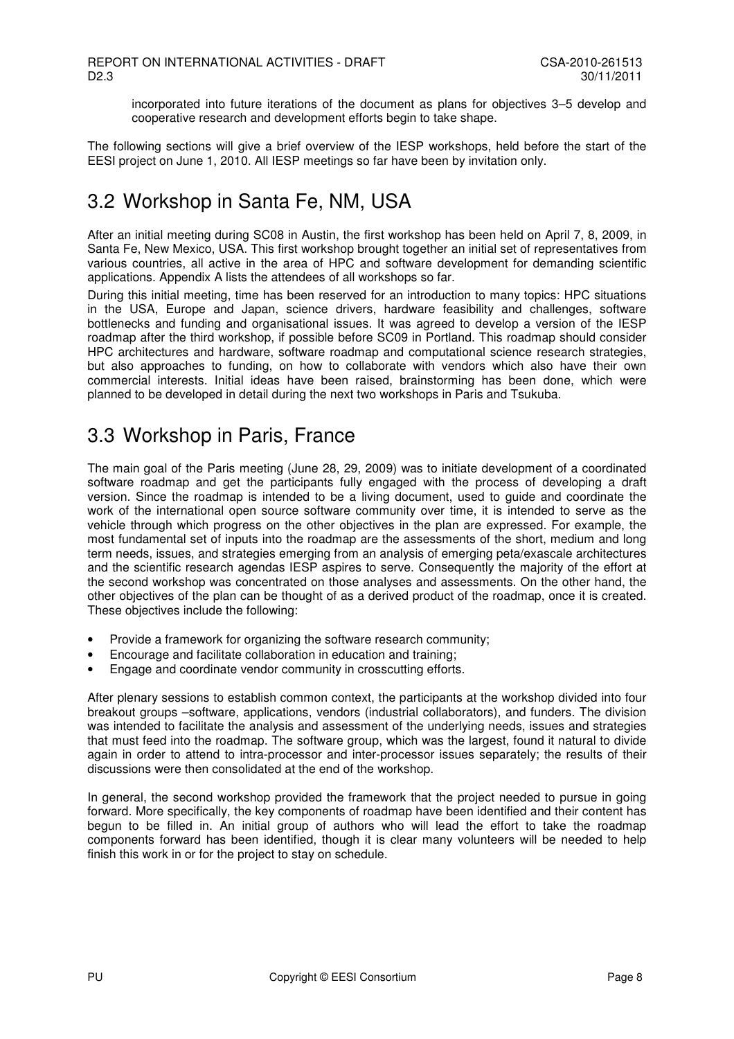incorporated into future iterations of the document as plans for objectives 3–5 develop and cooperative research and development efforts begin to take shape.

The following sections will give a brief overview of the IESP workshops, held before the start of the EESI project on June 1, 2010. All IESP meetings so far have been by invitation only.

## 3.2 Workshop in Santa Fe, NM, USA

After an initial meeting during SC08 in Austin, the first workshop has been held on April 7, 8, 2009, in Santa Fe, New Mexico, USA. This first workshop brought together an initial set of representatives from various countries, all active in the area of HPC and software development for demanding scientific applications. Appendix A lists the attendees of all workshops so far.

During this initial meeting, time has been reserved for an introduction to many topics: HPC situations in the USA, Europe and Japan, science drivers, hardware feasibility and challenges, software bottlenecks and funding and organisational issues. It was agreed to develop a version of the IESP roadmap after the third workshop, if possible before SC09 in Portland. This roadmap should consider HPC architectures and hardware, software roadmap and computational science research strategies, but also approaches to funding, on how to collaborate with vendors which also have their own commercial interests. Initial ideas have been raised, brainstorming has been done, which were planned to be developed in detail during the next two workshops in Paris and Tsukuba.

## 3.3 Workshop in Paris, France

The main goal of the Paris meeting (June 28, 29, 2009) was to initiate development of a coordinated software roadmap and get the participants fully engaged with the process of developing a draft version. Since the roadmap is intended to be a living document, used to guide and coordinate the work of the international open source software community over time, it is intended to serve as the vehicle through which progress on the other objectives in the plan are expressed. For example, the most fundamental set of inputs into the roadmap are the assessments of the short, medium and long term needs, issues, and strategies emerging from an analysis of emerging peta/exascale architectures and the scientific research agendas IESP aspires to serve. Consequently the majority of the effort at the second workshop was concentrated on those analyses and assessments. On the other hand, the other objectives of the plan can be thought of as a derived product of the roadmap, once it is created. These objectives include the following:

- Provide a framework for organizing the software research community;
- Encourage and facilitate collaboration in education and training;
- Engage and coordinate vendor community in crosscutting efforts.

After plenary sessions to establish common context, the participants at the workshop divided into four breakout groups –software, applications, vendors (industrial collaborators), and funders. The division was intended to facilitate the analysis and assessment of the underlying needs, issues and strategies that must feed into the roadmap. The software group, which was the largest, found it natural to divide again in order to attend to intra-processor and inter-processor issues separately; the results of their discussions were then consolidated at the end of the workshop.

In general, the second workshop provided the framework that the project needed to pursue in going forward. More specifically, the key components of roadmap have been identified and their content has begun to be filled in. An initial group of authors who will lead the effort to take the roadmap components forward has been identified, though it is clear many volunteers will be needed to help finish this work in or for the project to stay on schedule.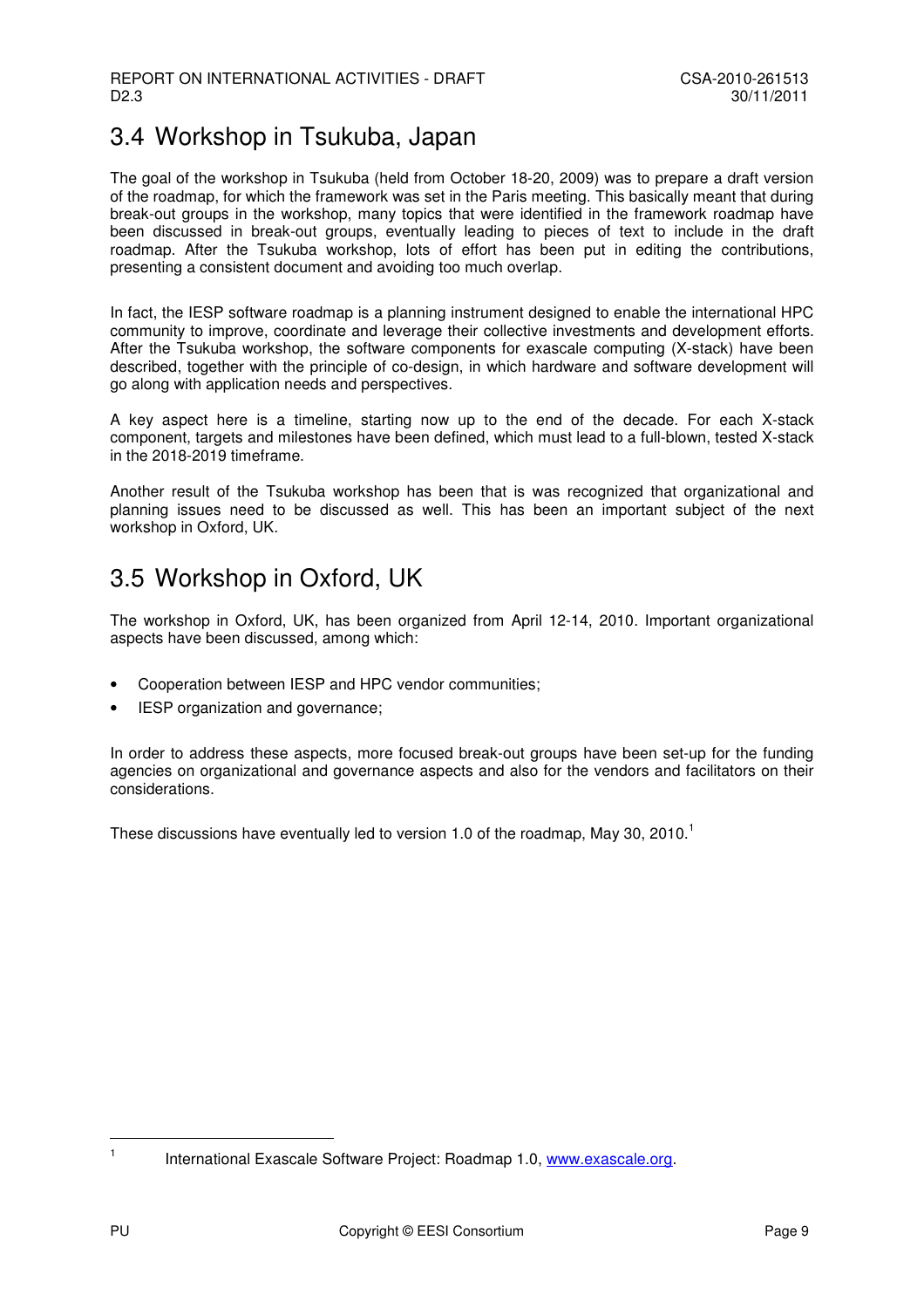## 3.4 Workshop in Tsukuba, Japan

The goal of the workshop in Tsukuba (held from October 18-20, 2009) was to prepare a draft version of the roadmap, for which the framework was set in the Paris meeting. This basically meant that during break-out groups in the workshop, many topics that were identified in the framework roadmap have been discussed in break-out groups, eventually leading to pieces of text to include in the draft roadmap. After the Tsukuba workshop, lots of effort has been put in editing the contributions, presenting a consistent document and avoiding too much overlap.

In fact, the IESP software roadmap is a planning instrument designed to enable the international HPC community to improve, coordinate and leverage their collective investments and development efforts. After the Tsukuba workshop, the software components for exascale computing (X-stack) have been described, together with the principle of co-design, in which hardware and software development will go along with application needs and perspectives.

A key aspect here is a timeline, starting now up to the end of the decade. For each X-stack component, targets and milestones have been defined, which must lead to a full-blown, tested X-stack in the 2018-2019 timeframe.

Another result of the Tsukuba workshop has been that is was recognized that organizational and planning issues need to be discussed as well. This has been an important subject of the next workshop in Oxford, UK.

## 3.5 Workshop in Oxford, UK

The workshop in Oxford, UK, has been organized from April 12-14, 2010. Important organizational aspects have been discussed, among which:

- Cooperation between IESP and HPC vendor communities;
- IESP organization and governance;

In order to address these aspects, more focused break-out groups have been set-up for the funding agencies on organizational and governance aspects and also for the vendors and facilitators on their considerations.

These discussions have eventually led to version 1.0 of the roadmap, May 30, 2010.[1]

[1] International Exascale Software Project: Roadmap 1.0, www.exascale.org.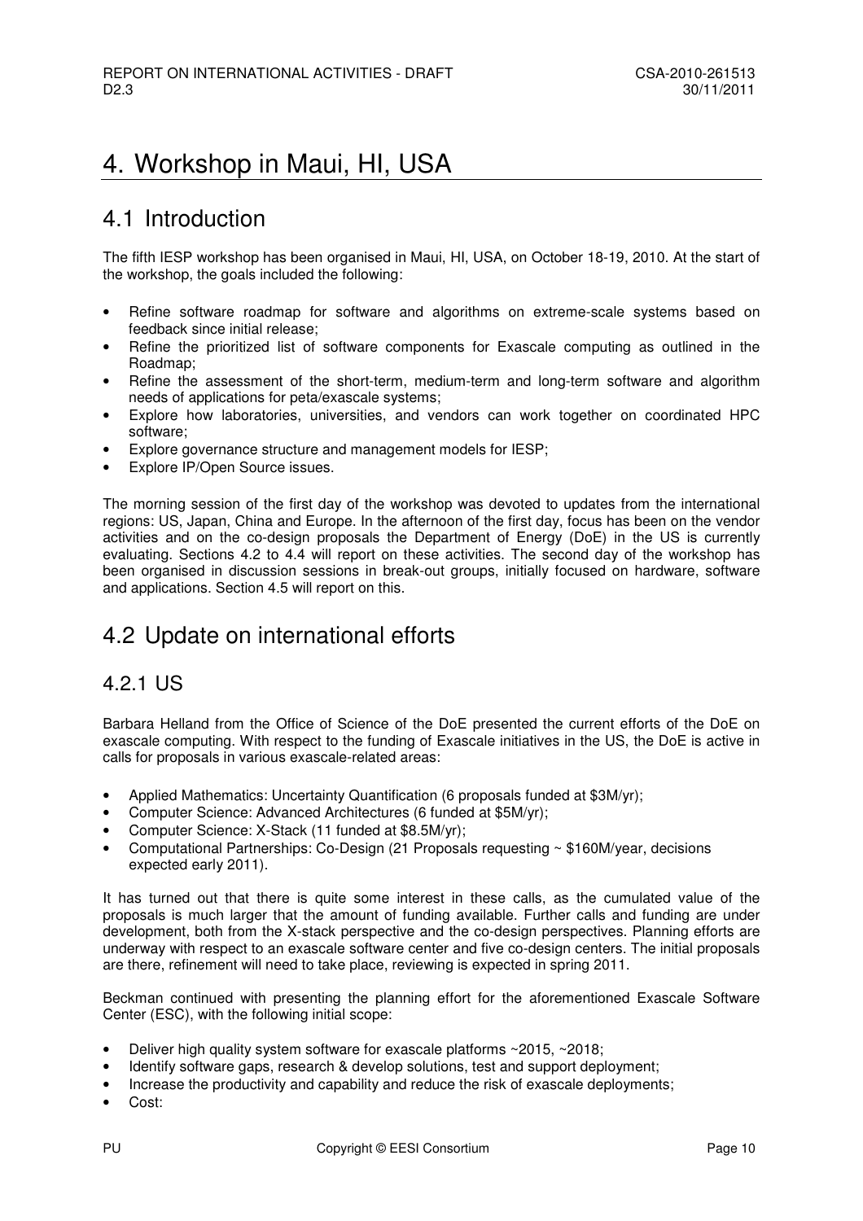# 4. Workshop in Maui, HI, USA

## 4.1 Introduction

The fifth IESP workshop has been organised in Maui, HI, USA, on October 18-19, 2010. At the start of the workshop, the goals included the following:

- Refine software roadmap for software and algorithms on extreme-scale systems based on feedback since initial release;
- Refine the prioritized list of software components for Exascale computing as outlined in the Roadmap;
- Refine the assessment of the short-term, medium-term and long-term software and algorithm needs of applications for peta/exascale systems;
- Explore how laboratories, universities, and vendors can work together on coordinated HPC software;
- Explore governance structure and management models for IESP;
- Explore IP/Open Source issues.

The morning session of the first day of the workshop was devoted to updates from the international regions: US, Japan, China and Europe. In the afternoon of the first day, focus has been on the vendor activities and on the co-design proposals the Department of Energy (DoE) in the US is currently evaluating. Sections 4.2 to 4.4 will report on these activities. The second day of the workshop has been organised in discussion sessions in break-out groups, initially focused on hardware, software and applications. Section 4.5 will report on this.

## 4.2 Update on international efforts

### 4.2.1 US

Barbara Helland from the Office of Science of the DoE presented the current efforts of the DoE on exascale computing. With respect to the funding of Exascale initiatives in the US, the DoE is active in calls for proposals in various exascale-related areas:

- Applied Mathematics: Uncertainty Quantification (6 proposals funded at $3M/yr);
- Computer Science: Advanced Architectures (6 funded at $5M/yr);
- Computer Science: X-Stack (11 funded at $8.5M/yr);
- Computational Partnerships: Co-Design (21 Proposals requesting ~ $160M/year, decisions expected early 2011).

It has turned out that there is quite some interest in these calls, as the cumulated value of the proposals is much larger that the amount of funding available. Further calls and funding are under development, both from the X-stack perspective and the co-design perspectives. Planning efforts are underway with respect to an exascale software center and five co-design centers. The initial proposals are there, refinement will need to take place, reviewing is expected in spring 2011.

Beckman continued with presenting the planning effort for the aforementioned Exascale Software Center (ESC), with the following initial scope:

- Deliver high quality system software for exascale platforms ~2015, ~2018;
- Identify software gaps, research & develop solutions, test and support deployment;
- Increase the productivity and capability and reduce the risk of exascale deployments;
- Cost: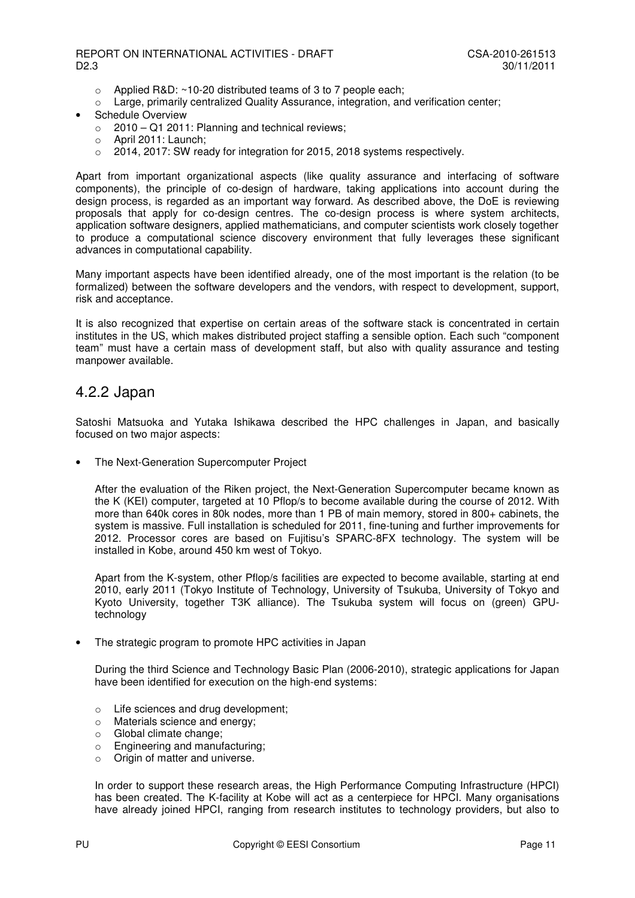- Applied R&D: ~10-20 distributed teams of 3 to 7 people each;
  - Large, primarily centralized Quality Assurance, integration, and verification center;
- Schedule Overview
  - 2010 – Q1 2011: Planning and technical reviews;
  - April 2011: Launch;
  - 2014, 2017: SW ready for integration for 2015, 2018 systems respectively.

Apart from important organizational aspects (like quality assurance and interfacing of software components), the principle of co-design of hardware, taking applications into account during the design process, is regarded as an important way forward. As described above, the DoE is reviewing proposals that apply for co-design centres. The co-design process is where system architects, application software designers, applied mathematicians, and computer scientists work closely together to produce a computational science discovery environment that fully leverages these significant advances in computational capability.

Many important aspects have been identified already, one of the most important is the relation (to be formalized) between the software developers and the vendors, with respect to development, support, risk and acceptance.

It is also recognized that expertise on certain areas of the software stack is concentrated in certain institutes in the US, which makes distributed project staffing a sensible option. Each such "component team" must have a certain mass of development staff, but also with quality assurance and testing manpower available.

## 4.2.2 Japan

Satoshi Matsuoka and Yutaka Ishikawa described the HPC challenges in Japan, and basically focused on two major aspects:

- The Next-Generation Supercomputer Project

  After the evaluation of the Riken project, the Next-Generation Supercomputer became known as the K (KEI) computer, targeted at 10 Pflop/s to become available during the course of 2012. With more than 640k cores in 80k nodes, more than 1 PB of main memory, stored in 800+ cabinets, the system is massive. Full installation is scheduled for 2011, fine-tuning and further improvements for 2012. Processor cores are based on Fujitsu's SPARC-8FX technology. The system will be installed in Kobe, around 450 km west of Tokyo.

  Apart from the K-system, other Pflop/s facilities are expected to become available, starting at end 2010, early 2011 (Tokyo Institute of Technology, University of Tsukuba, University of Tokyo and Kyoto University, together T3K alliance). The Tsukuba system will focus on (green) GPU-technology

- The strategic program to promote HPC activities in Japan

  During the third Science and Technology Basic Plan (2006-2010), strategic applications for Japan have been identified for execution on the high-end systems:

  - Life sciences and drug development;
  - Materials science and energy;
  - Global climate change;
  - Engineering and manufacturing;
  - Origin of matter and universe.

  In order to support these research areas, the High Performance Computing Infrastructure (HPCI) has been created. The K-facility at Kobe will act as a centerpiece for HPCI. Many organisations have already joined HPCI, ranging from research institutes to technology providers, but also to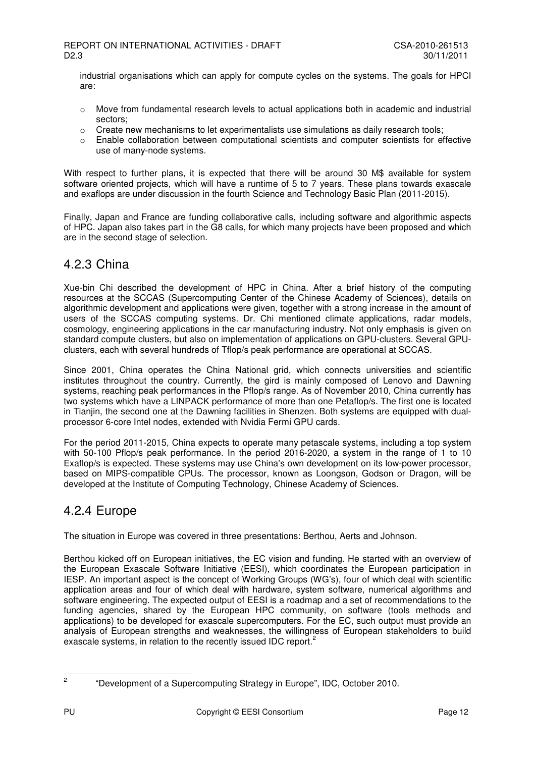industrial organisations which can apply for compute cycles on the systems. The goals for HPCI are:

- Move from fundamental research levels to actual applications both in academic and industrial sectors;
- Create new mechanisms to let experimentalists use simulations as daily research tools;
- Enable collaboration between computational scientists and computer scientists for effective use of many-node systems.

With respect to further plans, it is expected that there will be around 30 M$ available for system software oriented projects, which will have a runtime of 5 to 7 years. These plans towards exascale and exaflops are under discussion in the fourth Science and Technology Basic Plan (2011-2015).

Finally, Japan and France are funding collaborative calls, including software and algorithmic aspects of HPC. Japan also takes part in the G8 calls, for which many projects have been proposed and which are in the second stage of selection.

## 4.2.3 China

Xue-bin Chi described the development of HPC in China. After a brief history of the computing resources at the SCCAS (Supercomputing Center of the Chinese Academy of Sciences), details on algorithmic development and applications were given, together with a strong increase in the amount of users of the SCCAS computing systems. Dr. Chi mentioned climate applications, radar models, cosmology, engineering applications in the car manufacturing industry. Not only emphasis is given on standard compute clusters, but also on implementation of applications on GPU-clusters. Several GPU-clusters, each with several hundreds of Tflop/s peak performance are operational at SCCAS.

Since 2001, China operates the China National grid, which connects universities and scientific institutes throughout the country. Currently, the gird is mainly composed of Lenovo and Dawning systems, reaching peak performances in the Pflop/s range. As of November 2010, China currently has two systems which have a LINPACK performance of more than one Petaflop/s. The first one is located in Tianjin, the second one at the Dawning facilities in Shenzen. Both systems are equipped with dual-processor 6-core Intel nodes, extended with Nvidia Fermi GPU cards.

For the period 2011-2015, China expects to operate many petascale systems, including a top system with 50-100 Pflop/s peak performance. In the period 2016-2020, a system in the range of 1 to 10 Exaflop/s is expected. These systems may use China's own development on its low-power processor, based on MIPS-compatible CPUs. The processor, known as Loongson, Godson or Dragon, will be developed at the Institute of Computing Technology, Chinese Academy of Sciences.

## 4.2.4 Europe

The situation in Europe was covered in three presentations: Berthou, Aerts and Johnson.

Berthou kicked off on European initiatives, the EC vision and funding. He started with an overview of the European Exascale Software Initiative (EESI), which coordinates the European participation in IESP. An important aspect is the concept of Working Groups (WG's), four of which deal with scientific application areas and four of which deal with hardware, system software, numerical algorithms and software engineering. The expected output of EESI is a roadmap and a set of recommendations to the funding agencies, shared by the European HPC community, on software (tools methods and applications) to be developed for exascale supercomputers. For the EC, such output must provide an analysis of European strengths and weaknesses, the willingness of European stakeholders to build exascale systems, in relation to the recently issued IDC report.[2]

[2] "Development of a Supercomputing Strategy in Europe", IDC, October 2010.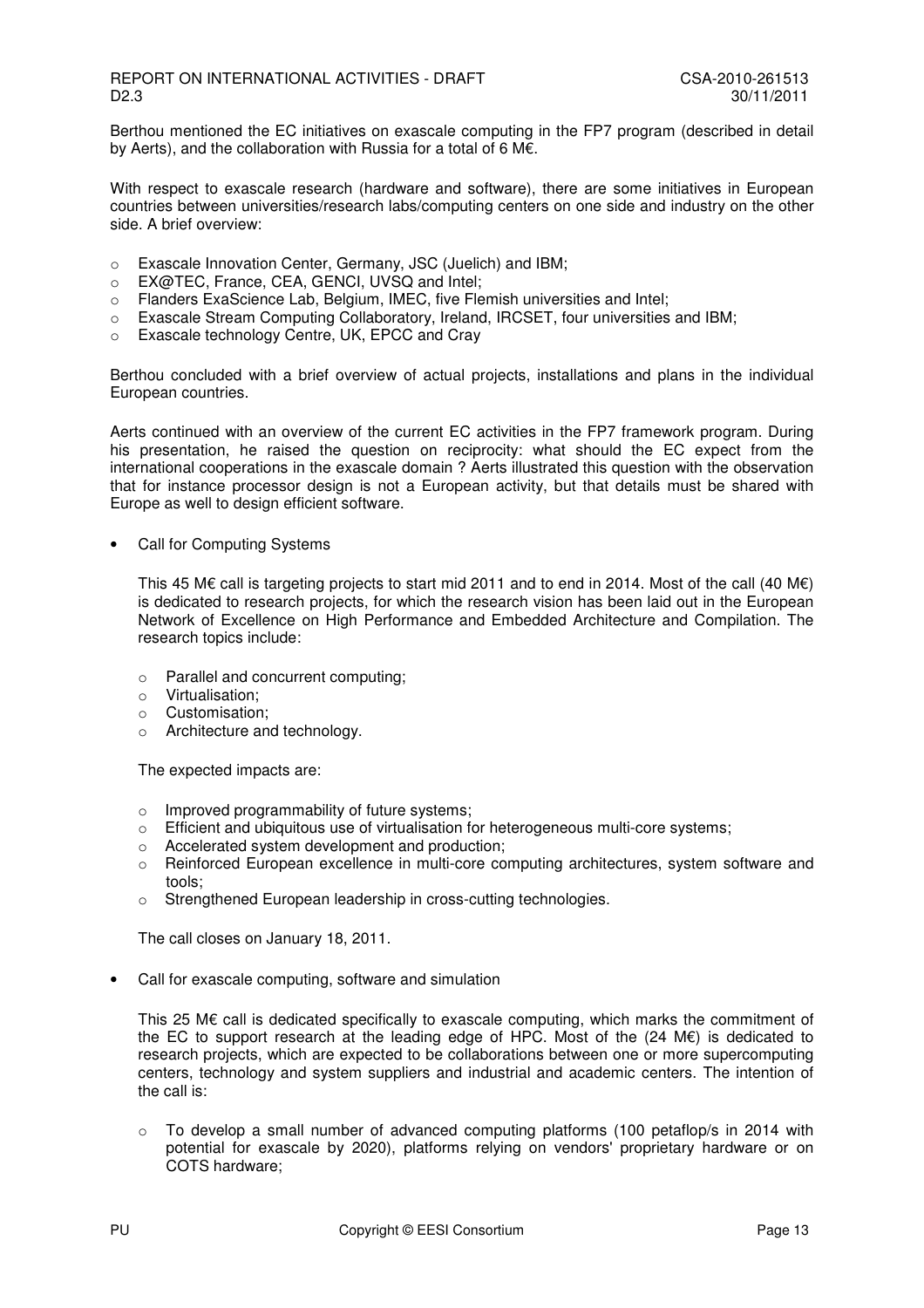Berthou mentioned the EC initiatives on exascale computing in the FP7 program (described in detail by Aerts), and the collaboration with Russia for a total of 6 M€.

With respect to exascale research (hardware and software), there are some initiatives in European countries between universities/research labs/computing centers on one side and industry on the other side. A brief overview:

- Exascale Innovation Center, Germany, JSC (Juelich) and IBM;
- EX@TEC, France, CEA, GENCI, UVSQ and Intel;
- Flanders ExaScience Lab, Belgium, IMEC, five Flemish universities and Intel;
- Exascale Stream Computing Collaboratory, Ireland, IRCSET, four universities and IBM;
- Exascale technology Centre, UK, EPCC and Cray

Berthou concluded with a brief overview of actual projects, installations and plans in the individual European countries.

Aerts continued with an overview of the current EC activities in the FP7 framework program. During his presentation, he raised the question on reciprocity: what should the EC expect from the international cooperations in the exascale domain ? Aerts illustrated this question with the observation that for instance processor design is not a European activity, but that details must be shared with Europe as well to design efficient software.

- Call for Computing Systems

  This 45 M€ call is targeting projects to start mid 2011 and to end in 2014. Most of the call (40 M€) is dedicated to research projects, for which the research vision has been laid out in the European Network of Excellence on High Performance and Embedded Architecture and Compilation. The research topics include:

  - Parallel and concurrent computing;
  - Virtualisation;
  - Customisation;
  - Architecture and technology.

  The expected impacts are:

  - Improved programmability of future systems;
  - Efficient and ubiquitous use of virtualisation for heterogeneous multi-core systems;
  - Accelerated system development and production;
  - Reinforced European excellence in multi-core computing architectures, system software and tools;
  - Strengthened European leadership in cross-cutting technologies.

  The call closes on January 18, 2011.

- Call for exascale computing, software and simulation

  This 25 M€ call is dedicated specifically to exascale computing, which marks the commitment of the EC to support research at the leading edge of HPC. Most of the (24 M€) is dedicated to research projects, which are expected to be collaborations between one or more supercomputing centers, technology and system suppliers and industrial and academic centers. The intention of the call is:

  - To develop a small number of advanced computing platforms (100 petaflop/s in 2014 with potential for exascale by 2020), platforms relying on vendors' proprietary hardware or on COTS hardware;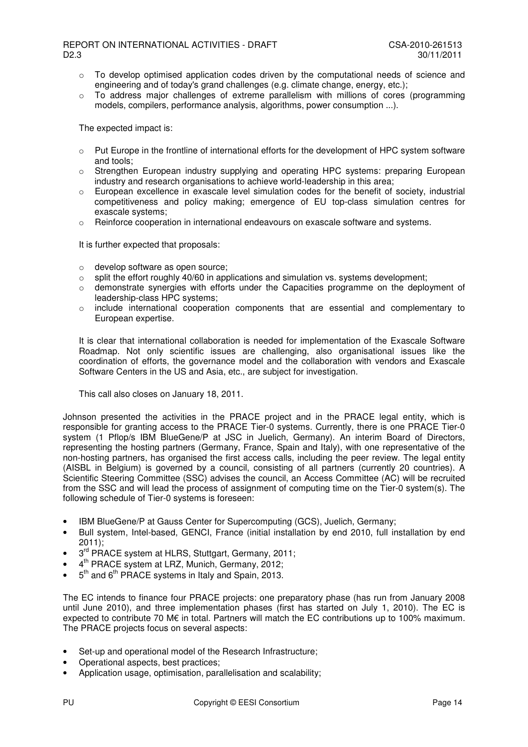- To develop optimised application codes driven by the computational needs of science and engineering and of today's grand challenges (e.g. climate change, energy, etc.);
- To address major challenges of extreme parallelism with millions of cores (programming models, compilers, performance analysis, algorithms, power consumption ...).

The expected impact is:

- Put Europe in the frontline of international efforts for the development of HPC system software and tools;
- Strengthen European industry supplying and operating HPC systems: preparing European industry and research organisations to achieve world-leadership in this area;
- European excellence in exascale level simulation codes for the benefit of society, industrial competitiveness and policy making; emergence of EU top-class simulation centres for exascale systems;
- Reinforce cooperation in international endeavours on exascale software and systems.

It is further expected that proposals:

- develop software as open source;
- split the effort roughly 40/60 in applications and simulation vs. systems development;
- demonstrate synergies with efforts under the Capacities programme on the deployment of leadership-class HPC systems;
- include international cooperation components that are essential and complementary to European expertise.

It is clear that international collaboration is needed for implementation of the Exascale Software Roadmap. Not only scientific issues are challenging, also organisational issues like the coordination of efforts, the governance model and the collaboration with vendors and Exascale Software Centers in the US and Asia, etc., are subject for investigation.

This call also closes on January 18, 2011.

Johnson presented the activities in the PRACE project and in the PRACE legal entity, which is responsible for granting access to the PRACE Tier-0 systems. Currently, there is one PRACE Tier-0 system (1 Pflop/s IBM BlueGene/P at JSC in Juelich, Germany). An interim Board of Directors, representing the hosting partners (Germany, France, Spain and Italy), with one representative of the non-hosting partners, has organised the first access calls, including the peer review. The legal entity (AISBL in Belgium) is governed by a council, consisting of all partners (currently 20 countries). A Scientific Steering Committee (SSC) advises the council, an Access Committee (AC) will be recruited from the SSC and will lead the process of assignment of computing time on the Tier-0 system(s). The following schedule of Tier-0 systems is foreseen:

- IBM BlueGene/P at Gauss Center for Supercomputing (GCS), Juelich, Germany;
- Bull system, Intel-based, GENCI, France (initial installation by end 2010, full installation by end 2011);
- 3rd PRACE system at HLRS, Stuttgart, Germany, 2011;
- 4th PRACE system at LRZ, Munich, Germany, 2012;
- 5th and 6th PRACE systems in Italy and Spain, 2013.

The EC intends to finance four PRACE projects: one preparatory phase (has run from January 2008 until June 2010), and three implementation phases (first has started on July 1, 2010). The EC is expected to contribute 70 M€ in total. Partners will match the EC contributions up to 100% maximum. The PRACE projects focus on several aspects:

- Set-up and operational model of the Research Infrastructure;
- Operational aspects, best practices;
- Application usage, optimisation, parallelisation and scalability;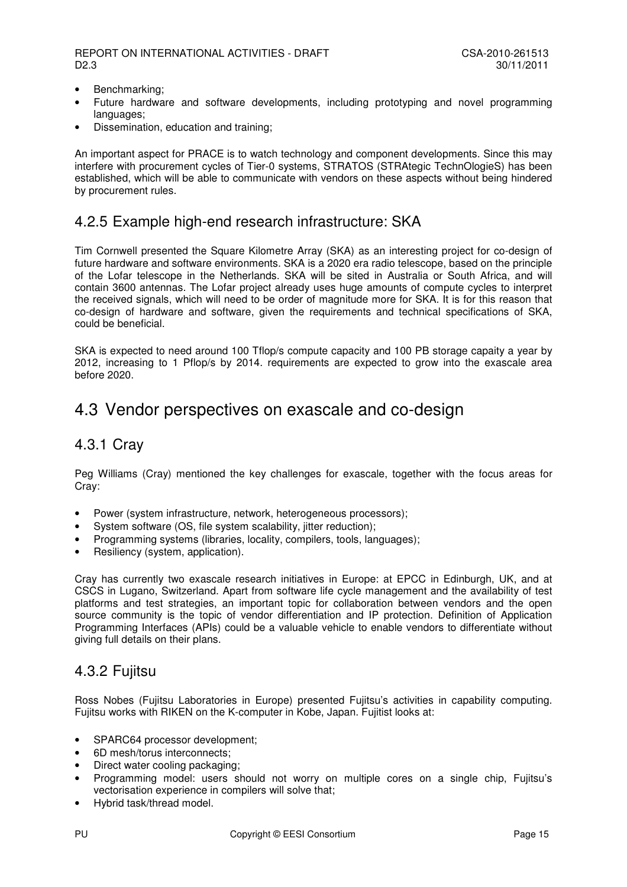- Benchmarking;
- Future hardware and software developments, including prototyping and novel programming languages;
- Dissemination, education and training;

An important aspect for PRACE is to watch technology and component developments. Since this may interfere with procurement cycles of Tier-0 systems, STRATOS (STRAtegic TechnOlogieS) has been established, which will be able to communicate with vendors on these aspects without being hindered by procurement rules.

### 4.2.5 Example high-end research infrastructure: SKA

Tim Cornwell presented the Square Kilometre Array (SKA) as an interesting project for co-design of future hardware and software environments. SKA is a 2020 era radio telescope, based on the principle of the Lofar telescope in the Netherlands. SKA will be sited in Australia or South Africa, and will contain 3600 antennas. The Lofar project already uses huge amounts of compute cycles to interpret the received signals, which will need to be order of magnitude more for SKA. It is for this reason that co-design of hardware and software, given the requirements and technical specifications of SKA, could be beneficial.

SKA is expected to need around 100 Tflop/s compute capacity and 100 PB storage capaity a year by 2012, increasing to 1 Pflop/s by 2014. requirements are expected to grow into the exascale area before 2020.

## 4.3 Vendor perspectives on exascale and co-design

### 4.3.1 Cray

Peg Williams (Cray) mentioned the key challenges for exascale, together with the focus areas for Cray:

- Power (system infrastructure, network, heterogeneous processors);
- System software (OS, file system scalability, jitter reduction);
- Programming systems (libraries, locality, compilers, tools, languages);
- Resiliency (system, application).

Cray has currently two exascale research initiatives in Europe: at EPCC in Edinburgh, UK, and at CSCS in Lugano, Switzerland. Apart from software life cycle management and the availability of test platforms and test strategies, an important topic for collaboration between vendors and the open source community is the topic of vendor differentiation and IP protection. Definition of Application Programming Interfaces (APIs) could be a valuable vehicle to enable vendors to differentiate without giving full details on their plans.

### 4.3.2 Fujitsu

Ross Nobes (Fujitsu Laboratories in Europe) presented Fujitsu's activities in capability computing. Fujitsu works with RIKEN on the K-computer in Kobe, Japan. Fujitist looks at:

- SPARC64 processor development;
- 6D mesh/torus interconnects;
- Direct water cooling packaging;
- Programming model: users should not worry on multiple cores on a single chip, Fujitsu's vectorisation experience in compilers will solve that;
- Hybrid task/thread model.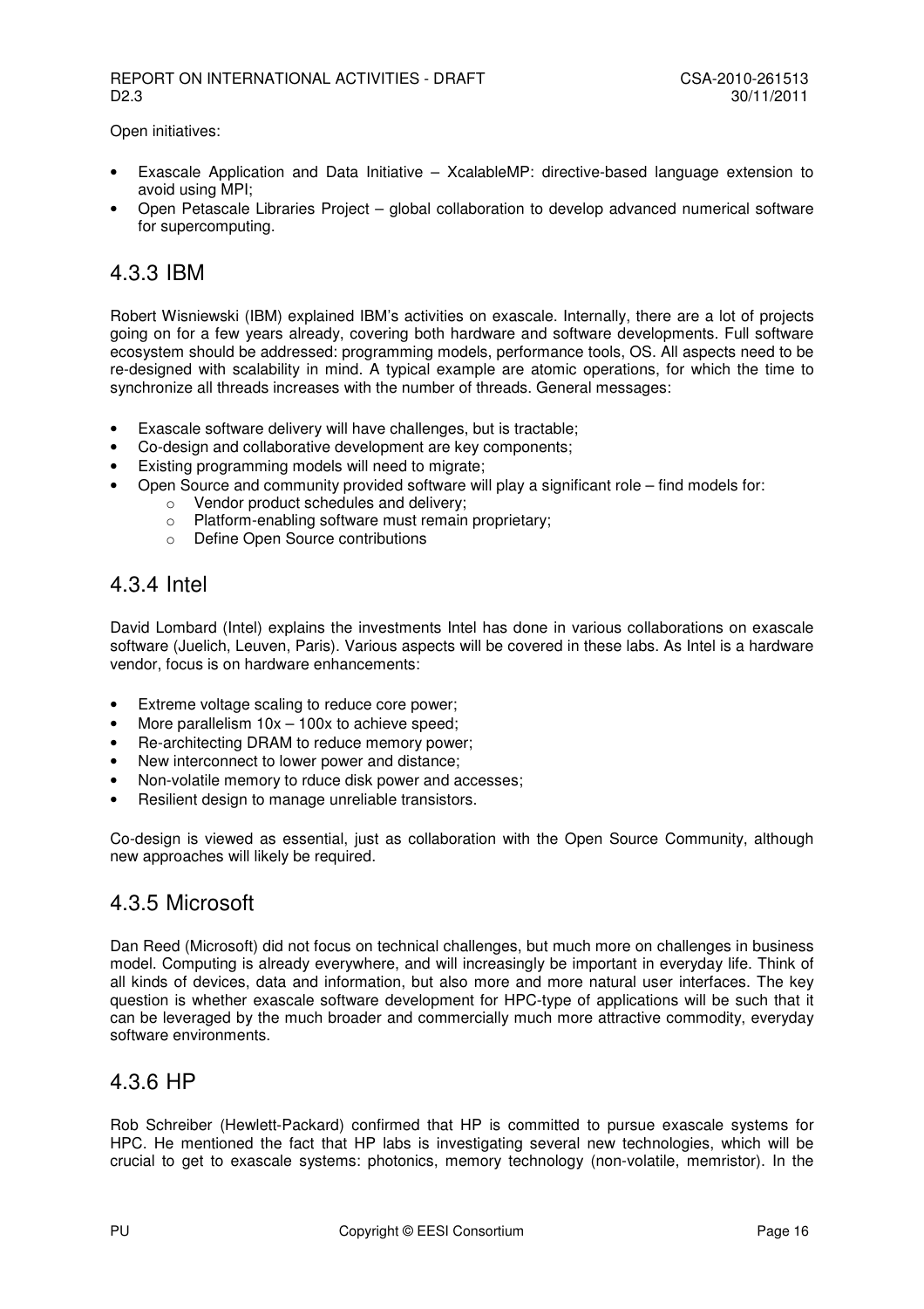Open initiatives:

- Exascale Application and Data Initiative – XcalableMP: directive-based language extension to avoid using MPI;
- Open Petascale Libraries Project – global collaboration to develop advanced numerical software for supercomputing.

## 4.3.3 IBM

Robert Wisniewski (IBM) explained IBM's activities on exascale. Internally, there are a lot of projects going on for a few years already, covering both hardware and software developments. Full software ecosystem should be addressed: programming models, performance tools, OS. All aspects need to be re-designed with scalability in mind. A typical example are atomic operations, for which the time to synchronize all threads increases with the number of threads. General messages:

- Exascale software delivery will have challenges, but is tractable;
- Co-design and collaborative development are key components;
- Existing programming models will need to migrate;
- Open Source and community provided software will play a significant role – find models for:
  - Vendor product schedules and delivery;
  - Platform-enabling software must remain proprietary;
  - Define Open Source contributions

## 4.3.4 Intel

David Lombard (Intel) explains the investments Intel has done in various collaborations on exascale software (Juelich, Leuven, Paris). Various aspects will be covered in these labs. As Intel is a hardware vendor, focus is on hardware enhancements:

- Extreme voltage scaling to reduce core power;
- More parallelism 10x – 100x to achieve speed;
- Re-architecting DRAM to reduce memory power;
- New interconnect to lower power and distance;
- Non-volatile memory to rduce disk power and accesses;
- Resilient design to manage unreliable transistors.

Co-design is viewed as essential, just as collaboration with the Open Source Community, although new approaches will likely be required.

## 4.3.5 Microsoft

Dan Reed (Microsoft) did not focus on technical challenges, but much more on challenges in business model. Computing is already everywhere, and will increasingly be important in everyday life. Think of all kinds of devices, data and information, but also more and more natural user interfaces. The key question is whether exascale software development for HPC-type of applications will be such that it can be leveraged by the much broader and commercially much more attractive commodity, everyday software environments.

## 4.3.6 HP

Rob Schreiber (Hewlett-Packard) confirmed that HP is committed to pursue exascale systems for HPC. He mentioned the fact that HP labs is investigating several new technologies, which will be crucial to get to exascale systems: photonics, memory technology (non-volatile, memristor). In the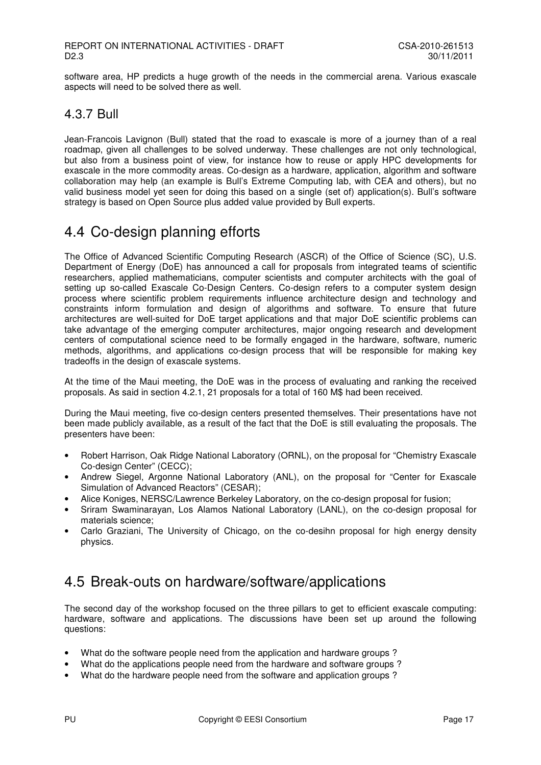software area, HP predicts a huge growth of the needs in the commercial arena. Various exascale aspects will need to be solved there as well.

### 4.3.7 Bull

Jean-Francois Lavignon (Bull) stated that the road to exascale is more of a journey than of a real roadmap, given all challenges to be solved underway. These challenges are not only technological, but also from a business point of view, for instance how to reuse or apply HPC developments for exascale in the more commodity areas. Co-design as a hardware, application, algorithm and software collaboration may help (an example is Bull's Extreme Computing lab, with CEA and others), but no valid business model yet seen for doing this based on a single (set of) application(s). Bull's software strategy is based on Open Source plus added value provided by Bull experts.

## 4.4 Co-design planning efforts

The Office of Advanced Scientific Computing Research (ASCR) of the Office of Science (SC), U.S. Department of Energy (DoE) has announced a call for proposals from integrated teams of scientific researchers, applied mathematicians, computer scientists and computer architects with the goal of setting up so-called Exascale Co-Design Centers. Co-design refers to a computer system design process where scientific problem requirements influence architecture design and technology and constraints inform formulation and design of algorithms and software. To ensure that future architectures are well-suited for DoE target applications and that major DoE scientific problems can take advantage of the emerging computer architectures, major ongoing research and development centers of computational science need to be formally engaged in the hardware, software, numeric methods, algorithms, and applications co-design process that will be responsible for making key tradeoffs in the design of exascale systems.

At the time of the Maui meeting, the DoE was in the process of evaluating and ranking the received proposals. As said in section 4.2.1, 21 proposals for a total of 160 M$ had been received.

During the Maui meeting, five co-design centers presented themselves. Their presentations have not been made publicly available, as a result of the fact that the DoE is still evaluating the proposals. The presenters have been:

- Robert Harrison, Oak Ridge National Laboratory (ORNL), on the proposal for "Chemistry Exascale Co-design Center" (CECC);
- Andrew Siegel, Argonne National Laboratory (ANL), on the proposal for "Center for Exascale Simulation of Advanced Reactors" (CESAR);
- Alice Koniges, NERSC/Lawrence Berkeley Laboratory, on the co-design proposal for fusion;
- Sriram Swaminarayan, Los Alamos National Laboratory (LANL), on the co-design proposal for materials science;
- Carlo Graziani, The University of Chicago, on the co-desihn proposal for high energy density physics.

## 4.5 Break-outs on hardware/software/applications

The second day of the workshop focused on the three pillars to get to efficient exascale computing: hardware, software and applications. The discussions have been set up around the following questions:

- What do the software people need from the application and hardware groups ?
- What do the applications people need from the hardware and software groups ?
- What do the hardware people need from the software and application groups ?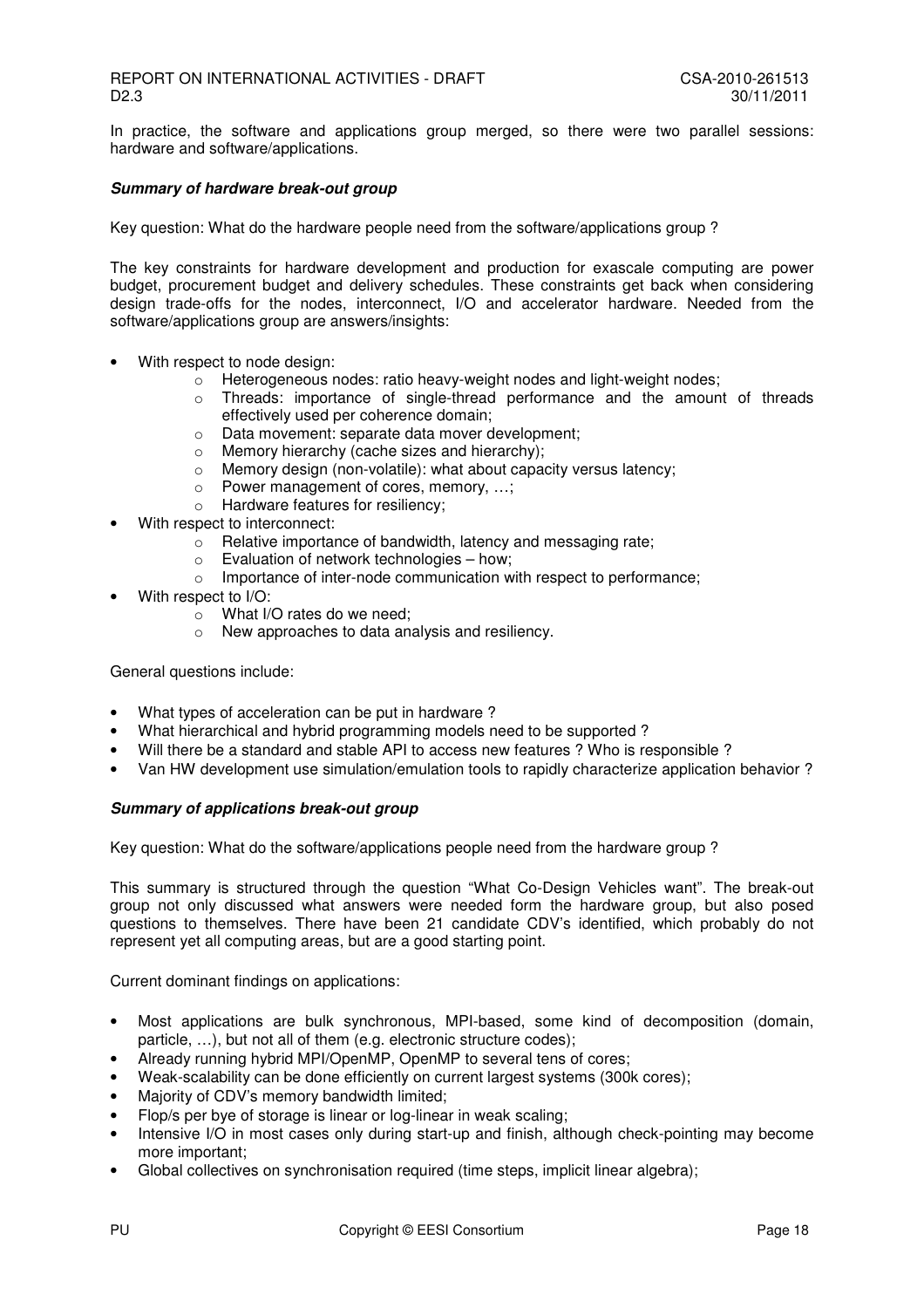In practice, the software and applications group merged, so there were two parallel sessions: hardware and software/applications.

***Summary of hardware break-out group***

Key question: What do the hardware people need from the software/applications group ?

The key constraints for hardware development and production for exascale computing are power budget, procurement budget and delivery schedules. These constraints get back when considering design trade-offs for the nodes, interconnect, I/O and accelerator hardware. Needed from the software/applications group are answers/insights:

- With respect to node design:
    - Heterogeneous nodes: ratio heavy-weight nodes and light-weight nodes;
    - Threads: importance of single-thread performance and the amount of threads effectively used per coherence domain;
    - Data movement: separate data mover development;
    - Memory hierarchy (cache sizes and hierarchy);
    - Memory design (non-volatile): what about capacity versus latency;
    - Power management of cores, memory, …;
    - Hardware features for resiliency;
- With respect to interconnect:
    - Relative importance of bandwidth, latency and messaging rate;
    - Evaluation of network technologies – how;
    - Importance of inter-node communication with respect to performance;
- With respect to I/O:
    - What I/O rates do we need;
    - New approaches to data analysis and resiliency.

General questions include:

- What types of acceleration can be put in hardware ?
- What hierarchical and hybrid programming models need to be supported ?
- Will there be a standard and stable API to access new features ? Who is responsible ?
- Van HW development use simulation/emulation tools to rapidly characterize application behavior ?

***Summary of applications break-out group***

Key question: What do the software/applications people need from the hardware group ?

This summary is structured through the question "What Co-Design Vehicles want". The break-out group not only discussed what answers were needed form the hardware group, but also posed questions to themselves. There have been 21 candidate CDV's identified, which probably do not represent yet all computing areas, but are a good starting point.

Current dominant findings on applications:

- Most applications are bulk synchronous, MPI-based, some kind of decomposition (domain, particle, …), but not all of them (e.g. electronic structure codes);
- Already running hybrid MPI/OpenMP, OpenMP to several tens of cores;
- Weak-scalability can be done efficiently on current largest systems (300k cores);
- Majority of CDV's memory bandwidth limited;
- Flop/s per bye of storage is linear or log-linear in weak scaling;
- Intensive I/O in most cases only during start-up and finish, although check-pointing may become more important;
- Global collectives on synchronisation required (time steps, implicit linear algebra);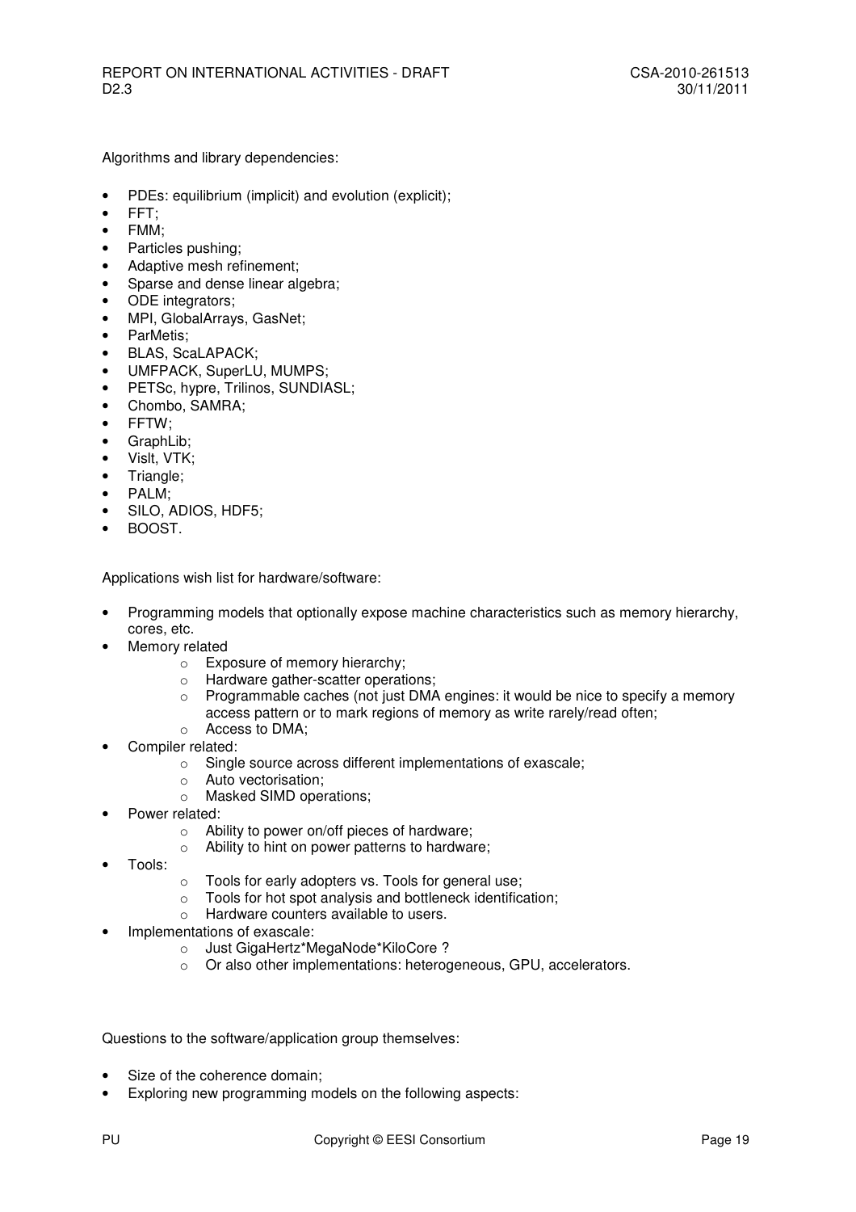Algorithms and library dependencies:

- PDEs: equilibrium (implicit) and evolution (explicit);
- FFT;
- FMM;
- Particles pushing;
- Adaptive mesh refinement;
- Sparse and dense linear algebra;
- ODE integrators;
- MPI, GlobalArrays, GasNet;
- ParMetis;
- BLAS, ScaLAPACK;
- UMFPACK, SuperLU, MUMPS;
- PETSc, hypre, Trilinos, SUNDIASL;
- Chombo, SAMRA;
- FFTW;
- GraphLib;
- VisIt, VTK;
- Triangle;
- PALM;
- SILO, ADIOS, HDF5;
- BOOST.

Applications wish list for hardware/software:

- Programming models that optionally expose machine characteristics such as memory hierarchy, cores, etc.
- Memory related
  - Exposure of memory hierarchy;
  - Hardware gather-scatter operations;
  - Programmable caches (not just DMA engines: it would be nice to specify a memory access pattern or to mark regions of memory as write rarely/read often;
  - Access to DMA;
- Compiler related:
  - Single source across different implementations of exascale;
  - Auto vectorisation;
  - Masked SIMD operations;
- Power related:
  - Ability to power on/off pieces of hardware;
  - Ability to hint on power patterns to hardware;
- Tools:
  - Tools for early adopters vs. Tools for general use;
  - Tools for hot spot analysis and bottleneck identification;
  - Hardware counters available to users.
- Implementations of exascale:
  - Just GigaHertz*MegaNode*KiloCore ?
  - Or also other implementations: heterogeneous, GPU, accelerators.

Questions to the software/application group themselves:

- Size of the coherence domain;
- Exploring new programming models on the following aspects: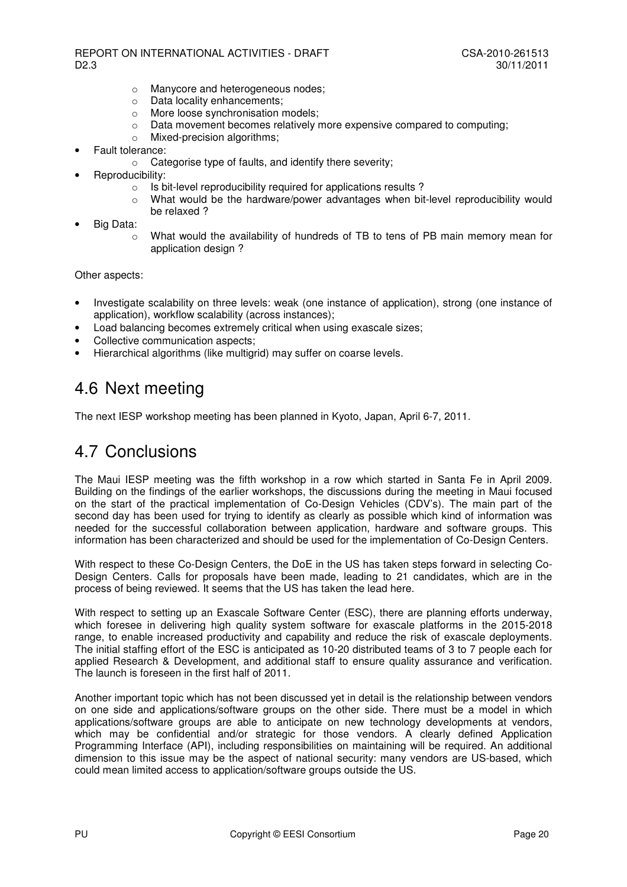- Manycore and heterogeneous nodes;
  - Data locality enhancements;
  - More loose synchronisation models;
  - Data movement becomes relatively more expensive compared to computing;
  - Mixed-precision algorithms;
- Fault tolerance:
  - Categorise type of faults, and identify there severity;
- Reproducibility:
  - Is bit-level reproducibility required for applications results ?
  - What would be the hardware/power advantages when bit-level reproducibility would be relaxed ?
- Big Data:
  - What would the availability of hundreds of TB to tens of PB main memory mean for application design ?

Other aspects:

- Investigate scalability on three levels: weak (one instance of application), strong (one instance of application), workflow scalability (across instances);
- Load balancing becomes extremely critical when using exascale sizes;
- Collective communication aspects;
- Hierarchical algorithms (like multigrid) may suffer on coarse levels.

## 4.6 Next meeting

The next IESP workshop meeting has been planned in Kyoto, Japan, April 6-7, 2011.

## 4.7 Conclusions

The Maui IESP meeting was the fifth workshop in a row which started in Santa Fe in April 2009. Building on the findings of the earlier workshops, the discussions during the meeting in Maui focused on the start of the practical implementation of Co-Design Vehicles (CDV's). The main part of the second day has been used for trying to identify as clearly as possible which kind of information was needed for the successful collaboration between application, hardware and software groups. This information has been characterized and should be used for the implementation of Co-Design Centers.

With respect to these Co-Design Centers, the DoE in the US has taken steps forward in selecting Co-Design Centers. Calls for proposals have been made, leading to 21 candidates, which are in the process of being reviewed. It seems that the US has taken the lead here.

With respect to setting up an Exascale Software Center (ESC), there are planning efforts underway, which foresee in delivering high quality system software for exascale platforms in the 2015-2018 range, to enable increased productivity and capability and reduce the risk of exascale deployments. The initial staffing effort of the ESC is anticipated as 10-20 distributed teams of 3 to 7 people each for applied Research & Development, and additional staff to ensure quality assurance and verification. The launch is foreseen in the first half of 2011.

Another important topic which has not been discussed yet in detail is the relationship between vendors on one side and applications/software groups on the other side. There must be a model in which applications/software groups are able to anticipate on new technology developments at vendors, which may be confidential and/or strategic for those vendors. A clearly defined Application Programming Interface (API), including responsibilities on maintaining will be required. An additional dimension to this issue may be the aspect of national security: many vendors are US-based, which could mean limited access to application/software groups outside the US.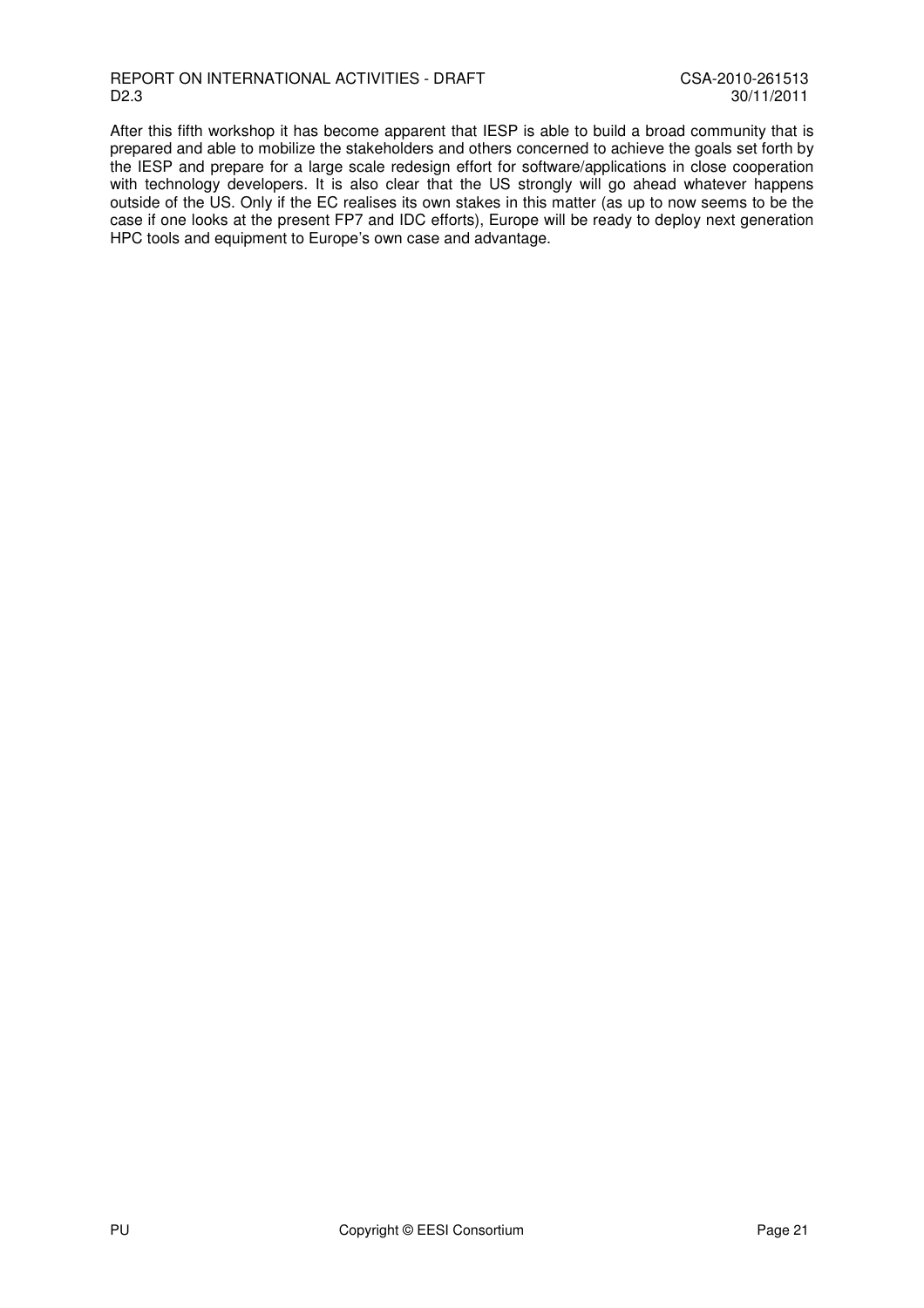After this fifth workshop it has become apparent that IESP is able to build a broad community that is prepared and able to mobilize the stakeholders and others concerned to achieve the goals set forth by the IESP and prepare for a large scale redesign effort for software/applications in close cooperation with technology developers. It is also clear that the US strongly will go ahead whatever happens outside of the US. Only if the EC realises its own stakes in this matter (as up to now seems to be the case if one looks at the present FP7 and IDC efforts), Europe will be ready to deploy next generation HPC tools and equipment to Europe's own case and advantage.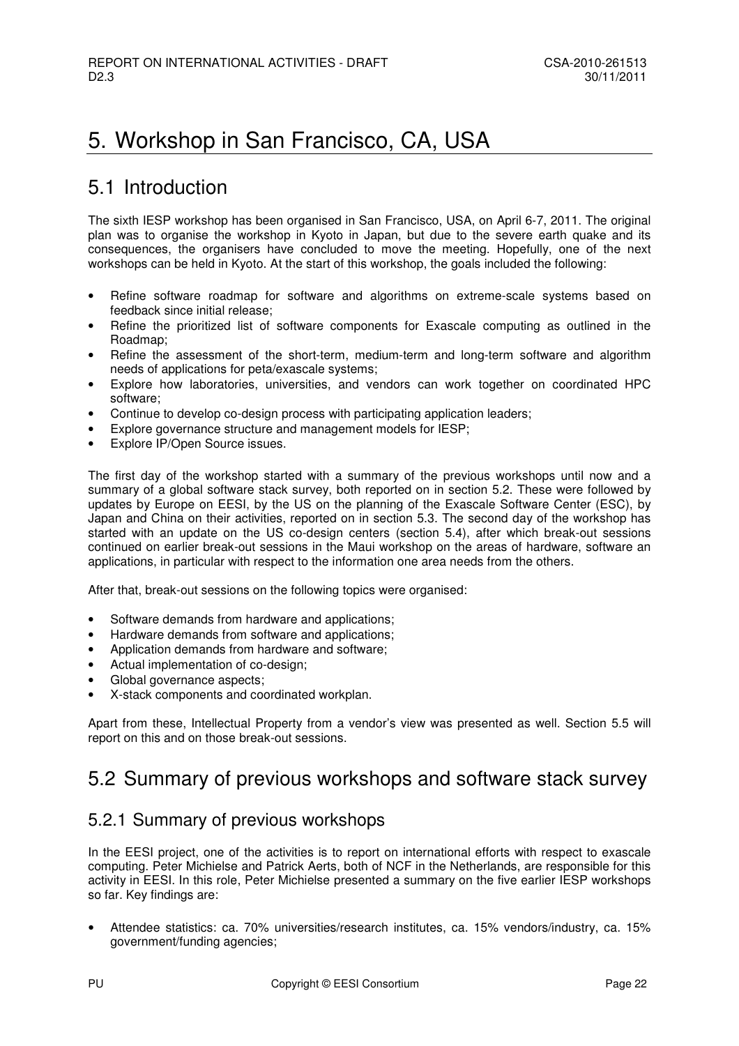# 5. Workshop in San Francisco, CA, USA

## 5.1 Introduction

The sixth IESP workshop has been organised in San Francisco, USA, on April 6-7, 2011. The original plan was to organise the workshop in Kyoto in Japan, but due to the severe earth quake and its consequences, the organisers have concluded to move the meeting. Hopefully, one of the next workshops can be held in Kyoto. At the start of this workshop, the goals included the following:

- Refine software roadmap for software and algorithms on extreme-scale systems based on feedback since initial release;
- Refine the prioritized list of software components for Exascale computing as outlined in the Roadmap;
- Refine the assessment of the short-term, medium-term and long-term software and algorithm needs of applications for peta/exascale systems;
- Explore how laboratories, universities, and vendors can work together on coordinated HPC software;
- Continue to develop co-design process with participating application leaders;
- Explore governance structure and management models for IESP;
- Explore IP/Open Source issues.

The first day of the workshop started with a summary of the previous workshops until now and a summary of a global software stack survey, both reported on in section 5.2. These were followed by updates by Europe on EESI, by the US on the planning of the Exascale Software Center (ESC), by Japan and China on their activities, reported on in section 5.3. The second day of the workshop has started with an update on the US co-design centers (section 5.4), after which break-out sessions continued on earlier break-out sessions in the Maui workshop on the areas of hardware, software an applications, in particular with respect to the information one area needs from the others.

After that, break-out sessions on the following topics were organised:

- Software demands from hardware and applications;
- Hardware demands from software and applications;
- Application demands from hardware and software;
- Actual implementation of co-design;
- Global governance aspects;
- X-stack components and coordinated workplan.

Apart from these, Intellectual Property from a vendor's view was presented as well. Section 5.5 will report on this and on those break-out sessions.

## 5.2 Summary of previous workshops and software stack survey

### 5.2.1 Summary of previous workshops

In the EESI project, one of the activities is to report on international efforts with respect to exascale computing. Peter Michielse and Patrick Aerts, both of NCF in the Netherlands, are responsible for this activity in EESI. In this role, Peter Michielse presented a summary on the five earlier IESP workshops so far. Key findings are:

- Attendee statistics: ca. 70% universities/research institutes, ca. 15% vendors/industry, ca. 15% government/funding agencies;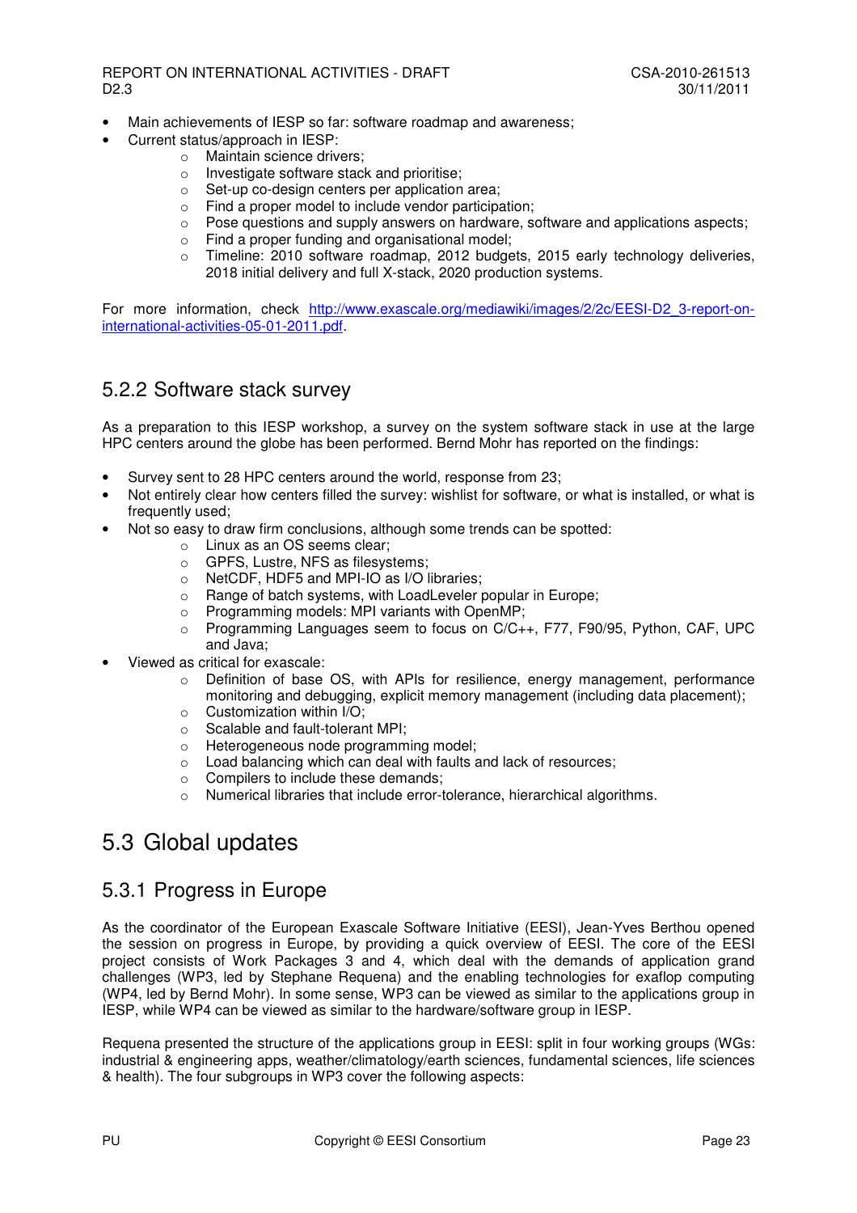- Main achievements of IESP so far: software roadmap and awareness;
- Current status/approach in IESP:
  - Maintain science drivers;
  - Investigate software stack and prioritise;
  - Set-up co-design centers per application area;
  - Find a proper model to include vendor participation;
  - Pose questions and supply answers on hardware, software and applications aspects;
  - Find a proper funding and organisational model;
  - Timeline: 2010 software roadmap, 2012 budgets, 2015 early technology deliveries, 2018 initial delivery and full X-stack, 2020 production systems.

For more information, check [http://www.exascale.org/mediawiki/images/2/2c/EESI-D2_3-report-on-international-activities-05-01-2011.pdf](http://www.exascale.org/mediawiki/images/2/2c/EESI-D2_3-report-on-international-activities-05-01-2011.pdf).

### 5.2.2 Software stack survey

As a preparation to this IESP workshop, a survey on the system software stack in use at the large HPC centers around the globe has been performed. Bernd Mohr has reported on the findings:

- Survey sent to 28 HPC centers around the world, response from 23;
- Not entirely clear how centers filled the survey: wishlist for software, or what is installed, or what is frequently used;
- Not so easy to draw firm conclusions, although some trends can be spotted:
  - Linux as an OS seems clear;
  - GPFS, Lustre, NFS as filesystems;
  - NetCDF, HDF5 and MPI-IO as I/O libraries;
  - Range of batch systems, with LoadLeveler popular in Europe;
  - Programming models: MPI variants with OpenMP;
  - Programming Languages seem to focus on C/C++, F77, F90/95, Python, CAF, UPC and Java;
- Viewed as critical for exascale:
  - Definition of base OS, with APIs for resilience, energy management, performance monitoring and debugging, explicit memory management (including data placement);
  - Customization within I/O;
  - Scalable and fault-tolerant MPI;
  - Heterogeneous node programming model;
  - Load balancing which can deal with faults and lack of resources;
  - Compilers to include these demands;
  - Numerical libraries that include error-tolerance, hierarchical algorithms.

## 5.3 Global updates

### 5.3.1 Progress in Europe

As the coordinator of the European Exascale Software Initiative (EESI), Jean-Yves Berthou opened the session on progress in Europe, by providing a quick overview of EESI. The core of the EESI project consists of Work Packages 3 and 4, which deal with the demands of application grand challenges (WP3, led by Stephane Requena) and the enabling technologies for exaflop computing (WP4, led by Bernd Mohr). In some sense, WP3 can be viewed as similar to the applications group in IESP, while WP4 can be viewed as similar to the hardware/software group in IESP.

Requena presented the structure of the applications group in EESI: split in four working groups (WGs: industrial & engineering apps, weather/climatology/earth sciences, fundamental sciences, life sciences & health). The four subgroups in WP3 cover the following aspects: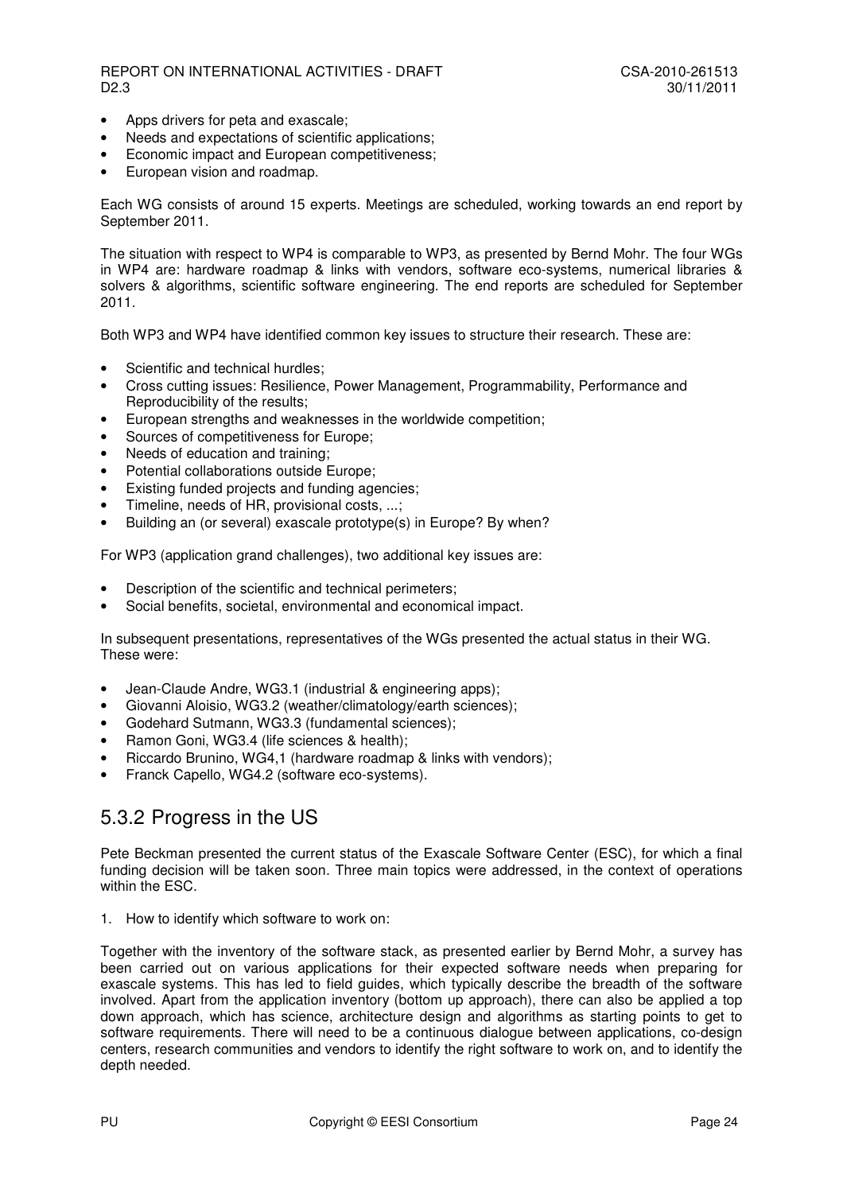- Apps drivers for peta and exascale;
- Needs and expectations of scientific applications;
- Economic impact and European competitiveness;
- European vision and roadmap.

Each WG consists of around 15 experts. Meetings are scheduled, working towards an end report by September 2011.

The situation with respect to WP4 is comparable to WP3, as presented by Bernd Mohr. The four WGs in WP4 are: hardware roadmap & links with vendors, software eco-systems, numerical libraries & solvers & algorithms, scientific software engineering. The end reports are scheduled for September 2011.

Both WP3 and WP4 have identified common key issues to structure their research. These are:

- Scientific and technical hurdles;
- Cross cutting issues: Resilience, Power Management, Programmability, Performance and Reproducibility of the results;
- European strengths and weaknesses in the worldwide competition;
- Sources of competitiveness for Europe;
- Needs of education and training;
- Potential collaborations outside Europe;
- Existing funded projects and funding agencies;
- Timeline, needs of HR, provisional costs, ...;
- Building an (or several) exascale prototype(s) in Europe? By when?

For WP3 (application grand challenges), two additional key issues are:

- Description of the scientific and technical perimeters;
- Social benefits, societal, environmental and economical impact.

In subsequent presentations, representatives of the WGs presented the actual status in their WG. These were:

- Jean-Claude Andre, WG3.1 (industrial & engineering apps);
- Giovanni Aloisio, WG3.2 (weather/climatology/earth sciences);
- Godehard Sutmann, WG3.3 (fundamental sciences);
- Ramon Goni, WG3.4 (life sciences & health);
- Riccardo Brunino, WG4,1 (hardware roadmap & links with vendors);
- Franck Capello, WG4.2 (software eco-systems).

## 5.3.2 Progress in the US

Pete Beckman presented the current status of the Exascale Software Center (ESC), for which a final funding decision will be taken soon. Three main topics were addressed, in the context of operations within the ESC.

1. How to identify which software to work on:

Together with the inventory of the software stack, as presented earlier by Bernd Mohr, a survey has been carried out on various applications for their expected software needs when preparing for exascale systems. This has led to field guides, which typically describe the breadth of the software involved. Apart from the application inventory (bottom up approach), there can also be applied a top down approach, which has science, architecture design and algorithms as starting points to get to software requirements. There will need to be a continuous dialogue between applications, co-design centers, research communities and vendors to identify the right software to work on, and to identify the depth needed.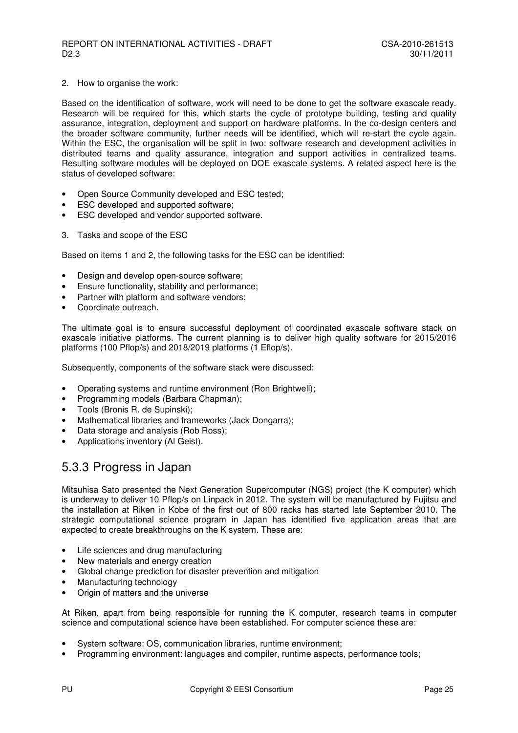2. How to organise the work:

Based on the identification of software, work will need to be done to get the software exascale ready. Research will be required for this, which starts the cycle of prototype building, testing and quality assurance, integration, deployment and support on hardware platforms. In the co-design centers and the broader software community, further needs will be identified, which will re-start the cycle again. Within the ESC, the organisation will be split in two: software research and development activities in distributed teams and quality assurance, integration and support activities in centralized teams. Resulting software modules will be deployed on DOE exascale systems. A related aspect here is the status of developed software:

- Open Source Community developed and ESC tested;
- ESC developed and supported software;
- ESC developed and vendor supported software.

3. Tasks and scope of the ESC

Based on items 1 and 2, the following tasks for the ESC can be identified:

- Design and develop open-source software;
- Ensure functionality, stability and performance;
- Partner with platform and software vendors;
- Coordinate outreach.

The ultimate goal is to ensure successful deployment of coordinated exascale software stack on exascale initiative platforms. The current planning is to deliver high quality software for 2015/2016 platforms (100 Pflop/s) and 2018/2019 platforms (1 Eflop/s).

Subsequently, components of the software stack were discussed:

- Operating systems and runtime environment (Ron Brightwell);
- Programming models (Barbara Chapman);
- Tools (Bronis R. de Supinski);
- Mathematical libraries and frameworks (Jack Dongarra);
- Data storage and analysis (Rob Ross);
- Applications inventory (Al Geist).

## 5.3.3 Progress in Japan

Mitsuhisa Sato presented the Next Generation Supercomputer (NGS) project (the K computer) which is underway to deliver 10 Pflop/s on Linpack in 2012. The system will be manufactured by Fujitsu and the installation at Riken in Kobe of the first out of 800 racks has started late September 2010. The strategic computational science program in Japan has identified five application areas that are expected to create breakthroughs on the K system. These are:

- Life sciences and drug manufacturing
- New materials and energy creation
- Global change prediction for disaster prevention and mitigation
- Manufacturing technology
- Origin of matters and the universe

At Riken, apart from being responsible for running the K computer, research teams in computer science and computational science have been established. For computer science these are:

- System software: OS, communication libraries, runtime environment;
- Programming environment: languages and compiler, runtime aspects, performance tools;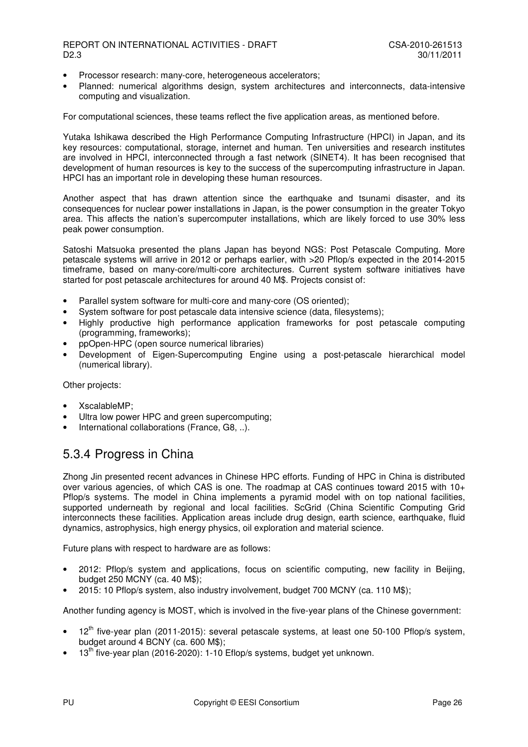- Processor research: many-core, heterogeneous accelerators;
- Planned: numerical algorithms design, system architectures and interconnects, data-intensive computing and visualization.

For computational sciences, these teams reflect the five application areas, as mentioned before.

Yutaka Ishikawa described the High Performance Computing Infrastructure (HPCI) in Japan, and its key resources: computational, storage, internet and human. Ten universities and research institutes are involved in HPCI, interconnected through a fast network (SINET4). It has been recognised that development of human resources is key to the success of the supercomputing infrastructure in Japan. HPCI has an important role in developing these human resources.

Another aspect that has drawn attention since the earthquake and tsunami disaster, and its consequences for nuclear power installations in Japan, is the power consumption in the greater Tokyo area. This affects the nation's supercomputer installations, which are likely forced to use 30% less peak power consumption.

Satoshi Matsuoka presented the plans Japan has beyond NGS: Post Petascale Computing. More petascale systems will arrive in 2012 or perhaps earlier, with >20 Pflop/s expected in the 2014-2015 timeframe, based on many-core/multi-core architectures. Current system software initiatives have started for post petascale architectures for around 40 M$. Projects consist of:

- Parallel system software for multi-core and many-core (OS oriented);
- System software for post petascale data intensive science (data, filesystems);
- Highly productive high performance application frameworks for post petascale computing (programming, frameworks);
- ppOpen-HPC (open source numerical libraries)
- Development of Eigen-Supercomputing Engine using a post-petascale hierarchical model (numerical library).

Other projects:

- XscalableMP;
- Ultra low power HPC and green supercomputing;
- International collaborations (France, G8, ..).

## 5.3.4 Progress in China

Zhong Jin presented recent advances in Chinese HPC efforts. Funding of HPC in China is distributed over various agencies, of which CAS is one. The roadmap at CAS continues toward 2015 with 10+ Pflop/s systems. The model in China implements a pyramid model with on top national facilities, supported underneath by regional and local facilities. ScGrid (China Scientific Computing Grid interconnects these facilities. Application areas include drug design, earth science, earthquake, fluid dynamics, astrophysics, high energy physics, oil exploration and material science.

Future plans with respect to hardware are as follows:

- 2012: Pflop/s system and applications, focus on scientific computing, new facility in Beijing, budget 250 MCNY (ca. 40 M$);
- 2015: 10 Pflop/s system, also industry involvement, budget 700 MCNY (ca. 110 M$);

Another funding agency is MOST, which is involved in the five-year plans of the Chinese government:

- 12th five-year plan (2011-2015): several petascale systems, at least one 50-100 Pflop/s system, budget around 4 BCNY (ca. 600 M$);
- 13th five-year plan (2016-2020): 1-10 Eflop/s systems, budget yet unknown.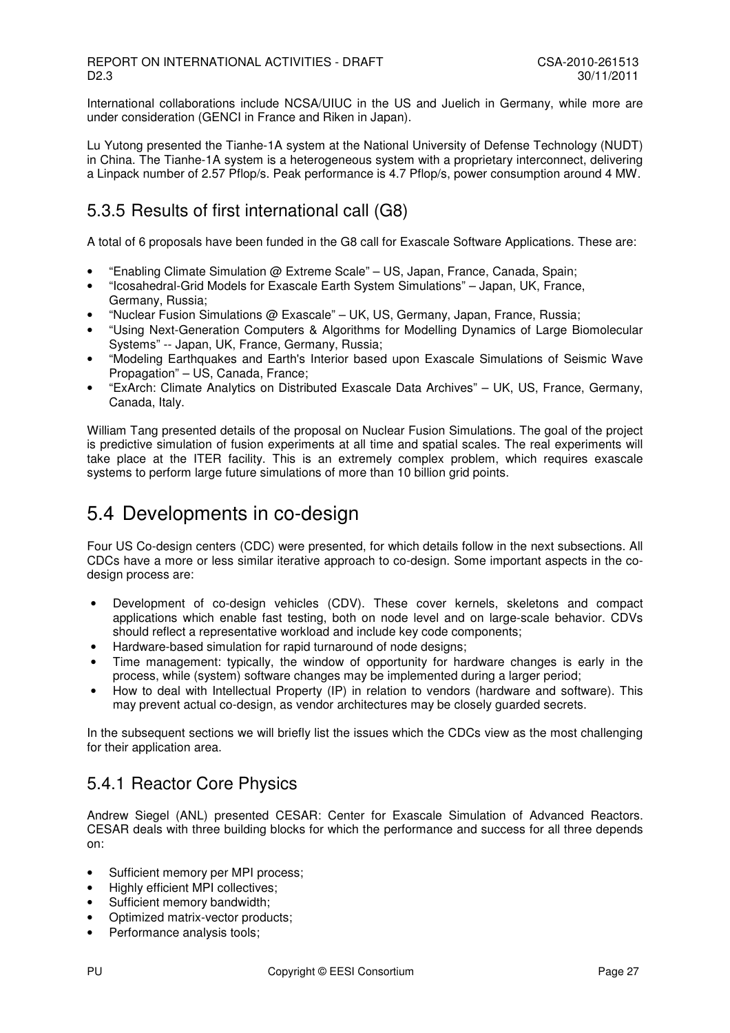International collaborations include NCSA/UIUC in the US and Juelich in Germany, while more are under consideration (GENCI in France and Riken in Japan).

Lu Yutong presented the Tianhe-1A system at the National University of Defense Technology (NUDT) in China. The Tianhe-1A system is a heterogeneous system with a proprietary interconnect, delivering a Linpack number of 2.57 Pflop/s. Peak performance is 4.7 Pflop/s, power consumption around 4 MW.

### 5.3.5 Results of first international call (G8)

A total of 6 proposals have been funded in the G8 call for Exascale Software Applications. These are:

- "Enabling Climate Simulation @ Extreme Scale" – US, Japan, France, Canada, Spain;
- "Icosahedral-Grid Models for Exascale Earth System Simulations" – Japan, UK, France, Germany, Russia;
- "Nuclear Fusion Simulations @ Exascale" – UK, US, Germany, Japan, France, Russia;
- "Using Next-Generation Computers & Algorithms for Modelling Dynamics of Large Biomolecular Systems" -- Japan, UK, France, Germany, Russia;
- "Modeling Earthquakes and Earth's Interior based upon Exascale Simulations of Seismic Wave Propagation" – US, Canada, France;
- "ExArch: Climate Analytics on Distributed Exascale Data Archives" – UK, US, France, Germany, Canada, Italy.

William Tang presented details of the proposal on Nuclear Fusion Simulations. The goal of the project is predictive simulation of fusion experiments at all time and spatial scales. The real experiments will take place at the ITER facility. This is an extremely complex problem, which requires exascale systems to perform large future simulations of more than 10 billion grid points.

## 5.4 Developments in co-design

Four US Co-design centers (CDC) were presented, for which details follow in the next subsections. All CDCs have a more or less similar iterative approach to co-design. Some important aspects in the co-design process are:

- Development of co-design vehicles (CDV). These cover kernels, skeletons and compact applications which enable fast testing, both on node level and on large-scale behavior. CDVs should reflect a representative workload and include key code components;
- Hardware-based simulation for rapid turnaround of node designs;
- Time management: typically, the window of opportunity for hardware changes is early in the process, while (system) software changes may be implemented during a larger period;
- How to deal with Intellectual Property (IP) in relation to vendors (hardware and software). This may prevent actual co-design, as vendor architectures may be closely guarded secrets.

In the subsequent sections we will briefly list the issues which the CDCs view as the most challenging for their application area.

### 5.4.1 Reactor Core Physics

Andrew Siegel (ANL) presented CESAR: Center for Exascale Simulation of Advanced Reactors. CESAR deals with three building blocks for which the performance and success for all three depends on:

- Sufficient memory per MPI process;
- Highly efficient MPI collectives;
- Sufficient memory bandwidth;
- Optimized matrix-vector products;
- Performance analysis tools;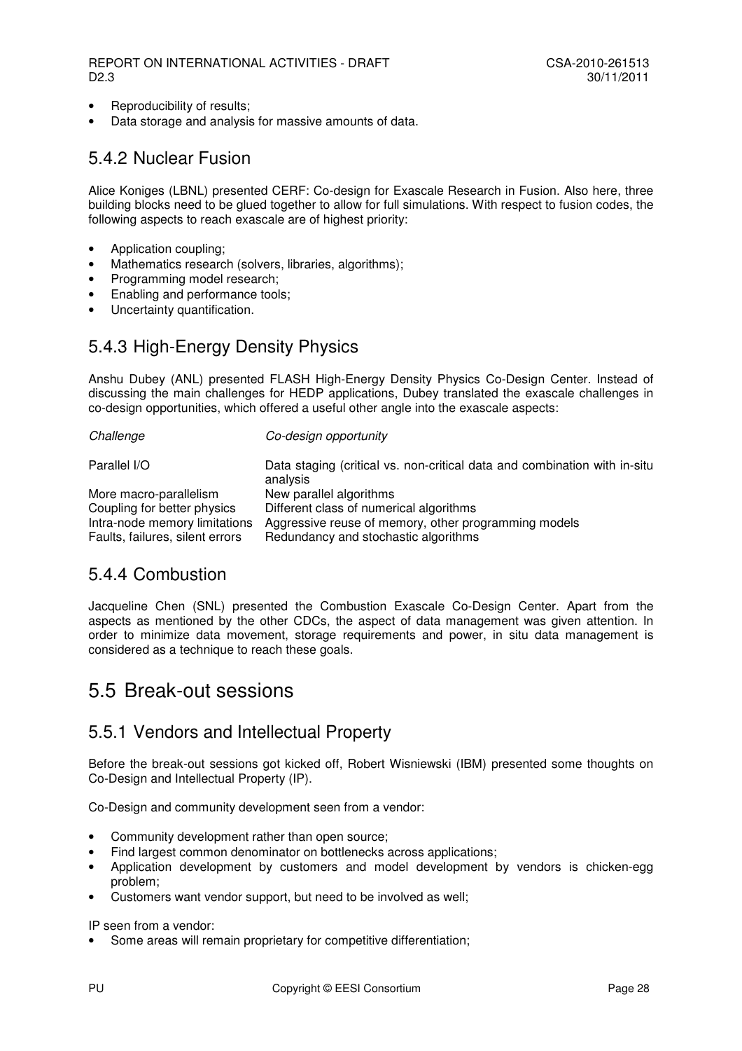- Reproducibility of results;
- Data storage and analysis for massive amounts of data.

### 5.4.2 Nuclear Fusion

Alice Koniges (LBNL) presented CERF: Co-design for Exascale Research in Fusion. Also here, three building blocks need to be glued together to allow for full simulations. With respect to fusion codes, the following aspects to reach exascale are of highest priority:

- Application coupling;
- Mathematics research (solvers, libraries, algorithms);
- Programming model research;
- Enabling and performance tools;
- Uncertainty quantification.

### 5.4.3 High-Energy Density Physics

Anshu Dubey (ANL) presented FLASH High-Energy Density Physics Co-Design Center. Instead of discussing the main challenges for HEDP applications, Dubey translated the exascale challenges in co-design opportunities, which offered a useful other angle into the exascale aspects:

| *Challenge* | *Co-design opportunity* |
|---|---|
| Parallel I/O | Data staging (critical vs. non-critical data and combination with in-situ analysis |
| More macro-parallelism | New parallel algorithms |
| Coupling for better physics | Different class of numerical algorithms |
| Intra-node memory limitations | Aggressive reuse of memory, other programming models |
| Faults, failures, silent errors | Redundancy and stochastic algorithms |

### 5.4.4 Combustion

Jacqueline Chen (SNL) presented the Combustion Exascale Co-Design Center. Apart from the aspects as mentioned by the other CDCs, the aspect of data management was given attention. In order to minimize data movement, storage requirements and power, in situ data management is considered as a technique to reach these goals.

## 5.5 Break-out sessions

### 5.5.1 Vendors and Intellectual Property

Before the break-out sessions got kicked off, Robert Wisniewski (IBM) presented some thoughts on Co-Design and Intellectual Property (IP).

Co-Design and community development seen from a vendor:

- Community development rather than open source;
- Find largest common denominator on bottlenecks across applications;
- Application development by customers and model development by vendors is chicken-egg problem;
- Customers want vendor support, but need to be involved as well;

IP seen from a vendor:

- Some areas will remain proprietary for competitive differentiation;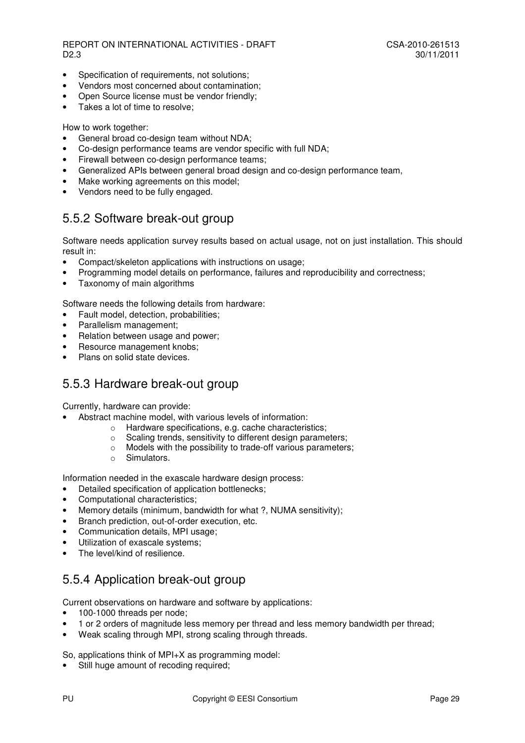- Specification of requirements, not solutions;
- Vendors most concerned about contamination;
- Open Source license must be vendor friendly;
- Takes a lot of time to resolve;

How to work together:

- General broad co-design team without NDA;
- Co-design performance teams are vendor specific with full NDA;
- Firewall between co-design performance teams;
- Generalized APIs between general broad design and co-design performance team,
- Make working agreements on this model;
- Vendors need to be fully engaged.

## 5.5.2 Software break-out group

Software needs application survey results based on actual usage, not on just installation. This should result in:

- Compact/skeleton applications with instructions on usage;
- Programming model details on performance, failures and reproducibility and correctness;
- Taxonomy of main algorithms

Software needs the following details from hardware:

- Fault model, detection, probabilities;
- Parallelism management;
- Relation between usage and power;
- Resource management knobs;
- Plans on solid state devices.

## 5.5.3 Hardware break-out group

Currently, hardware can provide:

- Abstract machine model, with various levels of information:
  - Hardware specifications, e.g. cache characteristics;
  - Scaling trends, sensitivity to different design parameters;
  - Models with the possibility to trade-off various parameters;
  - Simulators.

Information needed in the exascale hardware design process:

- Detailed specification of application bottlenecks;
- Computational characteristics;
- Memory details (minimum, bandwidth for what ?, NUMA sensitivity);
- Branch prediction, out-of-order execution, etc.
- Communication details, MPI usage;
- Utilization of exascale systems;
- The level/kind of resilience.

## 5.5.4 Application break-out group

Current observations on hardware and software by applications:

- 100-1000 threads per node;
- 1 or 2 orders of magnitude less memory per thread and less memory bandwidth per thread;
- Weak scaling through MPI, strong scaling through threads.

So, applications think of MPI+X as programming model:

- Still huge amount of recoding required;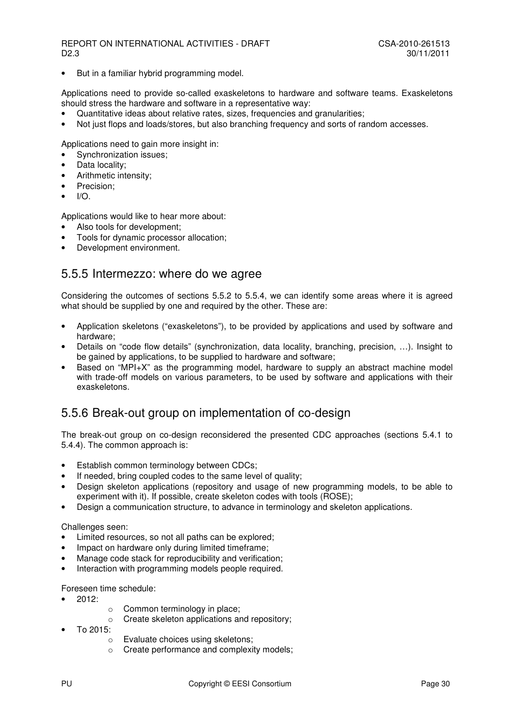- But in a familiar hybrid programming model.

Applications need to provide so-called exaskeletons to hardware and software teams. Exaskeletons should stress the hardware and software in a representative way:

- Quantitative ideas about relative rates, sizes, frequencies and granularities;
- Not just flops and loads/stores, but also branching frequency and sorts of random accesses.

Applications need to gain more insight in:

- Synchronization issues;
- Data locality;
- Arithmetic intensity;
- Precision;
- I/O.

Applications would like to hear more about:

- Also tools for development;
- Tools for dynamic processor allocation;
- Development environment.

## 5.5.5 Intermezzo: where do we agree

Considering the outcomes of sections 5.5.2 to 5.5.4, we can identify some areas where it is agreed what should be supplied by one and required by the other. These are:

- Application skeletons ("exaskeletons"), to be provided by applications and used by software and hardware;
- Details on "code flow details" (synchronization, data locality, branching, precision, …). Insight to be gained by applications, to be supplied to hardware and software;
- Based on "MPI+X" as the programming model, hardware to supply an abstract machine model with trade-off models on various parameters, to be used by software and applications with their exaskeletons.

## 5.5.6 Break-out group on implementation of co-design

The break-out group on co-design reconsidered the presented CDC approaches (sections 5.4.1 to 5.4.4). The common approach is:

- Establish common terminology between CDCs;
- If needed, bring coupled codes to the same level of quality;
- Design skeleton applications (repository and usage of new programming models, to be able to experiment with it). If possible, create skeleton codes with tools (ROSE);
- Design a communication structure, to advance in terminology and skeleton applications.

Challenges seen:

- Limited resources, so not all paths can be explored;
- Impact on hardware only during limited timeframe;
- Manage code stack for reproducibility and verification;
- Interaction with programming models people required.

Foreseen time schedule:

- 2012:
    - Common terminology in place;
    - Create skeleton applications and repository;
- To 2015:
    - Evaluate choices using skeletons;
    - Create performance and complexity models;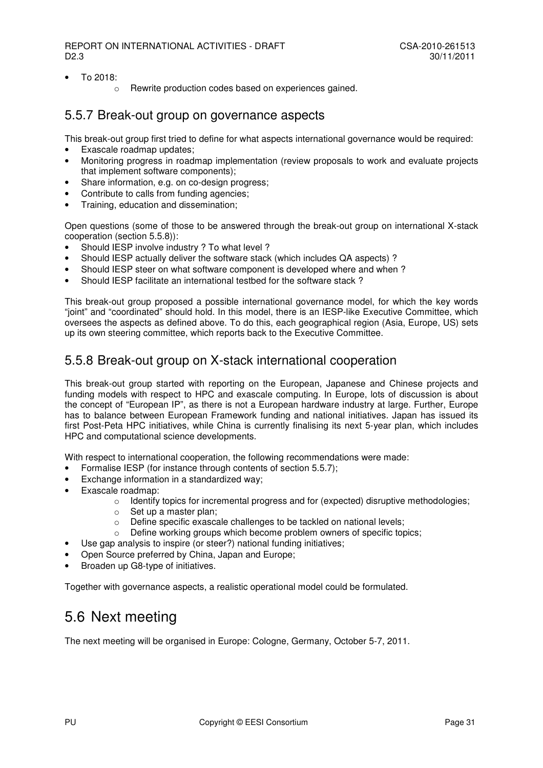- To 2018:
  - Rewrite production codes based on experiences gained.

### 5.5.7 Break-out group on governance aspects

This break-out group first tried to define for what aspects international governance would be required:

- Exascale roadmap updates;
- Monitoring progress in roadmap implementation (review proposals to work and evaluate projects that implement software components);
- Share information, e.g. on co-design progress;
- Contribute to calls from funding agencies;
- Training, education and dissemination;

Open questions (some of those to be answered through the break-out group on international X-stack cooperation (section 5.5.8)):

- Should IESP involve industry ? To what level ?
- Should IESP actually deliver the software stack (which includes QA aspects) ?
- Should IESP steer on what software component is developed where and when ?
- Should IESP facilitate an international testbed for the software stack ?

This break-out group proposed a possible international governance model, for which the key words "joint" and "coordinated" should hold. In this model, there is an IESP-like Executive Committee, which oversees the aspects as defined above. To do this, each geographical region (Asia, Europe, US) sets up its own steering committee, which reports back to the Executive Committee.

### 5.5.8 Break-out group on X-stack international cooperation

This break-out group started with reporting on the European, Japanese and Chinese projects and funding models with respect to HPC and exascale computing. In Europe, lots of discussion is about the concept of "European IP", as there is not a European hardware industry at large. Further, Europe has to balance between European Framework funding and national initiatives. Japan has issued its first Post-Peta HPC initiatives, while China is currently finalising its next 5-year plan, which includes HPC and computational science developments.

With respect to international cooperation, the following recommendations were made:

- Formalise IESP (for instance through contents of section 5.5.7);
- Exchange information in a standardized way;
- Exascale roadmap:
  - Identify topics for incremental progress and for (expected) disruptive methodologies;
  - Set up a master plan;
  - Define specific exascale challenges to be tackled on national levels;
  - Define working groups which become problem owners of specific topics;
- Use gap analysis to inspire (or steer?) national funding initiatives;
- Open Source preferred by China, Japan and Europe;
- Broaden up G8-type of initiatives.

Together with governance aspects, a realistic operational model could be formulated.

## 5.6 Next meeting

The next meeting will be organised in Europe: Cologne, Germany, October 5-7, 2011.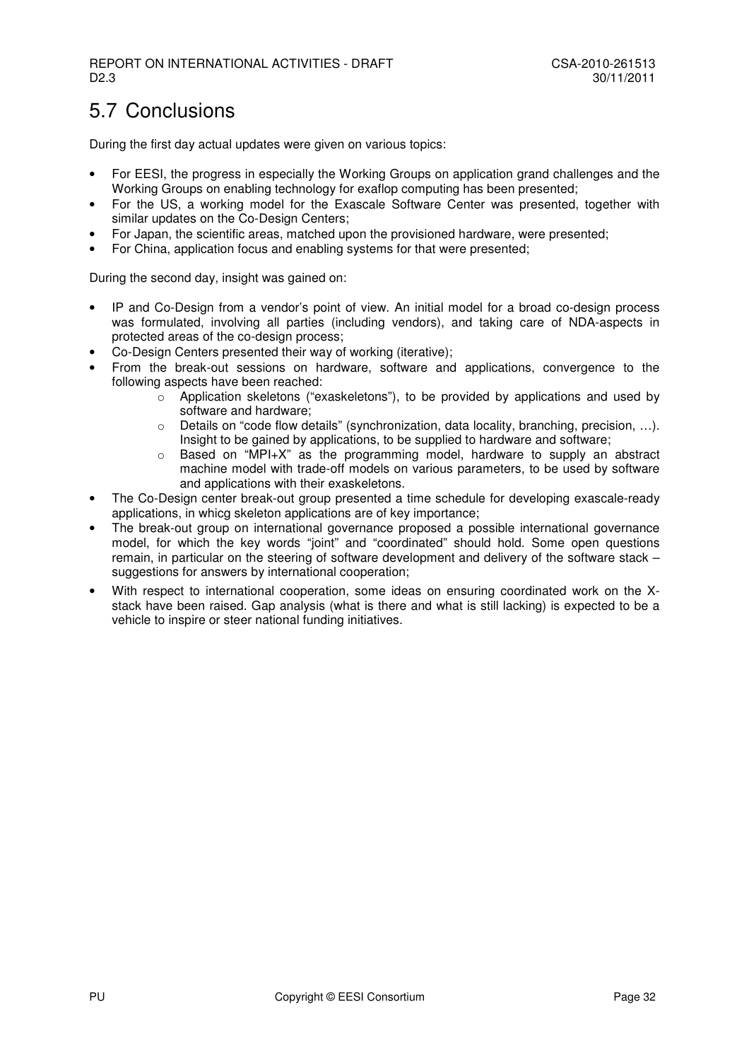## 5.7 Conclusions

During the first day actual updates were given on various topics:

- For EESI, the progress in especially the Working Groups on application grand challenges and the Working Groups on enabling technology for exaflop computing has been presented;
- For the US, a working model for the Exascale Software Center was presented, together with similar updates on the Co-Design Centers;
- For Japan, the scientific areas, matched upon the provisioned hardware, were presented;
- For China, application focus and enabling systems for that were presented;

During the second day, insight was gained on:

- IP and Co-Design from a vendor's point of view. An initial model for a broad co-design process was formulated, involving all parties (including vendors), and taking care of NDA-aspects in protected areas of the co-design process;
- Co-Design Centers presented their way of working (iterative);
- From the break-out sessions on hardware, software and applications, convergence to the following aspects have been reached:
    - Application skeletons ("exaskeletons"), to be provided by applications and used by software and hardware;
    - Details on "code flow details" (synchronization, data locality, branching, precision, …). Insight to be gained by applications, to be supplied to hardware and software;
    - Based on "MPI+X" as the programming model, hardware to supply an abstract machine model with trade-off models on various parameters, to be used by software and applications with their exaskeletons.
- The Co-Design center break-out group presented a time schedule for developing exascale-ready applications, in whicg skeleton applications are of key importance;
- The break-out group on international governance proposed a possible international governance model, for which the key words "joint" and "coordinated" should hold. Some open questions remain, in particular on the steering of software development and delivery of the software stack – suggestions for answers by international cooperation;
- With respect to international cooperation, some ideas on ensuring coordinated work on the X-stack have been raised. Gap analysis (what is there and what is still lacking) is expected to be a vehicle to inspire or steer national funding initiatives.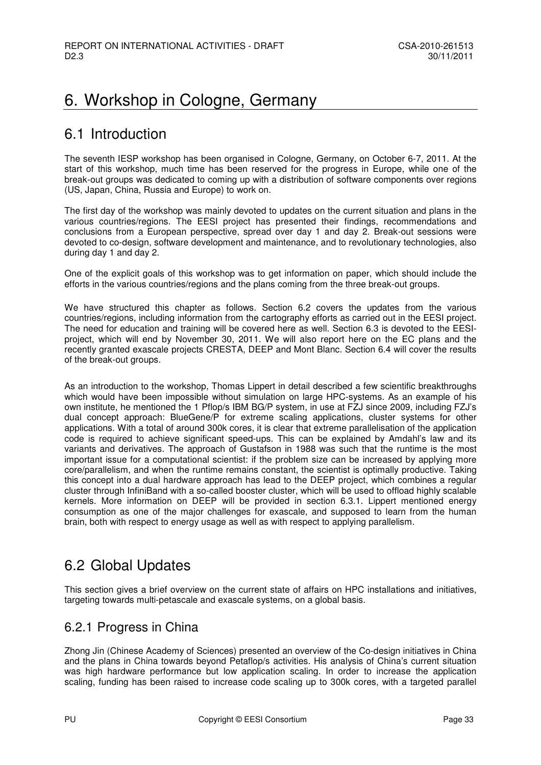# 6. Workshop in Cologne, Germany

## 6.1 Introduction

The seventh IESP workshop has been organised in Cologne, Germany, on October 6-7, 2011. At the start of this workshop, much time has been reserved for the progress in Europe, while one of the break-out groups was dedicated to coming up with a distribution of software components over regions (US, Japan, China, Russia and Europe) to work on.

The first day of the workshop was mainly devoted to updates on the current situation and plans in the various countries/regions. The EESI project has presented their findings, recommendations and conclusions from a European perspective, spread over day 1 and day 2. Break-out sessions were devoted to co-design, software development and maintenance, and to revolutionary technologies, also during day 1 and day 2.

One of the explicit goals of this workshop was to get information on paper, which should include the efforts in the various countries/regions and the plans coming from the three break-out groups.

We have structured this chapter as follows. Section 6.2 covers the updates from the various countries/regions, including information from the cartography efforts as carried out in the EESI project. The need for education and training will be covered here as well. Section 6.3 is devoted to the EESI-project, which will end by November 30, 2011. We will also report here on the EC plans and the recently granted exascale projects CRESTA, DEEP and Mont Blanc. Section 6.4 will cover the results of the break-out groups.

As an introduction to the workshop, Thomas Lippert in detail described a few scientific breakthroughs which would have been impossible without simulation on large HPC-systems. As an example of his own institute, he mentioned the 1 Pflop/s IBM BG/P system, in use at FZJ since 2009, including FZJ's dual concept approach: BlueGene/P for extreme scaling applications, cluster systems for other applications. With a total of around 300k cores, it is clear that extreme parallelisation of the application code is required to achieve significant speed-ups. This can be explained by Amdahl's law and its variants and derivatives. The approach of Gustafson in 1988 was such that the runtime is the most important issue for a computational scientist: if the problem size can be increased by applying more core/parallelism, and when the runtime remains constant, the scientist is optimally productive. Taking this concept into a dual hardware approach has lead to the DEEP project, which combines a regular cluster through InfiniBand with a so-called booster cluster, which will be used to offload highly scalable kernels. More information on DEEP will be provided in section 6.3.1. Lippert mentioned energy consumption as one of the major challenges for exascale, and supposed to learn from the human brain, both with respect to energy usage as well as with respect to applying parallelism.

## 6.2 Global Updates

This section gives a brief overview on the current state of affairs on HPC installations and initiatives, targeting towards multi-petascale and exascale systems, on a global basis.

### 6.2.1 Progress in China

Zhong Jin (Chinese Academy of Sciences) presented an overview of the Co-design initiatives in China and the plans in China towards beyond Petaflop/s activities. His analysis of China's current situation was high hardware performance but low application scaling. In order to increase the application scaling, funding has been raised to increase code scaling up to 300k cores, with a targeted parallel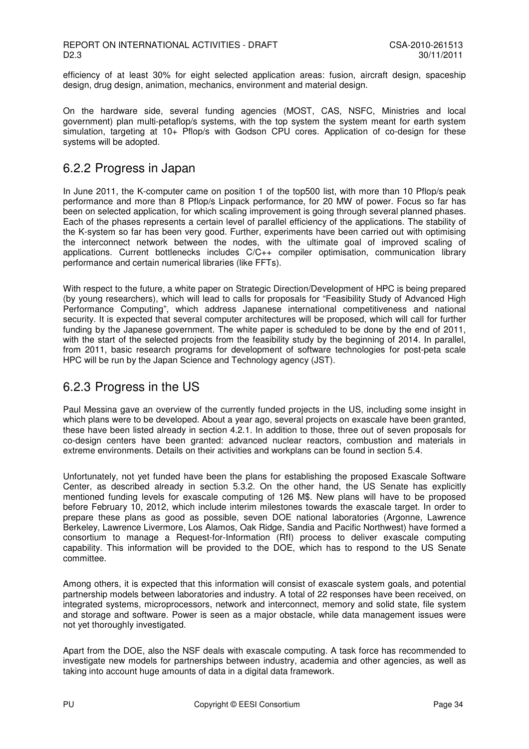efficiency of at least 30% for eight selected application areas: fusion, aircraft design, spaceship design, drug design, animation, mechanics, environment and material design.

On the hardware side, several funding agencies (MOST, CAS, NSFC, Ministries and local government) plan multi-petaflop/s systems, with the top system the system meant for earth system simulation, targeting at 10+ Pflop/s with Godson CPU cores. Application of co-design for these systems will be adopted.

## 6.2.2 Progress in Japan

In June 2011, the K-computer came on position 1 of the top500 list, with more than 10 Pflop/s peak performance and more than 8 Pflop/s Linpack performance, for 20 MW of power. Focus so far has been on selected application, for which scaling improvement is going through several planned phases. Each of the phases represents a certain level of parallel efficiency of the applications. The stability of the K-system so far has been very good. Further, experiments have been carried out with optimising the interconnect network between the nodes, with the ultimate goal of improved scaling of applications. Current bottlenecks includes C/C++ compiler optimisation, communication library performance and certain numerical libraries (like FFTs).

With respect to the future, a white paper on Strategic Direction/Development of HPC is being prepared (by young researchers), which will lead to calls for proposals for "Feasibility Study of Advanced High Performance Computing", which address Japanese international competitiveness and national security. It is expected that several computer architectures will be proposed, which will call for further funding by the Japanese government. The white paper is scheduled to be done by the end of 2011, with the start of the selected projects from the feasibility study by the beginning of 2014. In parallel, from 2011, basic research programs for development of software technologies for post-peta scale HPC will be run by the Japan Science and Technology agency (JST).

## 6.2.3 Progress in the US

Paul Messina gave an overview of the currently funded projects in the US, including some insight in which plans were to be developed. About a year ago, several projects on exascale have been granted, these have been listed already in section 4.2.1. In addition to those, three out of seven proposals for co-design centers have been granted: advanced nuclear reactors, combustion and materials in extreme environments. Details on their activities and workplans can be found in section 5.4.

Unfortunately, not yet funded have been the plans for establishing the proposed Exascale Software Center, as described already in section 5.3.2. On the other hand, the US Senate has explicitly mentioned funding levels for exascale computing of 126 M$. New plans will have to be proposed before February 10, 2012, which include interim milestones towards the exascale target. In order to prepare these plans as good as possible, seven DOE national laboratories (Argonne, Lawrence Berkeley, Lawrence Livermore, Los Alamos, Oak Ridge, Sandia and Pacific Northwest) have formed a consortium to manage a Request-for-Information (RfI) process to deliver exascale computing capability. This information will be provided to the DOE, which has to respond to the US Senate committee.

Among others, it is expected that this information will consist of exascale system goals, and potential partnership models between laboratories and industry. A total of 22 responses have been received, on integrated systems, microprocessors, network and interconnect, memory and solid state, file system and storage and software. Power is seen as a major obstacle, while data management issues were not yet thoroughly investigated.

Apart from the DOE, also the NSF deals with exascale computing. A task force has recommended to investigate new models for partnerships between industry, academia and other agencies, as well as taking into account huge amounts of data in a digital data framework.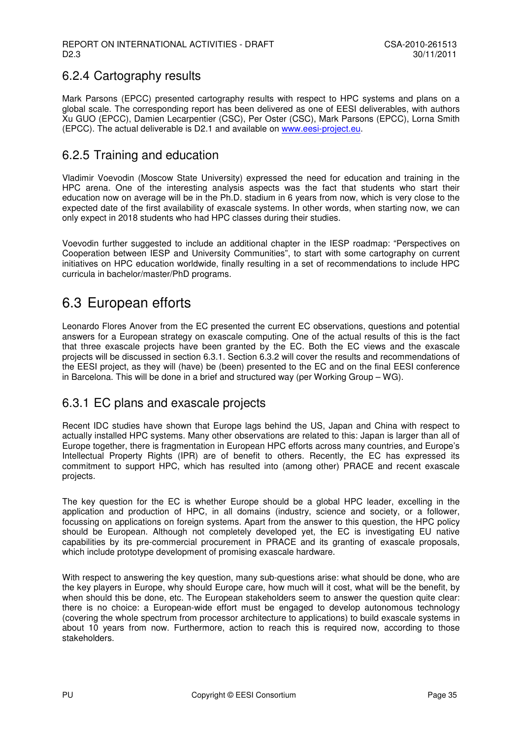### 6.2.4 Cartography results

Mark Parsons (EPCC) presented cartography results with respect to HPC systems and plans on a global scale. The corresponding report has been delivered as one of EESI deliverables, with authors Xu GUO (EPCC), Damien Lecarpentier (CSC), Per Oster (CSC), Mark Parsons (EPCC), Lorna Smith (EPCC). The actual deliverable is D2.1 and available on www.eesi-project.eu.

### 6.2.5 Training and education

Vladimir Voevodin (Moscow State University) expressed the need for education and training in the HPC arena. One of the interesting analysis aspects was the fact that students who start their education now on average will be in the Ph.D. stadium in 6 years from now, which is very close to the expected date of the first availability of exascale systems. In other words, when starting now, we can only expect in 2018 students who had HPC classes during their studies.

Voevodin further suggested to include an additional chapter in the IESP roadmap: "Perspectives on Cooperation between IESP and University Communities", to start with some cartography on current initiatives on HPC education worldwide, finally resulting in a set of recommendations to include HPC curricula in bachelor/master/PhD programs.

## 6.3 European efforts

Leonardo Flores Anover from the EC presented the current EC observations, questions and potential answers for a European strategy on exascale computing. One of the actual results of this is the fact that three exascale projects have been granted by the EC. Both the EC views and the exascale projects will be discussed in section 6.3.1. Section 6.3.2 will cover the results and recommendations of the EESI project, as they will (have) be (been) presented to the EC and on the final EESI conference in Barcelona. This will be done in a brief and structured way (per Working Group – WG).

### 6.3.1 EC plans and exascale projects

Recent IDC studies have shown that Europe lags behind the US, Japan and China with respect to actually installed HPC systems. Many other observations are related to this: Japan is larger than all of Europe together, there is fragmentation in European HPC efforts across many countries, and Europe's Intellectual Property Rights (IPR) are of benefit to others. Recently, the EC has expressed its commitment to support HPC, which has resulted into (among other) PRACE and recent exascale projects.

The key question for the EC is whether Europe should be a global HPC leader, excelling in the application and production of HPC, in all domains (industry, science and society, or a follower, focussing on applications on foreign systems. Apart from the answer to this question, the HPC policy should be European. Although not completely developed yet, the EC is investigating EU native capabilities by its pre-commercial procurement in PRACE and its granting of exascale proposals, which include prototype development of promising exascale hardware.

With respect to answering the key question, many sub-questions arise: what should be done, who are the key players in Europe, why should Europe care, how much will it cost, what will be the benefit, by when should this be done, etc. The European stakeholders seem to answer the question quite clear: there is no choice: a European-wide effort must be engaged to develop autonomous technology (covering the whole spectrum from processor architecture to applications) to build exascale systems in about 10 years from now. Furthermore, action to reach this is required now, according to those stakeholders.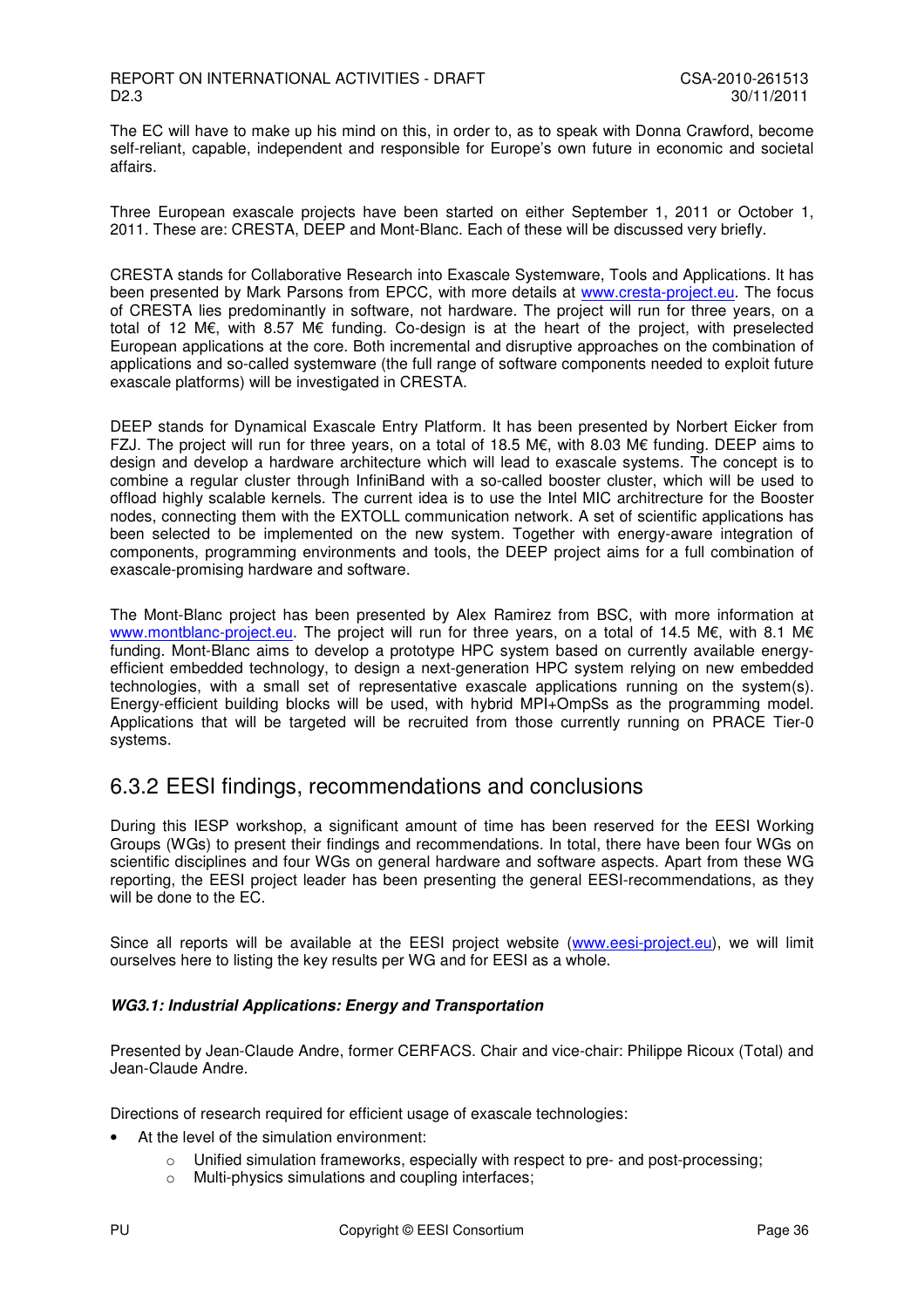The EC will have to make up his mind on this, in order to, as to speak with Donna Crawford, become self-reliant, capable, independent and responsible for Europe's own future in economic and societal affairs.

Three European exascale projects have been started on either September 1, 2011 or October 1, 2011. These are: CRESTA, DEEP and Mont-Blanc. Each of these will be discussed very briefly.

CRESTA stands for Collaborative Research into Exascale Systemware, Tools and Applications. It has been presented by Mark Parsons from EPCC, with more details at www.cresta-project.eu. The focus of CRESTA lies predominantly in software, not hardware. The project will run for three years, on a total of 12 M€, with 8.57 M€ funding. Co-design is at the heart of the project, with preselected European applications at the core. Both incremental and disruptive approaches on the combination of applications and so-called systemware (the full range of software components needed to exploit future exascale platforms) will be investigated in CRESTA.

DEEP stands for Dynamical Exascale Entry Platform. It has been presented by Norbert Eicker from FZJ. The project will run for three years, on a total of 18.5 M€, with 8.03 M€ funding. DEEP aims to design and develop a hardware architecture which will lead to exascale systems. The concept is to combine a regular cluster through InfiniBand with a so-called booster cluster, which will be used to offload highly scalable kernels. The current idea is to use the Intel MIC architecture for the Booster nodes, connecting them with the EXTOLL communication network. A set of scientific applications has been selected to be implemented on the new system. Together with energy-aware integration of components, programming environments and tools, the DEEP project aims for a full combination of exascale-promising hardware and software.

The Mont-Blanc project has been presented by Alex Ramirez from BSC, with more information at www.montblanc-project.eu. The project will run for three years, on a total of 14.5 M€, with 8.1 M€ funding. Mont-Blanc aims to develop a prototype HPC system based on currently available energy-efficient embedded technology, to design a next-generation HPC system relying on new embedded technologies, with a small set of representative exascale applications running on the system(s). Energy-efficient building blocks will be used, with hybrid MPI+OmpSs as the programming model. Applications that will be targeted will be recruited from those currently running on PRACE Tier-0 systems.

## 6.3.2 EESI findings, recommendations and conclusions

During this IESP workshop, a significant amount of time has been reserved for the EESI Working Groups (WGs) to present their findings and recommendations. In total, there have been four WGs on scientific disciplines and four WGs on general hardware and software aspects. Apart from these WG reporting, the EESI project leader has been presenting the general EESI-recommendations, as they will be done to the EC.

Since all reports will be available at the EESI project website (www.eesi-project.eu), we will limit ourselves here to listing the key results per WG and for EESI as a whole.

***WG3.1: Industrial Applications: Energy and Transportation***

Presented by Jean-Claude Andre, former CERFACS. Chair and vice-chair: Philippe Ricoux (Total) and Jean-Claude Andre.

Directions of research required for efficient usage of exascale technologies:

- At the level of the simulation environment:
    - Unified simulation frameworks, especially with respect to pre- and post-processing;
    - Multi-physics simulations and coupling interfaces;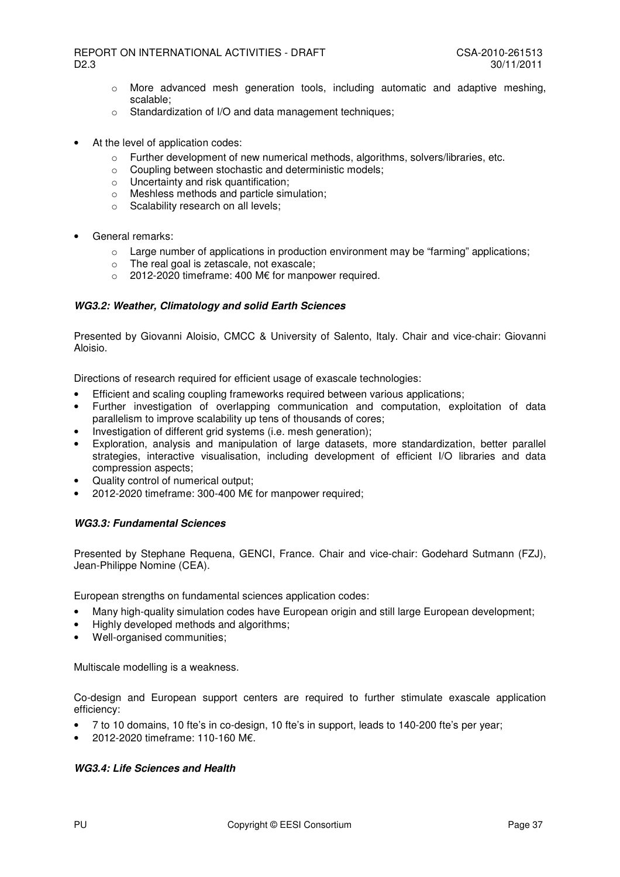- More advanced mesh generation tools, including automatic and adaptive meshing, scalable;
  - Standardization of I/O and data management techniques;

- At the level of application codes:
  - Further development of new numerical methods, algorithms, solvers/libraries, etc.
  - Coupling between stochastic and deterministic models;
  - Uncertainty and risk quantification;
  - Meshless methods and particle simulation;
  - Scalability research on all levels;

- General remarks:
  - Large number of applications in production environment may be "farming" applications;
  - The real goal is zetascale, not exascale;
  - 2012-2020 timeframe: 400 M€ for manpower required.

### *WG3.2: Weather, Climatology and solid Earth Sciences*

Presented by Giovanni Aloisio, CMCC & University of Salento, Italy. Chair and vice-chair: Giovanni Aloisio.

Directions of research required for efficient usage of exascale technologies:

- Efficient and scaling coupling frameworks required between various applications;
- Further investigation of overlapping communication and computation, exploitation of data parallelism to improve scalability up tens of thousands of cores;
- Investigation of different grid systems (i.e. mesh generation);
- Exploration, analysis and manipulation of large datasets, more standardization, better parallel strategies, interactive visualisation, including development of efficient I/O libraries and data compression aspects;
- Quality control of numerical output;
- 2012-2020 timeframe: 300-400 M€ for manpower required;

### *WG3.3: Fundamental Sciences*

Presented by Stephane Requena, GENCI, France. Chair and vice-chair: Godehard Sutmann (FZJ), Jean-Philippe Nomine (CEA).

European strengths on fundamental sciences application codes:

- Many high-quality simulation codes have European origin and still large European development;
- Highly developed methods and algorithms;
- Well-organised communities;

Multiscale modelling is a weakness.

Co-design and European support centers are required to further stimulate exascale application efficiency:

- 7 to 10 domains, 10 fte's in co-design, 10 fte's in support, leads to 140-200 fte's per year;
- 2012-2020 timeframe: 110-160 M€.

### *WG3.4: Life Sciences and Health*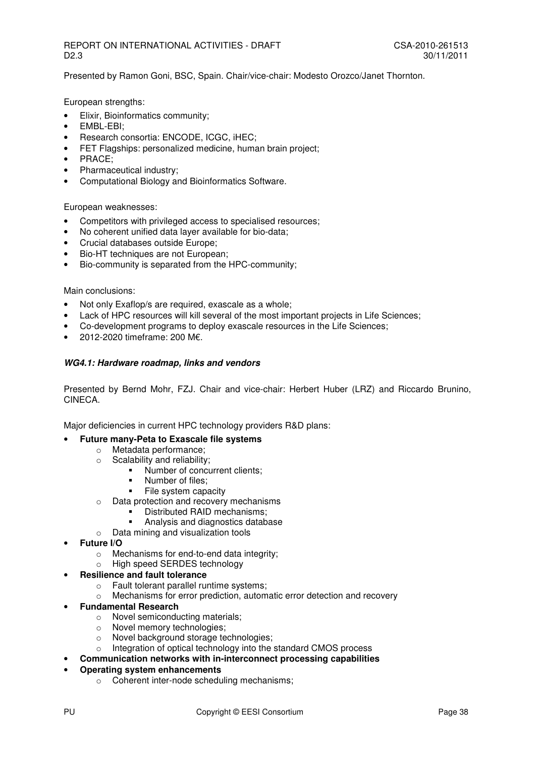Presented by Ramon Goni, BSC, Spain. Chair/vice-chair: Modesto Orozco/Janet Thornton.

European strengths:

- Elixir, Bioinformatics community;
- EMBL-EBI;
- Research consortia: ENCODE, ICGC, iHEC;
- FET Flagships: personalized medicine, human brain project;
- PRACE;
- Pharmaceutical industry;
- Computational Biology and Bioinformatics Software.

European weaknesses:

- Competitors with privileged access to specialised resources;
- No coherent unified data layer available for bio-data;
- Crucial databases outside Europe;
- Bio-HT techniques are not European;
- Bio-community is separated from the HPC-community;

Main conclusions:

- Not only Exaflop/s are required, exascale as a whole;
- Lack of HPC resources will kill several of the most important projects in Life Sciences;
- Co-development programs to deploy exascale resources in the Life Sciences;
- 2012-2020 timeframe: 200 M€.

#### ***WG4.1: Hardware roadmap, links and vendors***

Presented by Bernd Mohr, FZJ. Chair and vice-chair: Herbert Huber (LRZ) and Riccardo Brunino, CINECA.

Major deficiencies in current HPC technology providers R&D plans:

- **Future many-Peta to Exascale file systems**
  - Metadata performance;
  - Scalability and reliability;
    - Number of concurrent clients;
    - Number of files;
    - File system capacity
  - Data protection and recovery mechanisms
    - Distributed RAID mechanisms;
    - Analysis and diagnostics database
  - Data mining and visualization tools
- **Future I/O**
  - Mechanisms for end-to-end data integrity;
  - High speed SERDES technology
- **Resilience and fault tolerance**
  - Fault tolerant parallel runtime systems;
  - Mechanisms for error prediction, automatic error detection and recovery
- **Fundamental Research**
  - Novel semiconducting materials;
  - Novel memory technologies;
  - Novel background storage technologies;
  - Integration of optical technology into the standard CMOS process
- **Communication networks with in-interconnect processing capabilities**
- **Operating system enhancements**
  - Coherent inter-node scheduling mechanisms;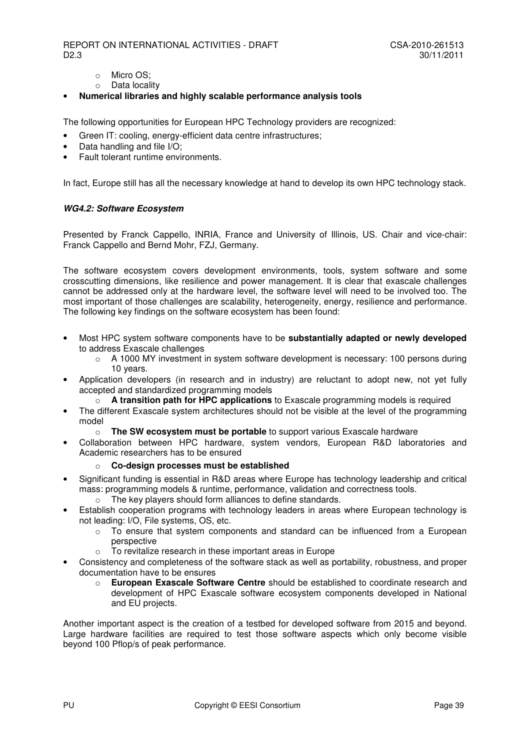- Micro OS;
  - Data locality
- **Numerical libraries and highly scalable performance analysis tools**

The following opportunities for European HPC Technology providers are recognized:

- Green IT: cooling, energy-efficient data centre infrastructures;
- Data handling and file I/O;
- Fault tolerant runtime environments.

In fact, Europe still has all the necessary knowledge at hand to develop its own HPC technology stack.

***WG4.2: Software Ecosystem***

Presented by Franck Cappello, INRIA, France and University of Illinois, US. Chair and vice-chair: Franck Cappello and Bernd Mohr, FZJ, Germany.

The software ecosystem covers development environments, tools, system software and some crosscutting dimensions, like resilience and power management. It is clear that exascale challenges cannot be addressed only at the hardware level, the software level will need to be involved too. The most important of those challenges are scalability, heterogeneity, energy, resilience and performance. The following key findings on the software ecosystem has been found:

- Most HPC system software components have to be **substantially adapted or newly developed** to address Exascale challenges
  - A 1000 MY investment in system software development is necessary: 100 persons during 10 years.
- Application developers (in research and in industry) are reluctant to adopt new, not yet fully accepted and standardized programming models
  - **A transition path for HPC applications** to Exascale programming models is required
- The different Exascale system architectures should not be visible at the level of the programming model
  - **The SW ecosystem must be portable** to support various Exascale hardware
- Collaboration between HPC hardware, system vendors, European R&D laboratories and Academic researchers has to be ensured
  - **Co-design processes must be established**
- Significant funding is essential in R&D areas where Europe has technology leadership and critical mass: programming models & runtime, performance, validation and correctness tools.
  - The key players should form alliances to define standards.
- Establish cooperation programs with technology leaders in areas where European technology is not leading: I/O, File systems, OS, etc.
  - To ensure that system components and standard can be influenced from a European perspective
  - To revitalize research in these important areas in Europe
- Consistency and completeness of the software stack as well as portability, robustness, and proper documentation have to be ensures
  - **European Exascale Software Centre** should be established to coordinate research and development of HPC Exascale software ecosystem components developed in National and EU projects.

Another important aspect is the creation of a testbed for developed software from 2015 and beyond. Large hardware facilities are required to test those software aspects which only become visible beyond 100 Pflop/s of peak performance.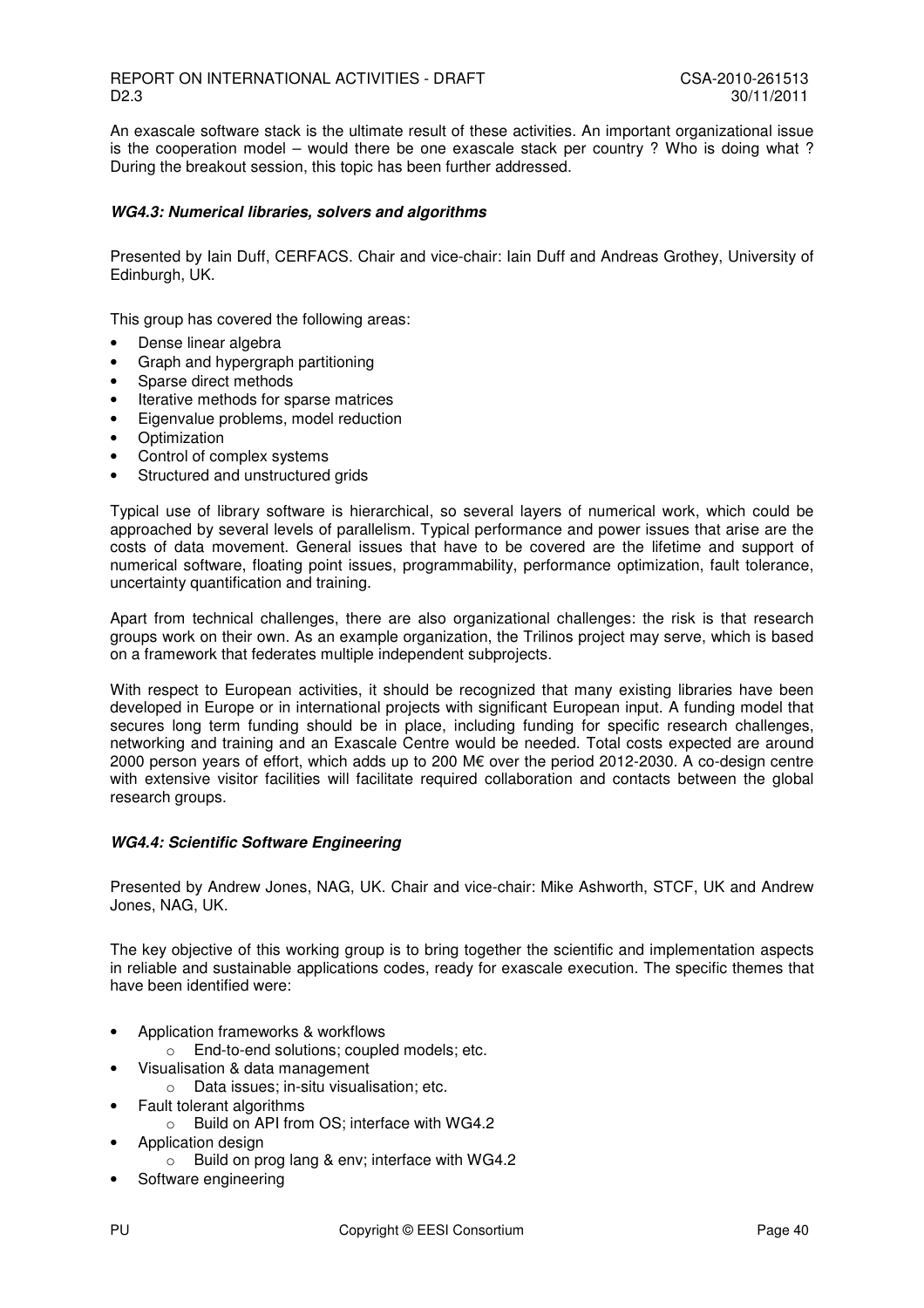An exascale software stack is the ultimate result of these activities. An important organizational issue is the cooperation model – would there be one exascale stack per country ? Who is doing what ? During the breakout session, this topic has been further addressed.

#### *WG4.3: Numerical libraries, solvers and algorithms*

Presented by Iain Duff, CERFACS. Chair and vice-chair: Iain Duff and Andreas Grothey, University of Edinburgh, UK.

This group has covered the following areas:

- Dense linear algebra
- Graph and hypergraph partitioning
- Sparse direct methods
- Iterative methods for sparse matrices
- Eigenvalue problems, model reduction
- Optimization
- Control of complex systems
- Structured and unstructured grids

Typical use of library software is hierarchical, so several layers of numerical work, which could be approached by several levels of parallelism. Typical performance and power issues that arise are the costs of data movement. General issues that have to be covered are the lifetime and support of numerical software, floating point issues, programmability, performance optimization, fault tolerance, uncertainty quantification and training.

Apart from technical challenges, there are also organizational challenges: the risk is that research groups work on their own. As an example organization, the Trilinos project may serve, which is based on a framework that federates multiple independent subprojects.

With respect to European activities, it should be recognized that many existing libraries have been developed in Europe or in international projects with significant European input. A funding model that secures long term funding should be in place, including funding for specific research challenges, networking and training and an Exascale Centre would be needed. Total costs expected are around 2000 person years of effort, which adds up to 200 M€ over the period 2012-2030. A co-design centre with extensive visitor facilities will facilitate required collaboration and contacts between the global research groups.

#### *WG4.4: Scientific Software Engineering*

Presented by Andrew Jones, NAG, UK. Chair and vice-chair: Mike Ashworth, STCF, UK and Andrew Jones, NAG, UK.

The key objective of this working group is to bring together the scientific and implementation aspects in reliable and sustainable applications codes, ready for exascale execution. The specific themes that have been identified were:

- Application frameworks & workflows
  - End-to-end solutions; coupled models; etc.
- Visualisation & data management
  - Data issues; in-situ visualisation; etc.
- Fault tolerant algorithms
  - Build on API from OS; interface with WG4.2
- Application design
  - Build on prog lang & env; interface with WG4.2
- Software engineering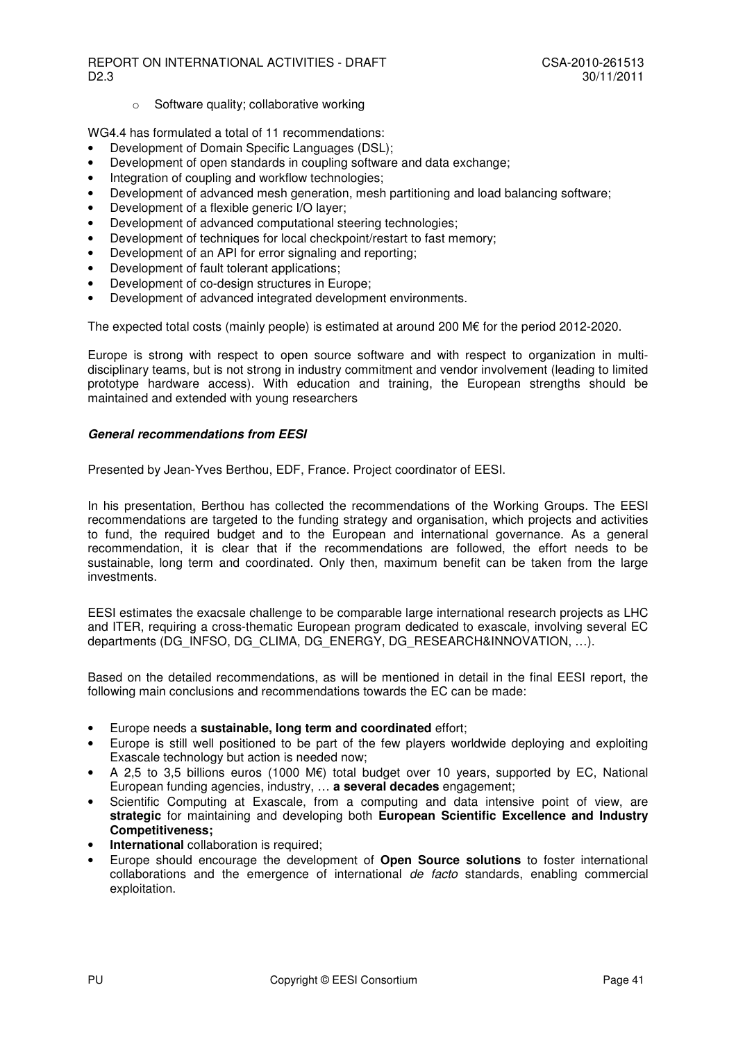- Software quality; collaborative working

WG4.4 has formulated a total of 11 recommendations:

- Development of Domain Specific Languages (DSL);
- Development of open standards in coupling software and data exchange;
- Integration of coupling and workflow technologies;
- Development of advanced mesh generation, mesh partitioning and load balancing software;
- Development of a flexible generic I/O layer;
- Development of advanced computational steering technologies;
- Development of techniques for local checkpoint/restart to fast memory;
- Development of an API for error signaling and reporting;
- Development of fault tolerant applications;
- Development of co-design structures in Europe;
- Development of advanced integrated development environments.

The expected total costs (mainly people) is estimated at around 200 M€ for the period 2012-2020.

Europe is strong with respect to open source software and with respect to organization in multi-disciplinary teams, but is not strong in industry commitment and vendor involvement (leading to limited prototype hardware access). With education and training, the European strengths should be maintained and extended with young researchers

***General recommendations from EESI***

Presented by Jean-Yves Berthou, EDF, France. Project coordinator of EESI.

In his presentation, Berthou has collected the recommendations of the Working Groups. The EESI recommendations are targeted to the funding strategy and organisation, which projects and activities to fund, the required budget and to the European and international governance. As a general recommendation, it is clear that if the recommendations are followed, the effort needs to be sustainable, long term and coordinated. Only then, maximum benefit can be taken from the large investments.

EESI estimates the exacsale challenge to be comparable large international research projects as LHC and ITER, requiring a cross-thematic European program dedicated to exascale, involving several EC departments (DG_INFSO, DG_CLIMA, DG_ENERGY, DG_RESEARCH&INNOVATION, …).

Based on the detailed recommendations, as will be mentioned in detail in the final EESI report, the following main conclusions and recommendations towards the EC can be made:

- Europe needs a **sustainable, long term and coordinated** effort;
- Europe is still well positioned to be part of the few players worldwide deploying and exploiting Exascale technology but action is needed now;
- A 2,5 to 3,5 billions euros (1000 M€) total budget over 10 years, supported by EC, National European funding agencies, industry, … **a several decades** engagement;
- Scientific Computing at Exascale, from a computing and data intensive point of view, are **strategic** for maintaining and developing both **European Scientific Excellence and Industry Competitiveness;**
- **International** collaboration is required;
- Europe should encourage the development of **Open Source solutions** to foster international collaborations and the emergence of international *de facto* standards, enabling commercial exploitation.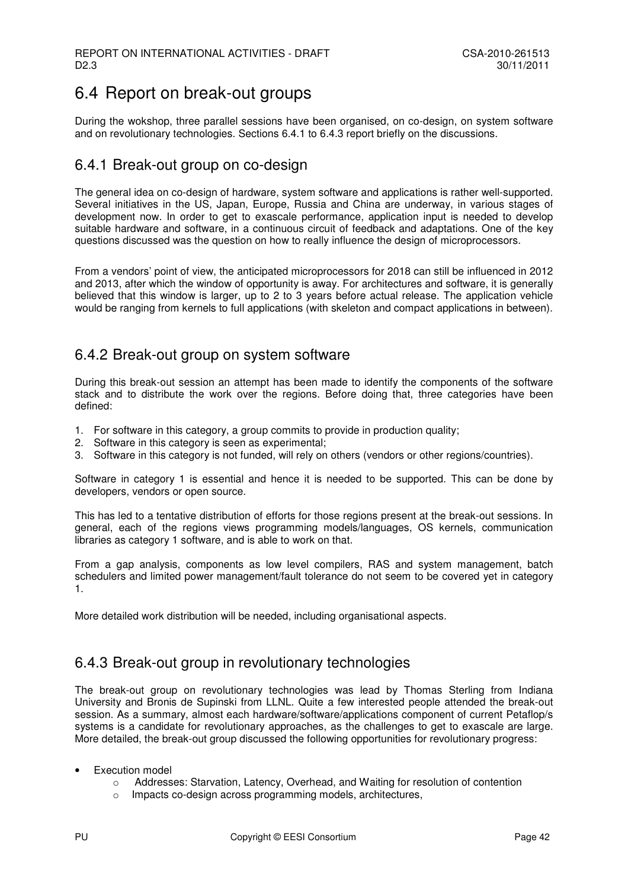## 6.4 Report on break-out groups

During the wokshop, three parallel sessions have been organised, on co-design, on system software and on revolutionary technologies. Sections 6.4.1 to 6.4.3 report briefly on the discussions.

### 6.4.1 Break-out group on co-design

The general idea on co-design of hardware, system software and applications is rather well-supported. Several initiatives in the US, Japan, Europe, Russia and China are underway, in various stages of development now. In order to get to exascale performance, application input is needed to develop suitable hardware and software, in a continuous circuit of feedback and adaptations. One of the key questions discussed was the question on how to really influence the design of microprocessors.

From a vendors' point of view, the anticipated microprocessors for 2018 can still be influenced in 2012 and 2013, after which the window of opportunity is away. For architectures and software, it is generally believed that this window is larger, up to 2 to 3 years before actual release. The application vehicle would be ranging from kernels to full applications (with skeleton and compact applications in between).

### 6.4.2 Break-out group on system software

During this break-out session an attempt has been made to identify the components of the software stack and to distribute the work over the regions. Before doing that, three categories have been defined:

1. For software in this category, a group commits to provide in production quality;
2. Software in this category is seen as experimental;
3. Software in this category is not funded, will rely on others (vendors or other regions/countries).

Software in category 1 is essential and hence it is needed to be supported. This can be done by developers, vendors or open source.

This has led to a tentative distribution of efforts for those regions present at the break-out sessions. In general, each of the regions views programming models/languages, OS kernels, communication libraries as category 1 software, and is able to work on that.

From a gap analysis, components as low level compilers, RAS and system management, batch schedulers and limited power management/fault tolerance do not seem to be covered yet in category 1.

More detailed work distribution will be needed, including organisational aspects.

### 6.4.3 Break-out group in revolutionary technologies

The break-out group on revolutionary technologies was lead by Thomas Sterling from Indiana University and Bronis de Supinski from LLNL. Quite a few interested people attended the break-out session. As a summary, almost each hardware/software/applications component of current Petaflop/s systems is a candidate for revolutionary approaches, as the challenges to get to exascale are large. More detailed, the break-out group discussed the following opportunities for revolutionary progress:

- Execution model
  - Addresses: Starvation, Latency, Overhead, and Waiting for resolution of contention
  - Impacts co-design across programming models, architectures,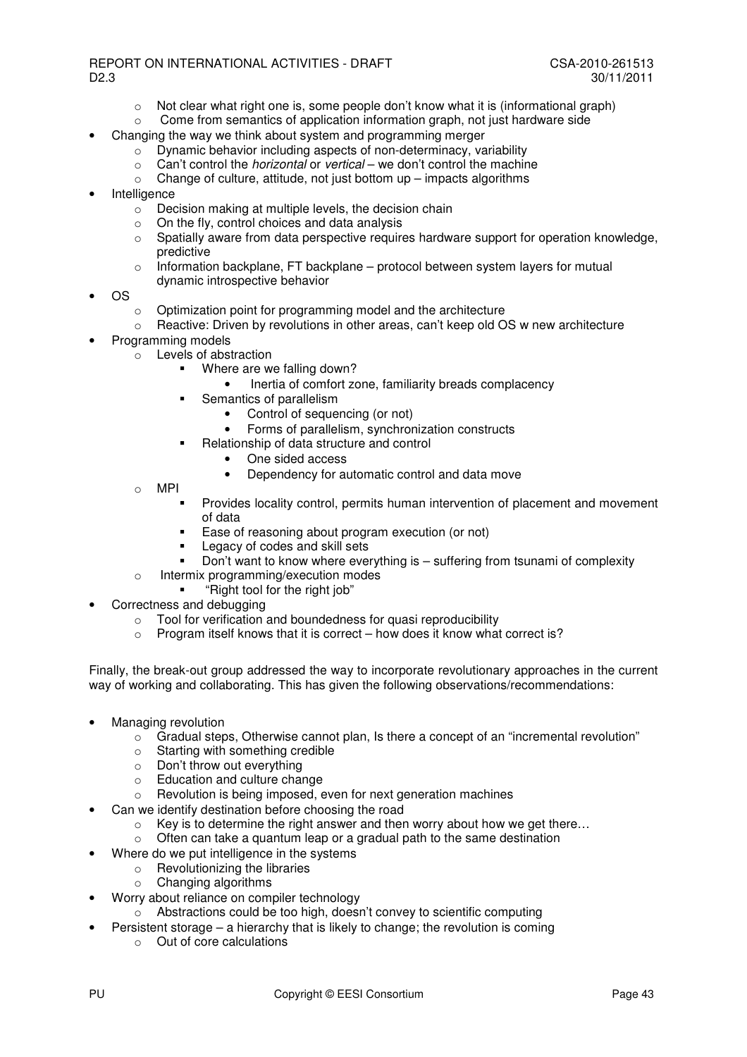- Not clear what right one is, some people don't know what it is (informational graph)
    - Come from semantics of application information graph, not just hardware side
- Changing the way we think about system and programming merger
    - Dynamic behavior including aspects of non-determinacy, variability
    - Can't control the *horizontal* or *vertical* – we don't control the machine
    - Change of culture, attitude, not just bottom up – impacts algorithms
- Intelligence
    - Decision making at multiple levels, the decision chain
    - On the fly, control choices and data analysis
    - Spatially aware from data perspective requires hardware support for operation knowledge, predictive
    - Information backplane, FT backplane – protocol between system layers for mutual dynamic introspective behavior
- OS
    - Optimization point for programming model and the architecture
    - Reactive: Driven by revolutions in other areas, can't keep old OS w new architecture
- Programming models
    - Levels of abstraction
        - Where are we falling down?
            - Inertia of comfort zone, familiarity breads complacency
        - Semantics of parallelism
            - Control of sequencing (or not)
            - Forms of parallelism, synchronization constructs
        - Relationship of data structure and control
            - One sided access
            - Dependency for automatic control and data move
    - MPI
        - Provides locality control, permits human intervention of placement and movement of data
        - Ease of reasoning about program execution (or not)
        - Legacy of codes and skill sets
        - Don't want to know where everything is – suffering from tsunami of complexity
    - Intermix programming/execution modes
        - "Right tool for the right job"
- Correctness and debugging
    - Tool for verification and boundedness for quasi reproducibility
    - Program itself knows that it is correct – how does it know what correct is?

Finally, the break-out group addressed the way to incorporate revolutionary approaches in the current way of working and collaborating. This has given the following observations/recommendations:

- Managing revolution
    - Gradual steps, Otherwise cannot plan, Is there a concept of an "incremental revolution"
    - Starting with something credible
    - Don't throw out everything
    - Education and culture change
    - Revolution is being imposed, even for next generation machines
- Can we identify destination before choosing the road
    - Key is to determine the right answer and then worry about how we get there…
    - Often can take a quantum leap or a gradual path to the same destination
- Where do we put intelligence in the systems
    - Revolutionizing the libraries
    - Changing algorithms
- Worry about reliance on compiler technology
    - Abstractions could be too high, doesn't convey to scientific computing
- Persistent storage – a hierarchy that is likely to change; the revolution is coming
    - Out of core calculations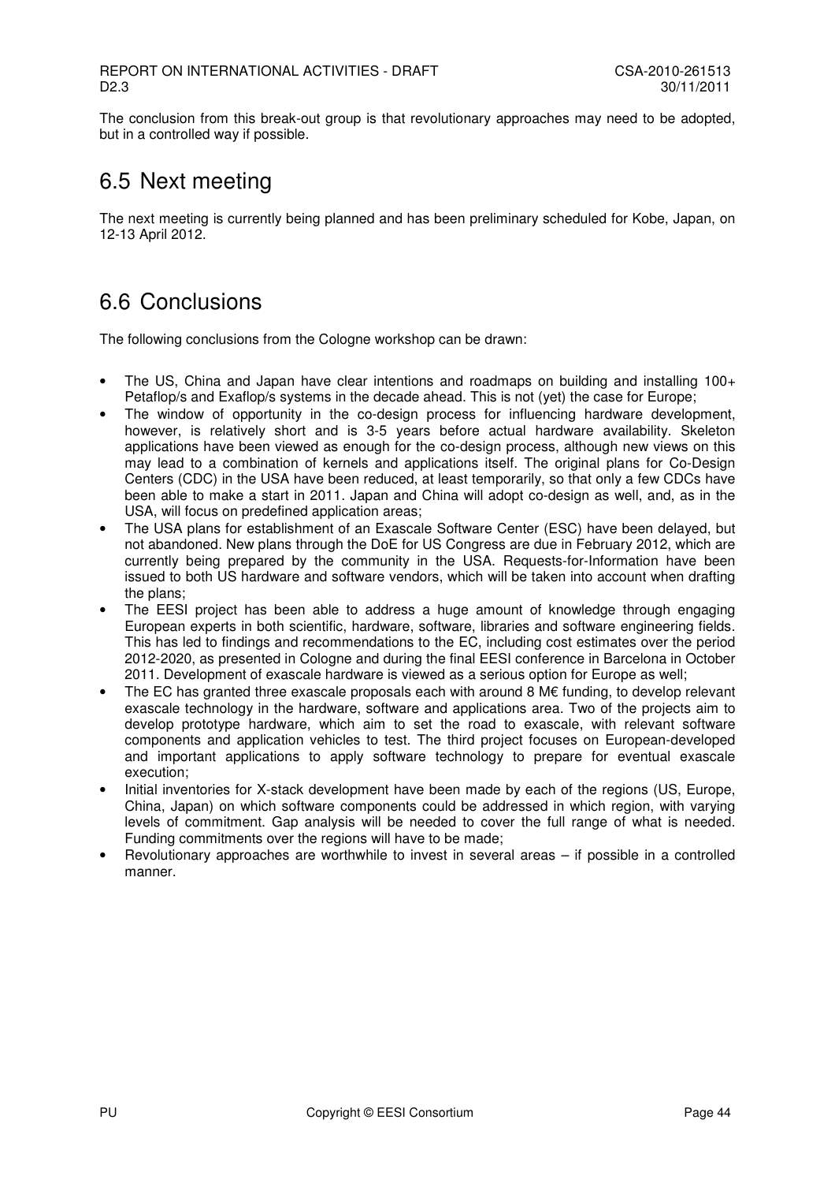The conclusion from this break-out group is that revolutionary approaches may need to be adopted, but in a controlled way if possible.

## 6.5 Next meeting

The next meeting is currently being planned and has been preliminary scheduled for Kobe, Japan, on 12-13 April 2012.

## 6.6 Conclusions

The following conclusions from the Cologne workshop can be drawn:

- The US, China and Japan have clear intentions and roadmaps on building and installing 100+ Petaflop/s and Exaflop/s systems in the decade ahead. This is not (yet) the case for Europe;
- The window of opportunity in the co-design process for influencing hardware development, however, is relatively short and is 3-5 years before actual hardware availability. Skeleton applications have been viewed as enough for the co-design process, although new views on this may lead to a combination of kernels and applications itself. The original plans for Co-Design Centers (CDC) in the USA have been reduced, at least temporarily, so that only a few CDCs have been able to make a start in 2011. Japan and China will adopt co-design as well, and, as in the USA, will focus on predefined application areas;
- The USA plans for establishment of an Exascale Software Center (ESC) have been delayed, but not abandoned. New plans through the DoE for US Congress are due in February 2012, which are currently being prepared by the community in the USA. Requests-for-Information have been issued to both US hardware and software vendors, which will be taken into account when drafting the plans;
- The EESI project has been able to address a huge amount of knowledge through engaging European experts in both scientific, hardware, software, libraries and software engineering fields. This has led to findings and recommendations to the EC, including cost estimates over the period 2012-2020, as presented in Cologne and during the final EESI conference in Barcelona in October 2011. Development of exascale hardware is viewed as a serious option for Europe as well;
- The EC has granted three exascale proposals each with around 8 M€ funding, to develop relevant exascale technology in the hardware, software and applications area. Two of the projects aim to develop prototype hardware, which aim to set the road to exascale, with relevant software components and application vehicles to test. The third project focuses on European-developed and important applications to apply software technology to prepare for eventual exascale execution;
- Initial inventories for X-stack development have been made by each of the regions (US, Europe, China, Japan) on which software components could be addressed in which region, with varying levels of commitment. Gap analysis will be needed to cover the full range of what is needed. Funding commitments over the regions will have to be made;
- Revolutionary approaches are worthwhile to invest in several areas – if possible in a controlled manner.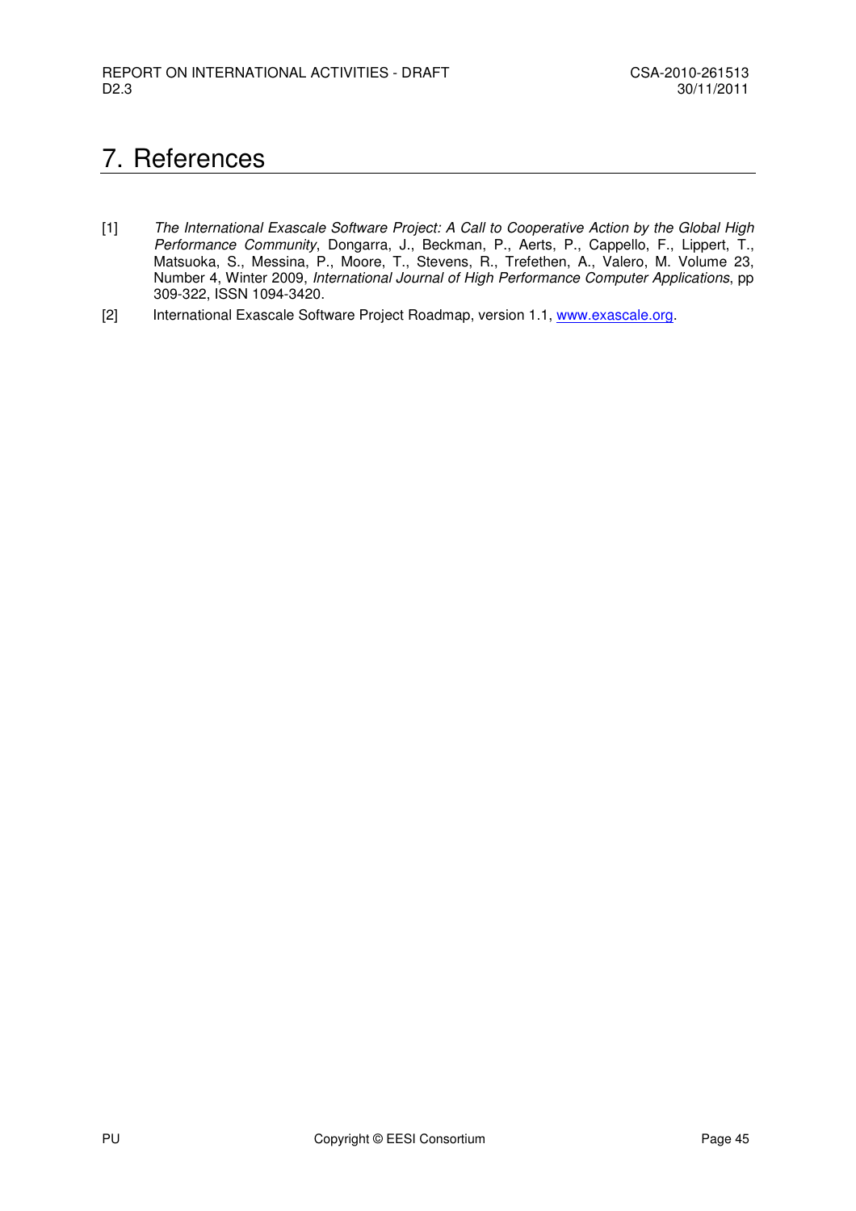# 7. References

[1] *The International Exascale Software Project: A Call to Cooperative Action by the Global High Performance Community*, Dongarra, J., Beckman, P., Aerts, P., Cappello, F., Lippert, T., Matsuoka, S., Messina, P., Moore, T., Stevens, R., Trefethen, A., Valero, M. Volume 23, Number 4, Winter 2009, *International Journal of High Performance Computer Applications*, pp 309-322, ISSN 1094-3420.

[2] International Exascale Software Project Roadmap, version 1.1, www.exascale.org.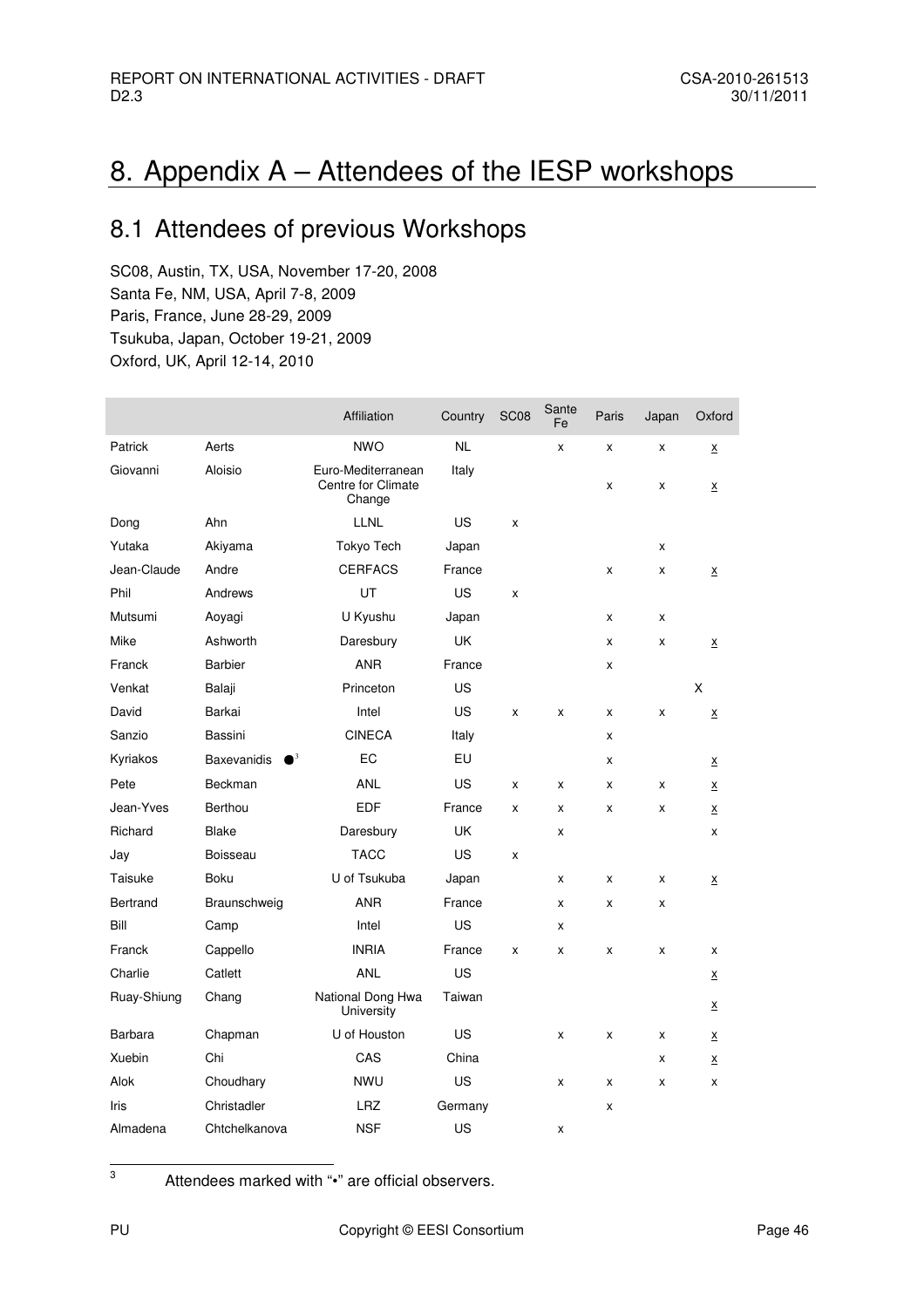# 8. Appendix A – Attendees of the IESP workshops

## 8.1 Attendees of previous Workshops

SC08, Austin, TX, USA, November 17-20, 2008
Santa Fe, NM, USA, April 7-8, 2009
Paris, France, June 28-29, 2009
Tsukuba, Japan, October 19-21, 2009
Oxford, UK, April 12-14, 2010

| | | Affiliation | Country | SC08 | Sante Fe | Paris | Japan | Oxford |
|---|---|---|---|---|---|---|---|---|
| Patrick | Aerts | NWO | NL | | x | x | x | x |
| Giovanni | Aloisio | Euro-Mediterranean Centre for Climate Change | Italy | | | x | x | x |
| Dong | Ahn | LLNL | US | x | | | | |
| Yutaka | Akiyama | Tokyo Tech | Japan | | | | x | |
| Jean-Claude | Andre | CERFACS | France | | | x | x | x |
| Phil | Andrews | UT | US | x | | | | |
| Mutsumi | Aoyagi | U Kyushu | Japan | | | x | x | |
| Mike | Ashworth | Daresbury | UK | | | x | x | x |
| Franck | Barbier | ANR | France | | | x | | |
| Venkat | Balaji | Princeton | US | | | | | X |
| David | Barkai | Intel | US | x | x | x | x | x |
| Sanzio | Bassini | CINECA | Italy | | | x | | |
| Kyriakos | Baxevanidis ●[3] | EC | EU | | | x | | x |
| Pete | Beckman | ANL | US | x | x | x | x | x |
| Jean-Yves | Berthou | EDF | France | x | x | x | x | x |
| Richard | Blake | Daresbury | UK | | x | | | x |
| Jay | Boisseau | TACC | US | x | | | | |
| Taisuke | Boku | U of Tsukuba | Japan | | x | x | x | x |
| Bertrand | Braunschweig | ANR | France | | x | x | x | |
| Bill | Camp | Intel | US | | x | | | |
| Franck | Cappello | INRIA | France | x | x | x | x | x |
| Charlie | Catlett | ANL | US | | | | | x |
| Ruay-Shiung | Chang | National Dong Hwa University | Taiwan | | | | | x |
| Barbara | Chapman | U of Houston | US | | x | x | x | x |
| Xuebin | Chi | CAS | China | | | | x | x |
| Alok | Choudhary | NWU | US | | x | x | x | x |
| Iris | Christadler | LRZ | Germany | | | x | | |
| Almadena | Chtchelkanova | NSF | US | | x | | | |

[3] Attendees marked with "•" are official observers.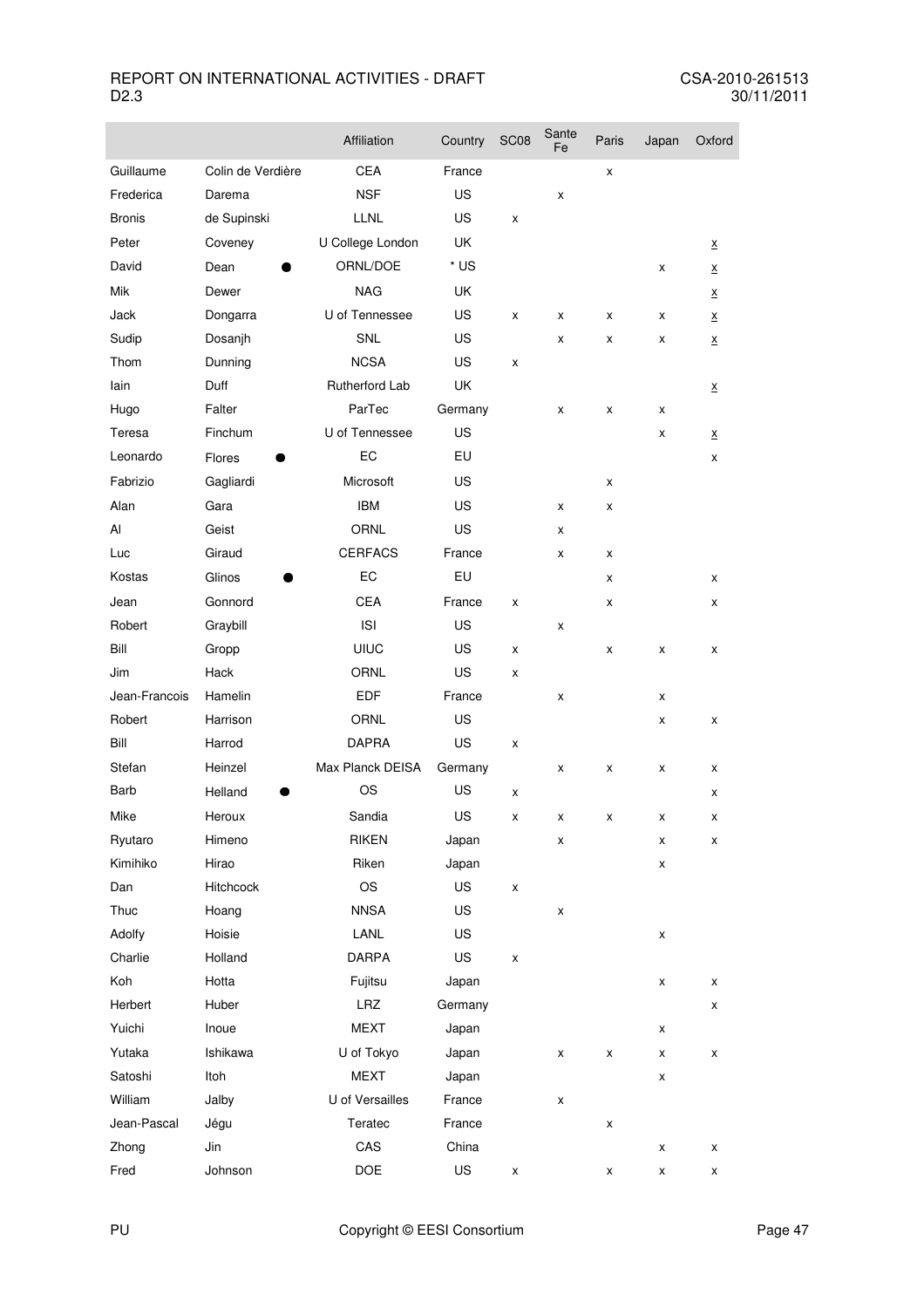| | | Affiliation | Country | SC08 | Sante Fe | Paris | Japan | Oxford |
|---|---|---|---|---|---|---|---|---|
| Guillaume | Colin de Verdière | CEA | France | | | x | | |
| Frederica | Darema | NSF | US | | x | | | |
| Bronis | de Supinski | LLNL | US | x | | | | |
| Peter | Coveney | U College London | UK | | | | | x |
| David | Dean ● | ORNL/DOE | * US | | | | x | x |
| Mik | Dewer | NAG | UK | | | | | x |
| Jack | Dongarra | U of Tennessee | US | x | x | x | x | x |
| Sudip | Dosanjh | SNL | US | | x | x | x | x |
| Thom | Dunning | NCSA | US | x | | | | |
| Iain | Duff | Rutherford Lab | UK | | | | | x |
| Hugo | Falter | ParTec | Germany | | x | x | x | |
| Teresa | Finchum | U of Tennessee | US | | | | x | x |
| Leonardo | Flores ● | EC | EU | | | | | x |
| Fabrizio | Gagliardi | Microsoft | US | | | x | | |
| Alan | Gara | IBM | US | | x | x | | |
| Al | Geist | ORNL | US | | x | | | |
| Luc | Giraud | CERFACS | France | | x | x | | |
| Kostas | Glinos ● | EC | EU | | | x | | x |
| Jean | Gonnord | CEA | France | x | | x | | x |
| Robert | Graybill | ISI | US | | x | | | |
| Bill | Gropp | UIUC | US | x | | x | x | x |
| Jim | Hack | ORNL | US | x | | | | |
| Jean-Francois | Hamelin | EDF | France | | x | | x | |
| Robert | Harrison | ORNL | US | | | | x | x |
| Bill | Harrod | DAPRA | US | x | | | | |
| Stefan | Heinzel | Max Planck DEISA | Germany | | x | x | x | x |
| Barb | Helland ● | OS | US | x | | | | x |
| Mike | Heroux | Sandia | US | x | x | x | x | x |
| Ryutaro | Himeno | RIKEN | Japan | | x | | x | x |
| Kimihiko | Hirao | Riken | Japan | | | | x | |
| Dan | Hitchcock | OS | US | x | | | | |
| Thuc | Hoang | NNSA | US | | x | | | |
| Adolfy | Hoisie | LANL | US | | | | x | |
| Charlie | Holland | DARPA | US | x | | | | |
| Koh | Hotta | Fujitsu | Japan | | | | x | x |
| Herbert | Huber | LRZ | Germany | | | | | x |
| Yuichi | Inoue | MEXT | Japan | | | | x | |
| Yutaka | Ishikawa | U of Tokyo | Japan | | x | x | x | x |
| Satoshi | Itoh | MEXT | Japan | | | | x | |
| William | Jalby | U of Versailles | France | | x | | | |
| Jean-Pascal | Jégu | Teratec | France | | | x | | |
| Zhong | Jin | CAS | China | | | | x | x |
| Fred | Johnson | DOE | US | x | | x | x | x |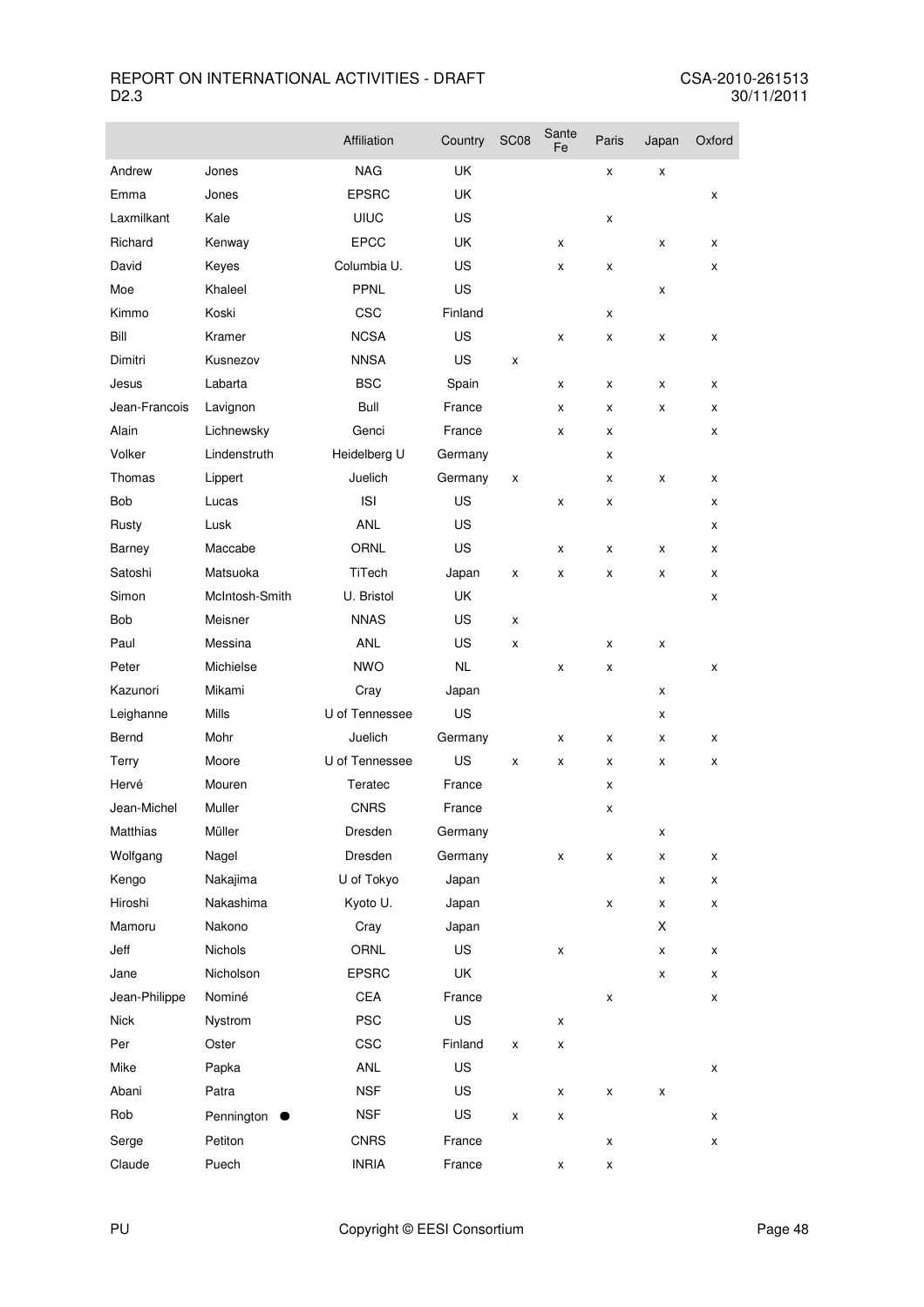| | | Affiliation | Country | SC08 | Sante Fe | Paris | Japan | Oxford |
|---|---|---|---|---|---|---|---|---|
| Andrew | Jones | NAG | UK | | | x | x | |
| Emma | Jones | EPSRC | UK | | | | | x |
| Laxmilkant | Kale | UIUC | US | | | x | | |
| Richard | Kenway | EPCC | UK | | x | | x | x |
| David | Keyes | Columbia U. | US | | x | x | | x |
| Moe | Khaleel | PPNL | US | | | | x | |
| Kimmo | Koski | CSC | Finland | | | x | | |
| Bill | Kramer | NCSA | US | | x | x | x | x |
| Dimitri | Kusnezov | NNSA | US | x | | | | |
| Jesus | Labarta | BSC | Spain | | x | x | x | x |
| Jean-Francois | Lavignon | Bull | France | | x | x | x | x |
| Alain | Lichnewsky | Genci | France | | x | x | | x |
| Volker | Lindenstruth | Heidelberg U | Germany | | | x | | |
| Thomas | Lippert | Juelich | Germany | x | | x | x | x |
| Bob | Lucas | ISI | US | | x | x | | x |
| Rusty | Lusk | ANL | US | | | | | x |
| Barney | Maccabe | ORNL | US | | x | x | x | x |
| Satoshi | Matsuoka | TiTech | Japan | x | x | x | x | x |
| Simon | McIntosh-Smith | U. Bristol | UK | | | | | x |
| Bob | Meisner | NNAS | US | x | | | | |
| Paul | Messina | ANL | US | x | | x | x | |
| Peter | Michielse | NWO | NL | | x | x | | x |
| Kazunori | Mikami | Cray | Japan | | | | x | |
| Leighanne | Mills | U of Tennessee | US | | | | x | |
| Bernd | Mohr | Juelich | Germany | | x | x | x | x |
| Terry | Moore | U of Tennessee | US | x | x | x | x | x |
| Hervé | Mouren | Teratec | France | | | x | | |
| Jean-Michel | Muller | CNRS | France | | | x | | |
| Matthias | Müller | Dresden | Germany | | | | x | |
| Wolfgang | Nagel | Dresden | Germany | | x | x | x | x |
| Kengo | Nakajima | U of Tokyo | Japan | | | | x | x |
| Hiroshi | Nakashima | Kyoto U. | Japan | | | x | x | x |
| Mamoru | Nakono | Cray | Japan | | | | X | |
| Jeff | Nichols | ORNL | US | | x | | x | x |
| Jane | Nicholson | EPSRC | UK | | | | x | x |
| Jean-Philippe | Nominé | CEA | France | | | x | | x |
| Nick | Nystrom | PSC | US | | x | | | |
| Per | Oster | CSC | Finland | x | x | | | |
| Mike | Papka | ANL | US | | | | | x |
| Abani | Patra | NSF | US | | x | x | x | |
| Rob | Pennington ● | NSF | US | x | x | | | x |
| Serge | Petiton | CNRS | France | | | x | | x |
| Claude | Puech | INRIA | France | | x | x | | |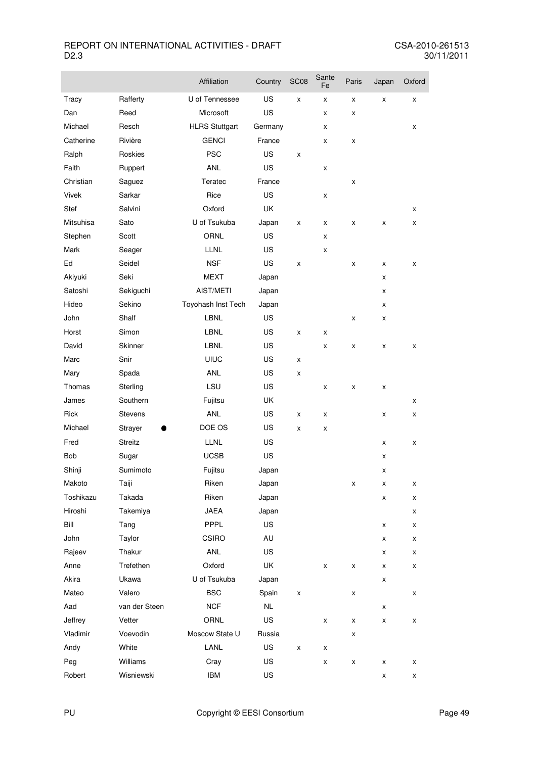| | | Affiliation | Country | SC08 | Sante Fe | Paris | Japan | Oxford |
|---|---|---|---|---|---|---|---|---|
| Tracy | Rafferty | U of Tennessee | US | x | x | x | x | x |
| Dan | Reed | Microsoft | US | | x | x | | |
| Michael | Resch | HLRS Stuttgart | Germany | | x | | | x |
| Catherine | Rivière | GENCI | France | | x | x | | |
| Ralph | Roskies | PSC | US | x | | | | |
| Faith | Ruppert | ANL | US | | x | | | |
| Christian | Saguez | Teratec | France | | | x | | |
| Vivek | Sarkar | Rice | US | | x | | | |
| Stef | Salvini | Oxford | UK | | | | | x |
| Mitsuhisa | Sato | U of Tsukuba | Japan | x | x | x | x | x |
| Stephen | Scott | ORNL | US | | x | | | |
| Mark | Seager | LLNL | US | | x | | | |
| Ed | Seidel | NSF | US | x | | x | x | x |
| Akiyuki | Seki | MEXT | Japan | | | | x | |
| Satoshi | Sekiguchi | AIST/METI | Japan | | | | x | |
| Hideo | Sekino | Toyohash Inst Tech | Japan | | | | x | |
| John | Shalf | LBNL | US | | | x | x | |
| Horst | Simon | LBNL | US | x | x | | | |
| David | Skinner | LBNL | US | | x | x | x | x |
| Marc | Snir | UIUC | US | x | | | | |
| Mary | Spada | ANL | US | x | | | | |
| Thomas | Sterling | LSU | US | | x | x | x | |
| James | Southern | Fujitsu | UK | | | | | x |
| Rick | Stevens | ANL | US | x | x | | x | x |
| Michael | Strayer ● | DOE OS | US | x | x | | | |
| Fred | Streitz | LLNL | US | | | | x | x |
| Bob | Sugar | UCSB | US | | | | x | |
| Shinji | Sumimoto | Fujitsu | Japan | | | | x | |
| Makoto | Taiji | Riken | Japan | | | x | x | x |
| Toshikazu | Takada | Riken | Japan | | | | x | x |
| Hiroshi | Takemiya | JAEA | Japan | | | | | x |
| Bill | Tang | PPPL | US | | | | x | x |
| John | Taylor | CSIRO | AU | | | | x | x |
| Rajeev | Thakur | ANL | US | | | | x | x |
| Anne | Trefethen | Oxford | UK | | x | x | x | x |
| Akira | Ukawa | U of Tsukuba | Japan | | | | x | |
| Mateo | Valero | BSC | Spain | x | | x | | x |
| Aad | van der Steen | NCF | NL | | | | x | |
| Jeffrey | Vetter | ORNL | US | | x | x | x | x |
| Vladimir | Voevodin | Moscow State U | Russia | | | x | | |
| Andy | White | LANL | US | x | x | | | |
| Peg | Williams | Cray | US | | x | x | x | x |
| Robert | Wisniewski | IBM | US | | | | x | x |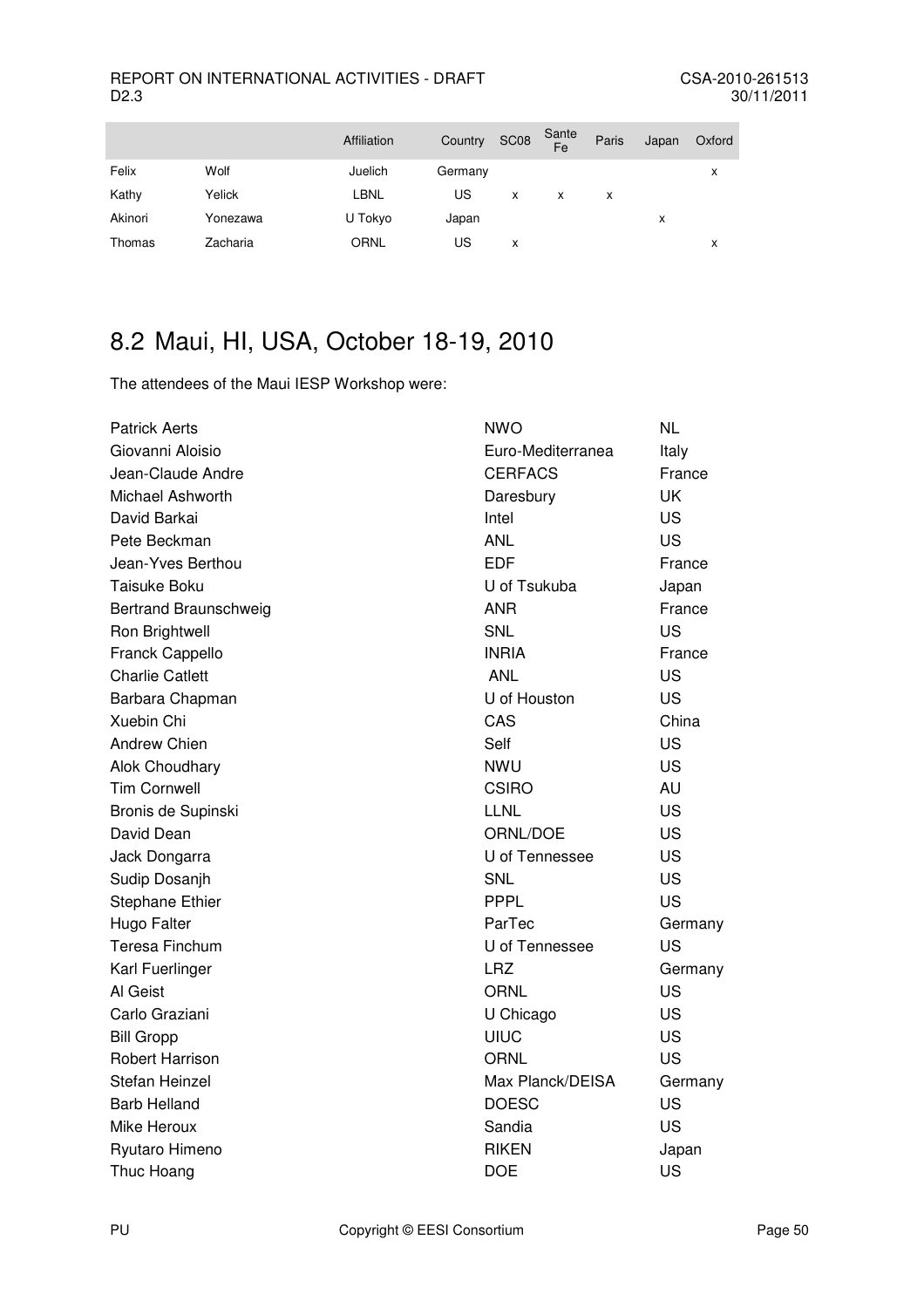| | | Affiliation | Country | SC08 | Sante Fe | Paris | Japan | Oxford |
|---|---|---|---|---|---|---|---|---|
| Felix | Wolf | Juelich | Germany | | | | | x |
| Kathy | Yelick | LBNL | US | x | x | x | | |
| Akinori | Yonezawa | U Tokyo | Japan | | | | x | |
| Thomas | Zacharia | ORNL | US | x | | | | x |

## 8.2 Maui, HI, USA, October 18-19, 2010

The attendees of the Maui IESP Workshop were:

| | | |
|---|---|---|
| Patrick Aerts | NWO | NL |
| Giovanni Aloisio | Euro-Mediterranea | Italy |
| Jean-Claude Andre | CERFACS | France |
| Michael Ashworth | Daresbury | UK |
| David Barkai | Intel | US |
| Pete Beckman | ANL | US |
| Jean-Yves Berthou | EDF | France |
| Taisuke Boku | U of Tsukuba | Japan |
| Bertrand Braunschweig | ANR | France |
| Ron Brightwell | SNL | US |
| Franck Cappello | INRIA | France |
| Charlie Catlett | ANL | US |
| Barbara Chapman | U of Houston | US |
| Xuebin Chi | CAS | China |
| Andrew Chien | Self | US |
| Alok Choudhary | NWU | US |
| Tim Cornwell | CSIRO | AU |
| Bronis de Supinski | LLNL | US |
| David Dean | ORNL/DOE | US |
| Jack Dongarra | U of Tennessee | US |
| Sudip Dosanjh | SNL | US |
| Stephane Ethier | PPPL | US |
| Hugo Falter | ParTec | Germany |
| Teresa Finchum | U of Tennessee | US |
| Karl Fuerlinger | LRZ | Germany |
| Al Geist | ORNL | US |
| Carlo Graziani | U Chicago | US |
| Bill Gropp | UIUC | US |
| Robert Harrison | ORNL | US |
| Stefan Heinzel | Max Planck/DEISA | Germany |
| Barb Helland | DOESC | US |
| Mike Heroux | Sandia | US |
| Ryutaro Himeno | RIKEN | Japan |
| Thuc Hoang | DOE | US |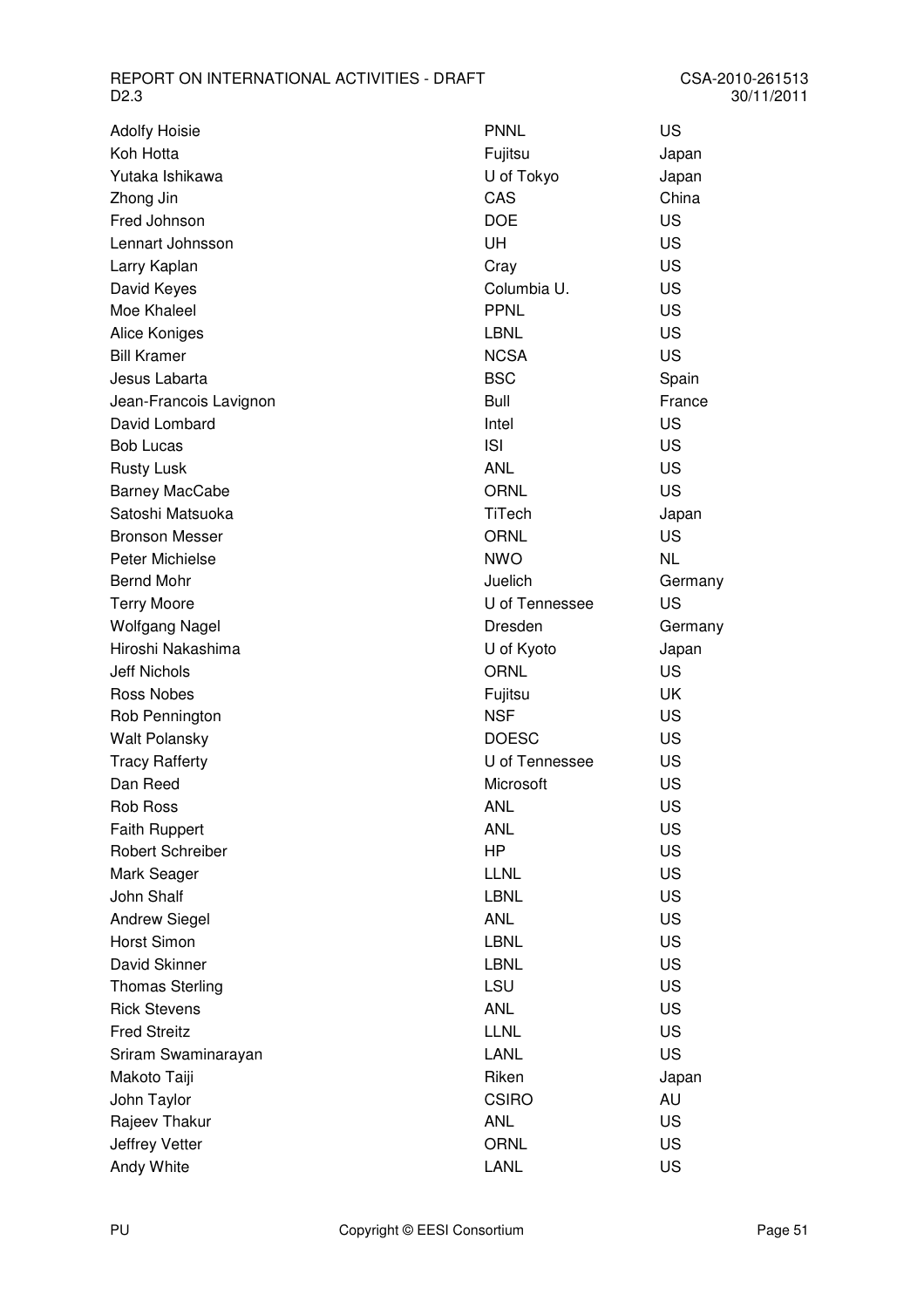| | | |
|---|---|---|
| Adolfy Hoisie | PNNL | US |
| Koh Hotta | Fujitsu | Japan |
| Yutaka Ishikawa | U of Tokyo | Japan |
| Zhong Jin | CAS | China |
| Fred Johnson | DOE | US |
| Lennart Johnsson | UH | US |
| Larry Kaplan | Cray | US |
| David Keyes | Columbia U. | US |
| Moe Khaleel | PPNL | US |
| Alice Koniges | LBNL | US |
| Bill Kramer | NCSA | US |
| Jesus Labarta | BSC | Spain |
| Jean-Francois Lavignon | Bull | France |
| David Lombard | Intel | US |
| Bob Lucas | ISI | US |
| Rusty Lusk | ANL | US |
| Barney MacCabe | ORNL | US |
| Satoshi Matsuoka | TiTech | Japan |
| Bronson Messer | ORNL | US |
| Peter Michielse | NWO | NL |
| Bernd Mohr | Juelich | Germany |
| Terry Moore | U of Tennessee | US |
| Wolfgang Nagel | Dresden | Germany |
| Hiroshi Nakashima | U of Kyoto | Japan |
| Jeff Nichols | ORNL | US |
| Ross Nobes | Fujitsu | UK |
| Rob Pennington | NSF | US |
| Walt Polansky | DOESC | US |
| Tracy Rafferty | U of Tennessee | US |
| Dan Reed | Microsoft | US |
| Rob Ross | ANL | US |
| Faith Ruppert | ANL | US |
| Robert Schreiber | HP | US |
| Mark Seager | LLNL | US |
| John Shalf | LBNL | US |
| Andrew Siegel | ANL | US |
| Horst Simon | LBNL | US |
| David Skinner | LBNL | US |
| Thomas Sterling | LSU | US |
| Rick Stevens | ANL | US |
| Fred Streitz | LLNL | US |
| Sriram Swaminarayan | LANL | US |
| Makoto Taiji | Riken | Japan |
| John Taylor | CSIRO | AU |
| Rajeev Thakur | ANL | US |
| Jeffrey Vetter | ORNL | US |
| Andy White | LANL | US |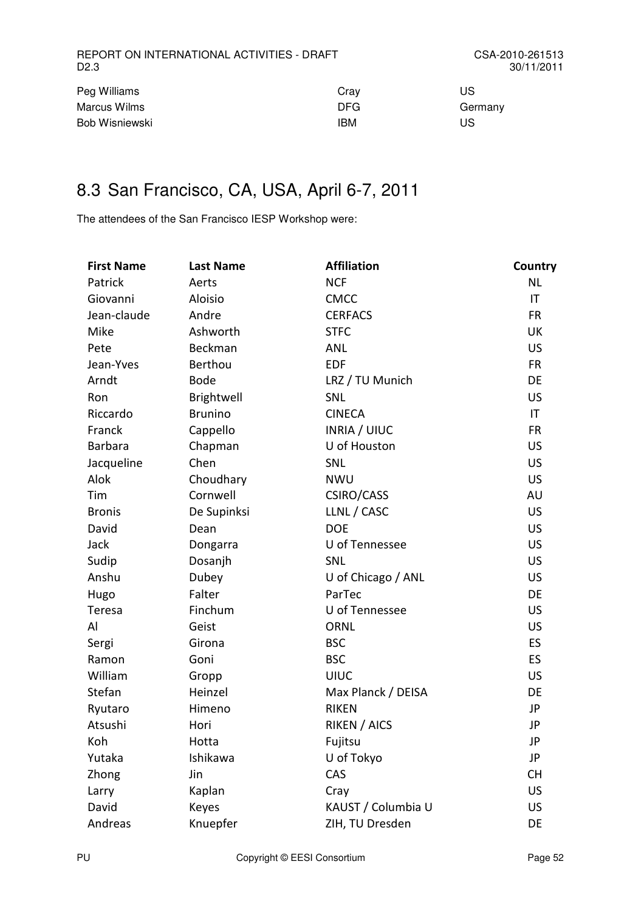| | | |
|---|---|---|
| Peg Williams | Cray | US |
| Marcus Wilms | DFG | Germany |
| Bob Wisniewski | IBM | US |

## 8.3 San Francisco, CA, USA, April 6-7, 2011

The attendees of the San Francisco IESP Workshop were:

| First Name | Last Name | Affiliation | Country |
|---|---|---|---|
| Patrick | Aerts | NCF | NL |
| Giovanni | Aloisio | CMCC | IT |
| Jean-claude | Andre | CERFACS | FR |
| Mike | Ashworth | STFC | UK |
| Pete | Beckman | ANL | US |
| Jean-Yves | Berthou | EDF | FR |
| Arndt | Bode | LRZ / TU Munich | DE |
| Ron | Brightwell | SNL | US |
| Riccardo | Brunino | CINECA | IT |
| Franck | Cappello | INRIA / UIUC | FR |
| Barbara | Chapman | U of Houston | US |
| Jacqueline | Chen | SNL | US |
| Alok | Choudhary | NWU | US |
| Tim | Cornwell | CSIRO/CASS | AU |
| Bronis | De Supinksi | LLNL / CASC | US |
| David | Dean | DOE | US |
| Jack | Dongarra | U of Tennessee | US |
| Sudip | Dosanjh | SNL | US |
| Anshu | Dubey | U of Chicago / ANL | US |
| Hugo | Falter | ParTec | DE |
| Teresa | Finchum | U of Tennessee | US |
| Al | Geist | ORNL | US |
| Sergi | Girona | BSC | ES |
| Ramon | Goni | BSC | ES |
| William | Gropp | UIUC | US |
| Stefan | Heinzel | Max Planck / DEISA | DE |
| Ryutaro | Himeno | RIKEN | JP |
| Atsushi | Hori | RIKEN / AICS | JP |
| Koh | Hotta | Fujitsu | JP |
| Yutaka | Ishikawa | U of Tokyo | JP |
| Zhong | Jin | CAS | CH |
| Larry | Kaplan | Cray | US |
| David | Keyes | KAUST / Columbia U | US |
| Andreas | Knuepfer | ZIH, TU Dresden | DE |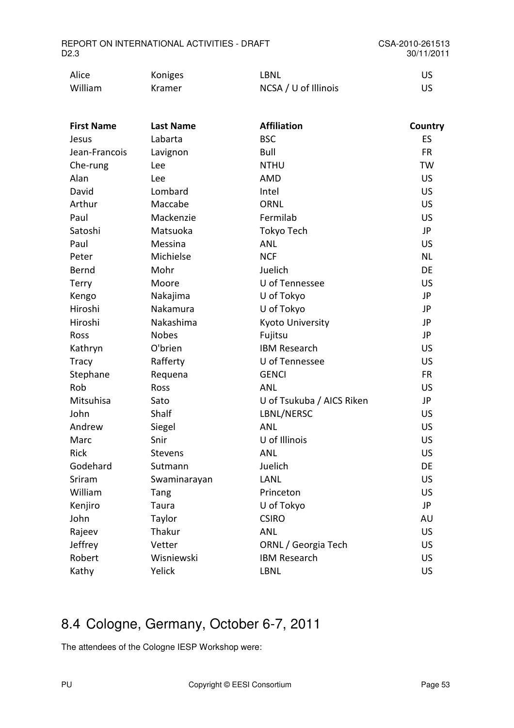| | | | |
|---|---|---|---|
| Alice | Koniges | LBNL | US |
| William | Kramer | NCSA / U of Illinois | US |

| First Name | Last Name | Affiliation | Country |
|---|---|---|---|
| Jesus | Labarta | BSC | ES |
| Jean-Francois | Lavignon | Bull | FR |
| Che-rung | Lee | NTHU | TW |
| Alan | Lee | AMD | US |
| David | Lombard | Intel | US |
| Arthur | Maccabe | ORNL | US |
| Paul | Mackenzie | Fermilab | US |
| Satoshi | Matsuoka | Tokyo Tech | JP |
| Paul | Messina | ANL | US |
| Peter | Michielse | NCF | NL |
| Bernd | Mohr | Juelich | DE |
| Terry | Moore | U of Tennessee | US |
| Kengo | Nakajima | U of Tokyo | JP |
| Hiroshi | Nakamura | U of Tokyo | JP |
| Hiroshi | Nakashima | Kyoto University | JP |
| Ross | Nobes | Fujitsu | JP |
| Kathryn | O'brien | IBM Research | US |
| Tracy | Rafferty | U of Tennessee | US |
| Stephane | Requena | GENCI | FR |
| Rob | Ross | ANL | US |
| Mitsuhisa | Sato | U of Tsukuba / AICS Riken | JP |
| John | Shalf | LBNL/NERSC | US |
| Andrew | Siegel | ANL | US |
| Marc | Snir | U of Illinois | US |
| Rick | Stevens | ANL | US |
| Godehard | Sutmann | Juelich | DE |
| Sriram | Swaminarayan | LANL | US |
| William | Tang | Princeton | US |
| Kenjiro | Taura | U of Tokyo | JP |
| John | Taylor | CSIRO | AU |
| Rajeev | Thakur | ANL | US |
| Jeffrey | Vetter | ORNL / Georgia Tech | US |
| Robert | Wisniewski | IBM Research | US |
| Kathy | Yelick | LBNL | US |

## 8.4 Cologne, Germany, October 6-7, 2011

The attendees of the Cologne IESP Workshop were: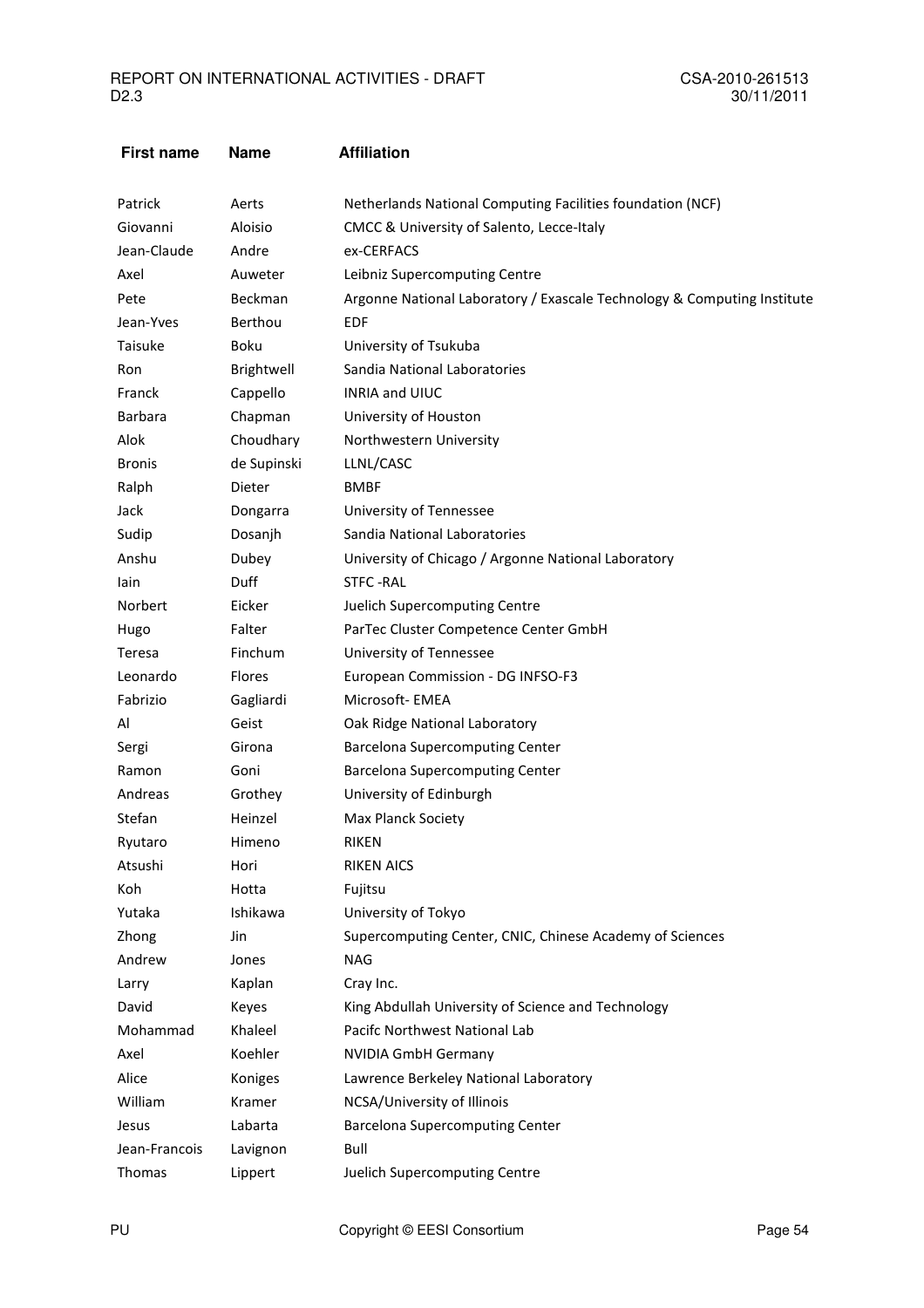| First name | Name | Affiliation |
| --- | --- | --- |
| Patrick | Aerts | Netherlands National Computing Facilities foundation (NCF) |
| Giovanni | Aloisio | CMCC & University of Salento, Lecce-Italy |
| Jean-Claude | Andre | ex-CERFACS |
| Axel | Auweter | Leibniz Supercomputing Centre |
| Pete | Beckman | Argonne National Laboratory / Exascale Technology & Computing Institute |
| Jean-Yves | Berthou | EDF |
| Taisuke | Boku | University of Tsukuba |
| Ron | Brightwell | Sandia National Laboratories |
| Franck | Cappello | INRIA and UIUC |
| Barbara | Chapman | University of Houston |
| Alok | Choudhary | Northwestern University |
| Bronis | de Supinski | LLNL/CASC |
| Ralph | Dieter | BMBF |
| Jack | Dongarra | University of Tennessee |
| Sudip | Dosanjh | Sandia National Laboratories |
| Anshu | Dubey | University of Chicago / Argonne National Laboratory |
| Iain | Duff | STFC -RAL |
| Norbert | Eicker | Juelich Supercomputing Centre |
| Hugo | Falter | ParTec Cluster Competence Center GmbH |
| Teresa | Finchum | University of Tennessee |
| Leonardo | Flores | European Commission - DG INFSO-F3 |
| Fabrizio | Gagliardi | Microsoft- EMEA |
| Al | Geist | Oak Ridge National Laboratory |
| Sergi | Girona | Barcelona Supercomputing Center |
| Ramon | Goni | Barcelona Supercomputing Center |
| Andreas | Grothey | University of Edinburgh |
| Stefan | Heinzel | Max Planck Society |
| Ryutaro | Himeno | RIKEN |
| Atsushi | Hori | RIKEN AICS |
| Koh | Hotta | Fujitsu |
| Yutaka | Ishikawa | University of Tokyo |
| Zhong | Jin | Supercomputing Center, CNIC, Chinese Academy of Sciences |
| Andrew | Jones | NAG |
| Larry | Kaplan | Cray Inc. |
| David | Keyes | King Abdullah University of Science and Technology |
| Mohammad | Khaleel | Pacifc Northwest National Lab |
| Axel | Koehler | NVIDIA GmbH Germany |
| Alice | Koniges | Lawrence Berkeley National Laboratory |
| William | Kramer | NCSA/University of Illinois |
| Jesus | Labarta | Barcelona Supercomputing Center |
| Jean-Francois | Lavignon | Bull |
| Thomas | Lippert | Juelich Supercomputing Centre |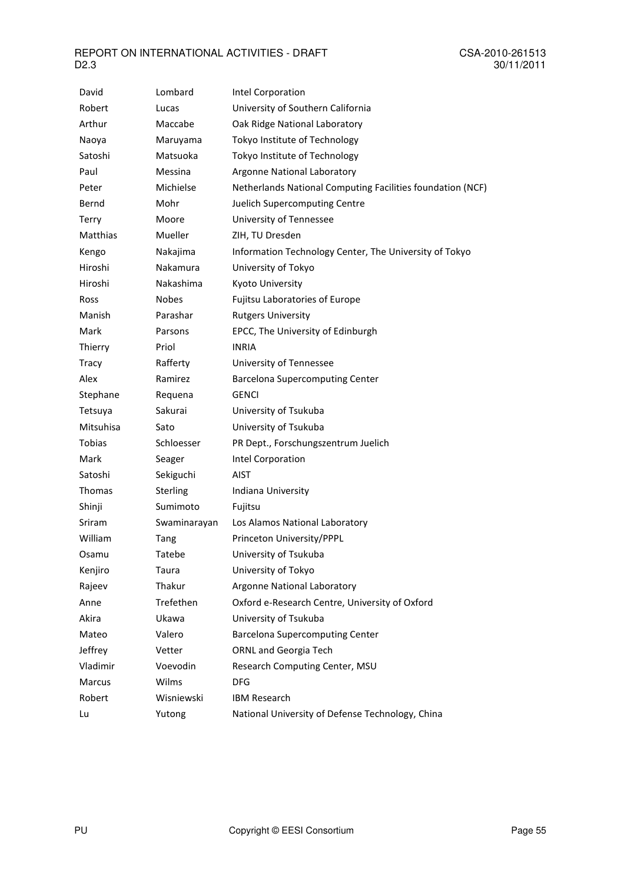| | | |
|---|---|---|
| David | Lombard | Intel Corporation |
| Robert | Lucas | University of Southern California |
| Arthur | Maccabe | Oak Ridge National Laboratory |
| Naoya | Maruyama | Tokyo Institute of Technology |
| Satoshi | Matsuoka | Tokyo Institute of Technology |
| Paul | Messina | Argonne National Laboratory |
| Peter | Michielse | Netherlands National Computing Facilities foundation (NCF) |
| Bernd | Mohr | Juelich Supercomputing Centre |
| Terry | Moore | University of Tennessee |
| Matthias | Mueller | ZIH, TU Dresden |
| Kengo | Nakajima | Information Technology Center, The University of Tokyo |
| Hiroshi | Nakamura | University of Tokyo |
| Hiroshi | Nakashima | Kyoto University |
| Ross | Nobes | Fujitsu Laboratories of Europe |
| Manish | Parashar | Rutgers University |
| Mark | Parsons | EPCC, The University of Edinburgh |
| Thierry | Priol | INRIA |
| Tracy | Rafferty | University of Tennessee |
| Alex | Ramirez | Barcelona Supercomputing Center |
| Stephane | Requena | GENCI |
| Tetsuya | Sakurai | University of Tsukuba |
| Mitsuhisa | Sato | University of Tsukuba |
| Tobias | Schloesser | PR Dept., Forschungszentrum Juelich |
| Mark | Seager | Intel Corporation |
| Satoshi | Sekiguchi | AIST |
| Thomas | Sterling | Indiana University |
| Shinji | Sumimoto | Fujitsu |
| Sriram | Swaminarayan | Los Alamos National Laboratory |
| William | Tang | Princeton University/PPPL |
| Osamu | Tatebe | University of Tsukuba |
| Kenjiro | Taura | University of Tokyo |
| Rajeev | Thakur | Argonne National Laboratory |
| Anne | Trefethen | Oxford e-Research Centre, University of Oxford |
| Akira | Ukawa | University of Tsukuba |
| Mateo | Valero | Barcelona Supercomputing Center |
| Jeffrey | Vetter | ORNL and Georgia Tech |
| Vladimir | Voevodin | Research Computing Center, MSU |
| Marcus | Wilms | DFG |
| Robert | Wisniewski | IBM Research |
| Lu | Yutong | National University of Defense Technology, China |